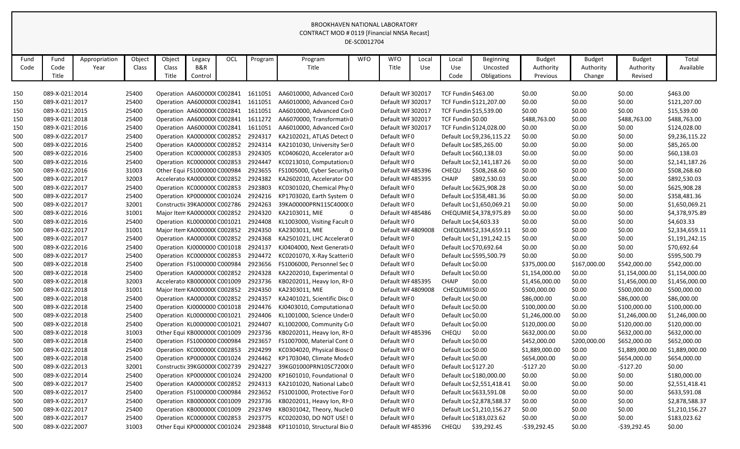# BROOKHAVEN NATIONAL LABORATORY

## CONTRACT MOD # 0119 [Financial NNSA Recast]

DE-SC0012704

| Fund Code | Fund Code Title | Appropriation Year | Object Class | Object Class Title | Legacy B&R Control | OCL | Program | Program Title | WFO | WFO Title | Local Use | Local Use Code | Beginning Uncosted Obligations | Budget Authority Previous | Budget Authority Change | Budget Authority Revised | Total Available |
|---|---|---|---|---|---|---|---|---|---|---|---|---|---|---|---|---|---|
| 150 | 089-X-021:2014 | | 25400 | Operation | AA600000( | C002841 | 1611051 | AA6010000, Advanced Co | 0 | Default WF | 302017 | TCF Fundin | $463.00 | $0.00 | $0.00 | $0.00 | $463.00 |
| 150 | 089-X-021:2017 | | 25400 | Operation | AA600000( | C002841 | 1611051 | AA6010000, Advanced Co | 0 | Default WF | 302017 | TCF Fundin | $121,207.00 | $0.00 | $0.00 | $0.00 | $121,207.00 |
| 150 | 089-X-021:2015 | | 25400 | Operation | AA600000( | C002841 | 1611051 | AA6010000, Advanced Co | 0 | Default WF | 302017 | TCF Fundin | $15,539.00 | $0.00 | $0.00 | $0.00 | $15,539.00 |
| 150 | 089-X-021:2018 | | 25400 | Operation | AA600000( | C002841 | 1611272 | AA6070000, Transformati | 0 | Default WF | 302017 | TCF Fundin | $0.00 | $488,763.00 | $0.00 | $488,763.00 | $488,763.00 |
| 150 | 089-X-021:2016 | | 25400 | Operation | AA600000( | C002841 | 1611051 | AA6010000, Advanced Co | 0 | Default WF | 302017 | TCF Fundin | $124,028.00 | $0.00 | $0.00 | $0.00 | $124,028.00 |
| 500 | 089-X-0222 | 2017 | 25400 | Operation | KA000000( | C002852 | 2924317 | KA2102021, ATLAS Detect | 0 | Default WF | 0 | Default Loc | $9,236,115.22 | $0.00 | $0.00 | $0.00 | $9,236,115.22 |
| 500 | 089-X-0222 | 2016 | 25400 | Operation | KA000000( | C002852 | 2924314 | KA2101030, University Ser | 0 | Default WF | 0 | Default Loc | $85,265.00 | $0.00 | $0.00 | $0.00 | $85,265.00 |
| 500 | 089-X-0222 | 2016 | 25400 | Operation | KC000000( | C002853 | 2924305 | KC0406020, Accelerator a | 0 | Default WF | 0 | Default Loc | $60,138.03 | $0.00 | $0.00 | $0.00 | $60,138.03 |
| 500 | 089-X-0222 | 2016 | 25400 | Operation | KC000000( | C002853 | 2924447 | KC0213010, Computation | 0 | Default WF | 0 | Default Loc | $2,141,187.26 | $0.00 | $0.00 | $0.00 | $2,141,187.26 |
| 500 | 089-X-0222 | 2016 | 31003 | Other Equi | FS1000000 | C000984 | 2923655 | FS1005000, Cyber Security | 0 | Default WF | 485396 | CHEQU | $508,268.60 | $0.00 | $0.00 | $0.00 | $508,268.60 |
| 500 | 089-X-0222 | 2017 | 32003 | Accelerato | KA000000( | C002852 | 2924382 | KA2602010, Accelerator O | 0 | Default WF | 485395 | CHAIP | $892,530.03 | $0.00 | $0.00 | $0.00 | $892,530.03 |
| 500 | 089-X-0222 | 2017 | 25400 | Operation | KC000000( | C002853 | 2923803 | KC0301020, Chemical Phy | 0 | Default WF | 0 | Default Loc | $625,908.28 | $0.00 | $0.00 | $0.00 | $625,908.28 |
| 500 | 089-X-0222 | 2017 | 25400 | Operation | KP000000( | C001024 | 2924216 | KP1703020, Earth System | 0 | Default WF | 0 | Default Loc | $358,481.36 | $0.00 | $0.00 | $0.00 | $358,481.36 |
| 500 | 089-X-0222 | 2017 | 32001 | Constructi | 39KA0000( | C002786 | 2924263 | 39KA00000PRN11SC4000( | 0 | Default WF | 0 | Default Loc | $1,650,069.21 | $0.00 | $0.00 | $0.00 | $1,650,069.21 |
| 500 | 089-X-0222 | 2016 | 31001 | Major Item | KA000000( | C002852 | 2924320 | KA2103011, MIE | 0 | Default WF | 485486 | CHEQUMIE | $4,378,975.89 | $0.00 | $0.00 | $0.00 | $4,378,975.89 |
| 500 | 089-X-0222 | 2016 | 25400 | Operation | KL0000000 | C001021 | 2924408 | KL1003000, Visiting Facult | 0 | Default WF | 0 | Default Loc | $4,603.33 | $0.00 | $0.00 | $0.00 | $4,603.33 |
| 500 | 089-X-0222 | 2017 | 31001 | Major Item | KA000000( | C002852 | 2924350 | KA2303011, MIE | 0 | Default WF | 4809008 | CHEQUMII | $2,334,659.11 | $0.00 | $0.00 | $0.00 | $2,334,659.11 |
| 500 | 089-X-0222 | 2017 | 25400 | Operation | KA000000( | C002852 | 2924368 | KA2501021, LHC Accelerat | 0 | Default WF | 0 | Default Loc | $1,191,242.15 | $0.00 | $0.00 | $0.00 | $1,191,242.15 |
| 500 | 089-X-0222 | 2016 | 25400 | Operation | KJ0000000 | C001018 | 2924137 | KJ0404000, Next Generati | 0 | Default WF | 0 | Default Loc | $70,692.64 | $0.00 | $0.00 | $0.00 | $70,692.64 |
| 500 | 089-X-0222 | 2017 | 25400 | Operation | KC000000( | C002853 | 2924472 | KC0201070, X-Ray Scatteri | 0 | Default WF | 0 | Default Loc | $595,500.79 | $0.00 | $0.00 | $0.00 | $595,500.79 |
| 500 | 089-X-0222 | 2018 | 25400 | Operation | FS1000000 | C000984 | 2923656 | FS1006000, Personnel Sec | 0 | Default WF | 0 | Default Loc | $0.00 | $375,000.00 | $167,000.00 | $542,000.00 | $542,000.00 |
| 500 | 089-X-0222 | 2018 | 25400 | Operation | KA000000( | C002852 | 2924328 | KA2202010, Experimental | 0 | Default WF | 0 | Default Loc | $0.00 | $1,154,000.00 | $0.00 | $1,154,000.00 | $1,154,000.00 |
| 500 | 089-X-0222 | 2018 | 32003 | Accelerato | KB000000( | C001009 | 2923736 | KB0202011, Heavy Ion, RH | 0 | Default WF | 485395 | CHAIP | $0.00 | $1,456,000.00 | $0.00 | $1,456,000.00 | $1,456,000.00 |
| 500 | 089-X-0222 | 2018 | 31001 | Major Item | KA000000( | C002852 | 2924350 | KA2303011, MIE | 0 | Default WF | 4809008 | CHEQUMII | $0.00 | $500,000.00 | $0.00 | $500,000.00 | $500,000.00 |
| 500 | 089-X-0222 | 2018 | 25400 | Operation | KA000000( | C002852 | 2924357 | KA2401021, Scientific Disc | 0 | Default WF | 0 | Default Loc | $0.00 | $86,000.00 | $0.00 | $86,000.00 | $86,000.00 |
| 500 | 089-X-0222 | 2018 | 25400 | Operation | KJ0000000 | C001018 | 2924476 | KJ0403010, Computationa | 0 | Default WF | 0 | Default Loc | $0.00 | $100,000.00 | $0.00 | $100,000.00 | $100,000.00 |
| 500 | 089-X-0222 | 2018 | 25400 | Operation | KL0000000 | C001021 | 2924406 | KL1001000, Science Under | 0 | Default WF | 0 | Default Loc | $0.00 | $1,246,000.00 | $0.00 | $1,246,000.00 | $1,246,000.00 |
| 500 | 089-X-0222 | 2018 | 25400 | Operation | KL0000000 | C001021 | 2924407 | KL1002000, Community C | 0 | Default WF | 0 | Default Loc | $0.00 | $120,000.00 | $0.00 | $120,000.00 | $120,000.00 |
| 500 | 089-X-0222 | 2018 | 31003 | Other Equi | KB000000( | C001009 | 2923736 | KB0202011, Heavy Ion, RH | 0 | Default WF | 485396 | CHEQU | $0.00 | $632,000.00 | $0.00 | $632,000.00 | $632,000.00 |
| 500 | 089-X-0222 | 2018 | 25400 | Operation | FS1000000 | C000984 | 2923657 | FS1007000, Material Cont | 0 | Default WF | 0 | Default Loc | $0.00 | $452,000.00 | $200,000.00 | $652,000.00 | $652,000.00 |
| 500 | 089-X-0222 | 2018 | 25400 | Operation | KC000000( | C002853 | 2924299 | KC0304020, Physical Biosc | 0 | Default WF | 0 | Default Loc | $0.00 | $1,889,000.00 | $0.00 | $1,889,000.00 | $1,889,000.00 |
| 500 | 089-X-0222 | 2018 | 25400 | Operation | KP000000( | C001024 | 2924462 | KP1703040, Climate Mode | 0 | Default WF | 0 | Default Loc | $0.00 | $654,000.00 | $0.00 | $654,000.00 | $654,000.00 |
| 500 | 089-X-0222 | 2013 | 32001 | Constructi | 39KG0000( | C002739 | 2924227 | 39KG01000PRN10SC7200( | 0 | Default WF | 0 | Default Loc | $127.20 | -$127.20 | $0.00 | -$127.20 | $0.00 |
| 500 | 089-X-0222 | 2014 | 25400 | Operation | KP000000( | C001024 | 2924200 | KP1601010, Foundational | 0 | Default WF | 0 | Default Loc | $180,000.00 | $0.00 | $0.00 | $0.00 | $180,000.00 |
| 500 | 089-X-0222 | 2017 | 25400 | Operation | KA000000( | C002852 | 2924313 | KA2101020, National Labo | 0 | Default WF | 0 | Default Loc | $2,551,418.41 | $0.00 | $0.00 | $0.00 | $2,551,418.41 |
| 500 | 089-X-0222 | 2017 | 25400 | Operation | FS1000000 | C000984 | 2923652 | FS1001000, Protective For | 0 | Default WF | 0 | Default Loc | $633,591.08 | $0.00 | $0.00 | $0.00 | $633,591.08 |
| 500 | 089-X-0222 | 2017 | 25400 | Operation | KB000000( | C001009 | 2923736 | KB0202011, Heavy Ion, RH | 0 | Default WF | 0 | Default Loc | $2,878,588.37 | $0.00 | $0.00 | $0.00 | $2,878,588.37 |
| 500 | 089-X-0222 | 2017 | 25400 | Operation | KB000000( | C001009 | 2923749 | KB0301042, Theory, Nucle | 0 | Default WF | 0 | Default Loc | $1,210,156.27 | $0.00 | $0.00 | $0.00 | $1,210,156.27 |
| 500 | 089-X-0222 | 2017 | 25400 | Operation | KC000000( | C002853 | 2923775 | KC0202030, DO NOT USE! | 0 | Default WF | 0 | Default Loc | $183,023.62 | $0.00 | $0.00 | $0.00 | $183,023.62 |
| 500 | 089-X-0222 | 2007 | 31003 | Other Equi | KP000000( | C001024 | 2923848 | KP1101010, Structural Bio | 0 | Default WF | 485396 | CHEQU | $39,292.45 | -$39,292.45 | $0.00 | -$39,292.45 | $0.00 |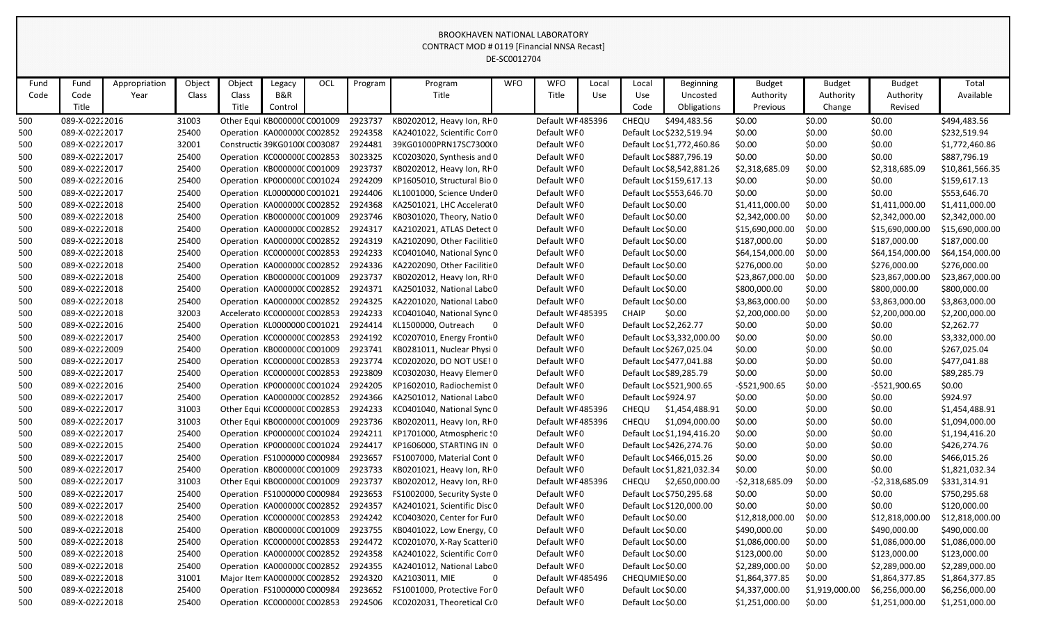BROOKHAVEN NATIONAL LABORATORY
CONTRACT MOD # 0119 [Financial NNSA Recast]
DE-SC0012704

| Fund Code | Fund Code Title | Appropriation Year | Object Class | Object Class Title | Legacy B&R Control | OCL | Program | Program Title | WFO | WFO Title | Local Use | Local Use Code | Beginning Uncosted Obligations | Budget Authority Previous | Budget Authority Change | Budget Authority Revised | Total Available |
|---|---|---|---|---|---|---|---|---|---|---|---|---|---|---|---|---|---|
| 500 | 089-X-0222 | 2016 | 31003 | Other Equi | KB000000C | C001009 | 2923737 | KB0202012, Heavy Ion, RH | 0 | Default WF | 485396 | CHEQU | $494,483.56 | $0.00 | $0.00 | $0.00 | $494,483.56 |
| 500 | 089-X-0222 | 2017 | 25400 | Operation | KA000000C | C002852 | 2924358 | KA2401022, Scientific Com | 0 | Default WF | 0 | Default Loc | $232,519.94 | $0.00 | $0.00 | $0.00 | $232,519.94 |
| 500 | 089-X-0222 | 2017 | 32001 | Constructi | 39KG0100C | C003087 | 2924481 | 39KG01000PRN17SC7300 | 0 | Default WF | 0 | Default Loc | $1,772,460.86 | $0.00 | $0.00 | $0.00 | $1,772,460.86 |
| 500 | 089-X-0222 | 2017 | 25400 | Operation | KC000000C | C002853 | 3023325 | KC0203020, Synthesis and | 0 | Default WF | 0 | Default Loc | $887,796.19 | $0.00 | $0.00 | $0.00 | $887,796.19 |
| 500 | 089-X-0222 | 2017 | 25400 | Operation | KB000000C | C001009 | 2923737 | KB0202012, Heavy Ion, RH | 0 | Default WF | 0 | Default Loc | $8,542,881.26 | $2,318,685.09 | $0.00 | $2,318,685.09 | $10,861,566.35 |
| 500 | 089-X-0222 | 2016 | 25400 | Operation | KP000000C | C001024 | 2924209 | KP1605010, Structural Bio | 0 | Default WF | 0 | Default Loc | $159,617.13 | $0.00 | $0.00 | $0.00 | $159,617.13 |
| 500 | 089-X-0222 | 2017 | 25400 | Operation | KL0000000 | C001021 | 2924406 | KL1001000, Science Under | 0 | Default WF | 0 | Default Loc | $553,646.70 | $0.00 | $0.00 | $0.00 | $553,646.70 |
| 500 | 089-X-0222 | 2018 | 25400 | Operation | KA000000C | C002852 | 2924368 | KA2501021, LHC Accelerat | 0 | Default WF | 0 | Default Loc | $0.00 | $1,411,000.00 | $0.00 | $1,411,000.00 | $1,411,000.00 |
| 500 | 089-X-0222 | 2018 | 25400 | Operation | KB000000C | C001009 | 2923746 | KB0301020, Theory, Natio | 0 | Default WF | 0 | Default Loc | $0.00 | $2,342,000.00 | $0.00 | $2,342,000.00 | $2,342,000.00 |
| 500 | 089-X-0222 | 2018 | 25400 | Operation | KA000000C | C002852 | 2924317 | KA2102021, ATLAS Detect | 0 | Default WF | 0 | Default Loc | $0.00 | $15,690,000.00 | $0.00 | $15,690,000.00 | $15,690,000.00 |
| 500 | 089-X-0222 | 2018 | 25400 | Operation | KA000000C | C002852 | 2924319 | KA2102090, Other Facilitie | 0 | Default WF | 0 | Default Loc | $0.00 | $187,000.00 | $0.00 | $187,000.00 | $187,000.00 |
| 500 | 089-X-0222 | 2018 | 25400 | Operation | KC000000C | C002853 | 2924233 | KC0401040, National Sync | 0 | Default WF | 0 | Default Loc | $0.00 | $64,154,000.00 | $0.00 | $64,154,000.00 | $64,154,000.00 |
| 500 | 089-X-0222 | 2018 | 25400 | Operation | KA000000C | C002852 | 2924336 | KA2202090, Other Facilitie | 0 | Default WF | 0 | Default Loc | $0.00 | $276,000.00 | $0.00 | $276,000.00 | $276,000.00 |
| 500 | 089-X-0222 | 2018 | 25400 | Operation | KB000000C | C001009 | 2923737 | KB0202012, Heavy Ion, RH | 0 | Default WF | 0 | Default Loc | $0.00 | $23,867,000.00 | $0.00 | $23,867,000.00 | $23,867,000.00 |
| 500 | 089-X-0222 | 2018 | 25400 | Operation | KA000000C | C002852 | 2924371 | KA2501032, National Labo | 0 | Default WF | 0 | Default Loc | $0.00 | $800,000.00 | $0.00 | $800,000.00 | $800,000.00 |
| 500 | 089-X-0222 | 2018 | 25400 | Operation | KA000000C | C002852 | 2924325 | KA2201020, National Labo | 0 | Default WF | 0 | Default Loc | $0.00 | $3,863,000.00 | $0.00 | $3,863,000.00 | $3,863,000.00 |
| 500 | 089-X-0222 | 2018 | 32003 | Accelerato | KC000000C | C002853 | 2924233 | KC0401040, National Sync | 0 | Default WF | 485395 | CHAIP | $0.00 | $2,200,000.00 | $0.00 | $2,200,000.00 | $2,200,000.00 |
| 500 | 089-X-0222 | 2016 | 25400 | Operation | KL0000000 | C001021 | 2924414 | KL1500000, Outreach | 0 | Default WF | 0 | Default Loc | $2,262.77 | $0.00 | $0.00 | $0.00 | $2,262.77 |
| 500 | 089-X-0222 | 2017 | 25400 | Operation | KC000000C | C002853 | 2924192 | KC0207010, Energy Fronti | 0 | Default WF | 0 | Default Loc | $3,332,000.00 | $0.00 | $0.00 | $0.00 | $3,332,000.00 |
| 500 | 089-X-0222 | 2009 | 25400 | Operation | KB000000C | C001009 | 2923741 | KB0281011, Nuclear Physi | 0 | Default WF | 0 | Default Loc | $267,025.04 | $0.00 | $0.00 | $0.00 | $267,025.04 |
| 500 | 089-X-0222 | 2017 | 25400 | Operation | KC000000C | C002853 | 2923774 | KC0202020, DO NOT USE! | 0 | Default WF | 0 | Default Loc | $477,041.88 | $0.00 | $0.00 | $0.00 | $477,041.88 |
| 500 | 089-X-0222 | 2017 | 25400 | Operation | KC000000C | C002853 | 2923809 | KC0302030, Heavy Elemer | 0 | Default WF | 0 | Default Loc | $89,285.79 | $0.00 | $0.00 | $0.00 | $89,285.79 |
| 500 | 089-X-0222 | 2016 | 25400 | Operation | KP000000C | C001024 | 2924205 | KP1602010, Radiochemist | 0 | Default WF | 0 | Default Loc | $521,900.65 | -$521,900.65 | $0.00 | -$521,900.65 | $0.00 |
| 500 | 089-X-0222 | 2017 | 25400 | Operation | KA000000C | C002852 | 2924366 | KA2501012, National Labo | 0 | Default WF | 0 | Default Loc | $924.97 | $0.00 | $0.00 | $0.00 | $924.97 |
| 500 | 089-X-0222 | 2017 | 31003 | Other Equi | KC000000C | C002853 | 2924233 | KC0401040, National Sync | 0 | Default WF | 485396 | CHEQU | $1,454,488.91 | $0.00 | $0.00 | $0.00 | $1,454,488.91 |
| 500 | 089-X-0222 | 2017 | 31003 | Other Equi | KB000000C | C001009 | 2923736 | KB0202011, Heavy Ion, RH | 0 | Default WF | 485396 | CHEQU | $1,094,000.00 | $0.00 | $0.00 | $0.00 | $1,094,000.00 |
| 500 | 089-X-0222 | 2017 | 25400 | Operation | KP000000C | C001024 | 2924211 | KP1701000, Atmospheric S | 0 | Default WF | 0 | Default Loc | $1,194,416.20 | $0.00 | $0.00 | $0.00 | $1,194,416.20 |
| 500 | 089-X-0222 | 2015 | 25400 | Operation | KP000000C | C001024 | 2924417 | KP1606000, STARTING IN | 0 | Default WF | 0 | Default Loc | $426,274.76 | $0.00 | $0.00 | $0.00 | $426,274.76 |
| 500 | 089-X-0222 | 2017 | 25400 | Operation | FS1000000 | C000984 | 2923657 | FS1007000, Material Cont | 0 | Default WF | 0 | Default Loc | $466,015.26 | $0.00 | $0.00 | $0.00 | $466,015.26 |
| 500 | 089-X-0222 | 2017 | 25400 | Operation | KB000000C | C001009 | 2923733 | KB0201021, Heavy Ion, RH | 0 | Default WF | 0 | Default Loc | $1,821,032.34 | $0.00 | $0.00 | $0.00 | $1,821,032.34 |
| 500 | 089-X-0222 | 2017 | 31003 | Other Equi | KB000000C | C001009 | 2923737 | KB0202012, Heavy Ion, RH | 0 | Default WF | 485396 | CHEQU | $2,650,000.00 | -$2,318,685.09 | $0.00 | -$2,318,685.09 | $331,314.91 |
| 500 | 089-X-0222 | 2017 | 25400 | Operation | FS1000000 | C000984 | 2923653 | FS1002000, Security Syste | 0 | Default WF | 0 | Default Loc | $750,295.68 | $0.00 | $0.00 | $0.00 | $750,295.68 |
| 500 | 089-X-0222 | 2017 | 25400 | Operation | KA000000C | C002852 | 2924357 | KA2401021, Scientific Disc | 0 | Default WF | 0 | Default Loc | $120,000.00 | $0.00 | $0.00 | $0.00 | $120,000.00 |
| 500 | 089-X-0222 | 2018 | 25400 | Operation | KC000000C | C002853 | 2924242 | KC0403020, Center for Fu | 0 | Default WF | 0 | Default Loc | $0.00 | $12,818,000.00 | $0.00 | $12,818,000.00 | $12,818,000.00 |
| 500 | 089-X-0222 | 2018 | 25400 | Operation | KB000000C | C001009 | 2923755 | KB0401022, Low Energy, C | 0 | Default WF | 0 | Default Loc | $0.00 | $490,000.00 | $0.00 | $490,000.00 | $490,000.00 |
| 500 | 089-X-0222 | 2018 | 25400 | Operation | KC000000C | C002853 | 2924472 | KC0201070, X-Ray Scatteri | 0 | Default WF | 0 | Default Loc | $0.00 | $1,086,000.00 | $0.00 | $1,086,000.00 | $1,086,000.00 |
| 500 | 089-X-0222 | 2018 | 25400 | Operation | KA000000C | C002852 | 2924358 | KA2401022, Scientific Com | 0 | Default WF | 0 | Default Loc | $0.00 | $123,000.00 | $0.00 | $123,000.00 | $123,000.00 |
| 500 | 089-X-0222 | 2018 | 25400 | Operation | KA000000C | C002852 | 2924355 | KA2401012, National Labo | 0 | Default WF | 0 | Default Loc | $0.00 | $2,289,000.00 | $0.00 | $2,289,000.00 | $2,289,000.00 |
| 500 | 089-X-0222 | 2018 | 31001 | Major Item | KA000000C | C002852 | 2924320 | KA2103011, MIE | 0 | Default WF | 485496 | CHEQUMIE | $0.00 | $1,864,377.85 | $0.00 | $1,864,377.85 | $1,864,377.85 |
| 500 | 089-X-0222 | 2018 | 25400 | Operation | FS1000000 | C000984 | 2923652 | FS1001000, Protective For | 0 | Default WF | 0 | Default Loc | $0.00 | $4,337,000.00 | $1,919,000.00 | $6,256,000.00 | $6,256,000.00 |
| 500 | 089-X-0222 | 2018 | 25400 | Operation | KC000000C | C002853 | 2924506 | KC0202031, Theoretical C | 0 | Default WF | 0 | Default Loc | $0.00 | $1,251,000.00 | $0.00 | $1,251,000.00 | $1,251,000.00 |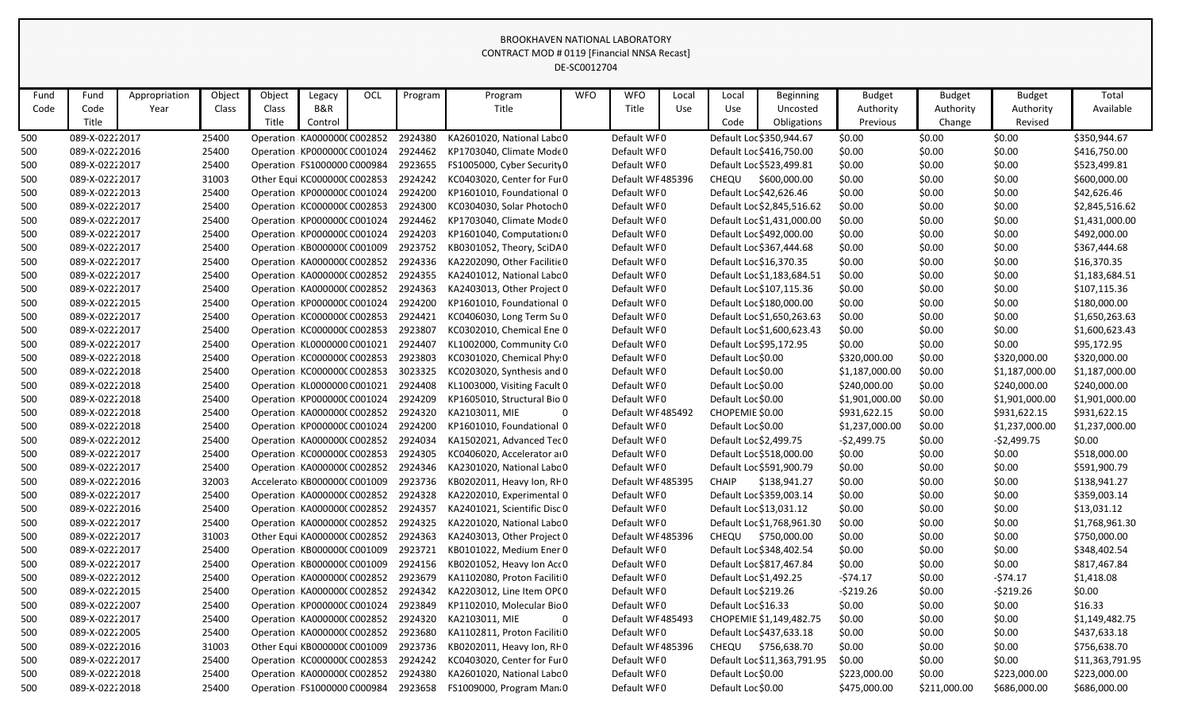BROOKHAVEN NATIONAL LABORATORY
CONTRACT MOD # 0119 [Financial NNSA Recast]
DE-SC0012704

| Fund Code | Fund Code Title | Appropriation Year | Object Class | Object Class Title | Legacy B&R Control | OCL | Program | Program Title | WFO | WFO Title | Local Use | Local Use Code | Beginning Uncosted Obligations | Budget Authority Previous | Budget Authority Change | Budget Authority Revised | Total Available |
|---|---|---|---|---|---|---|---|---|---|---|---|---|---|---|---|---|---|
| 500 | 089-X-0222 | 2017 | 25400 | Operation | KA000000 | C002852 | 2924380 | KA2601020, National Labo | 0 | Default WF | 0 | Default Loc | $350,944.67 | $0.00 | $0.00 | $0.00 | $350,944.67 |
| 500 | 089-X-0222 | 2016 | 25400 | Operation | KP000000 | C001024 | 2924462 | KP1703040, Climate Mode | 0 | Default WF | 0 | Default Loc | $416,750.00 | $0.00 | $0.00 | $0.00 | $416,750.00 |
| 500 | 089-X-0222 | 2017 | 25400 | Operation | FS1000000 | C000984 | 2923655 | FS1005000, Cyber Security | 0 | Default WF | 0 | Default Loc | $523,499.81 | $0.00 | $0.00 | $0.00 | $523,499.81 |
| 500 | 089-X-0222 | 2017 | 31003 | Other Equi | KC000000 | C002853 | 2924242 | KC0403020, Center for Fu | 0 | Default WF | 485396 | CHEQU | $600,000.00 | $0.00 | $0.00 | $0.00 | $600,000.00 |
| 500 | 089-X-0222 | 2013 | 25400 | Operation | KP000000 | C001024 | 2924200 | KP1601010, Foundational | 0 | Default WF | 0 | Default Loc | $42,626.46 | $0.00 | $0.00 | $0.00 | $42,626.46 |
| 500 | 089-X-0222 | 2017 | 25400 | Operation | KC000000 | C002853 | 2924300 | KC0304030, Solar Photoch | 0 | Default WF | 0 | Default Loc | $2,845,516.62 | $0.00 | $0.00 | $0.00 | $2,845,516.62 |
| 500 | 089-X-0222 | 2017 | 25400 | Operation | KP000000 | C001024 | 2924462 | KP1703040, Climate Mode | 0 | Default WF | 0 | Default Loc | $1,431,000.00 | $0.00 | $0.00 | $0.00 | $1,431,000.00 |
| 500 | 089-X-0222 | 2017 | 25400 | Operation | KP000000 | C001024 | 2924203 | KP1601040, Computation | 0 | Default WF | 0 | Default Loc | $492,000.00 | $0.00 | $0.00 | $0.00 | $492,000.00 |
| 500 | 089-X-0222 | 2017 | 25400 | Operation | KB000000 | C001009 | 2923752 | KB0301052, Theory, SciDA | 0 | Default WF | 0 | Default Loc | $367,444.68 | $0.00 | $0.00 | $0.00 | $367,444.68 |
| 500 | 089-X-0222 | 2017 | 25400 | Operation | KA000000 | C002852 | 2924336 | KA2202090, Other Facilitie | 0 | Default WF | 0 | Default Loc | $16,370.35 | $0.00 | $0.00 | $0.00 | $16,370.35 |
| 500 | 089-X-0222 | 2017 | 25400 | Operation | KA000000 | C002852 | 2924355 | KA2401012, National Labo | 0 | Default WF | 0 | Default Loc | $1,183,684.51 | $0.00 | $0.00 | $0.00 | $1,183,684.51 |
| 500 | 089-X-0222 | 2017 | 25400 | Operation | KA000000 | C002852 | 2924363 | KA2403013, Other Project | 0 | Default WF | 0 | Default Loc | $107,115.36 | $0.00 | $0.00 | $0.00 | $107,115.36 |
| 500 | 089-X-0222 | 2015 | 25400 | Operation | KP000000 | C001024 | 2924200 | KP1601010, Foundational | 0 | Default WF | 0 | Default Loc | $180,000.00 | $0.00 | $0.00 | $0.00 | $180,000.00 |
| 500 | 089-X-0222 | 2017 | 25400 | Operation | KC000000 | C002853 | 2924421 | KC0406030, Long Term Su | 0 | Default WF | 0 | Default Loc | $1,650,263.63 | $0.00 | $0.00 | $0.00 | $1,650,263.63 |
| 500 | 089-X-0222 | 2017 | 25400 | Operation | KC000000 | C002853 | 2923807 | KC0302010, Chemical Ene | 0 | Default WF | 0 | Default Loc | $1,600,623.43 | $0.00 | $0.00 | $0.00 | $1,600,623.43 |
| 500 | 089-X-0222 | 2017 | 25400 | Operation | KL0000000 | C001021 | 2924407 | KL1002000, Community C | 0 | Default WF | 0 | Default Loc | $95,172.95 | $0.00 | $0.00 | $0.00 | $95,172.95 |
| 500 | 089-X-0222 | 2018 | 25400 | Operation | KC000000 | C002853 | 2923803 | KC0301020, Chemical Phy | 0 | Default WF | 0 | Default Loc | $0.00 | $320,000.00 | $0.00 | $320,000.00 | $320,000.00 |
| 500 | 089-X-0222 | 2018 | 25400 | Operation | KC000000 | C002853 | 3023325 | KC0203020, Synthesis and | 0 | Default WF | 0 | Default Loc | $0.00 | $1,187,000.00 | $0.00 | $1,187,000.00 | $1,187,000.00 |
| 500 | 089-X-0222 | 2018 | 25400 | Operation | KL0000000 | C001021 | 2924408 | KL1003000, Visiting Facult | 0 | Default WF | 0 | Default Loc | $0.00 | $240,000.00 | $0.00 | $240,000.00 | $240,000.00 |
| 500 | 089-X-0222 | 2018 | 25400 | Operation | KP000000 | C001024 | 2924209 | KP1605010, Structural Bio | 0 | Default WF | 0 | Default Loc | $0.00 | $1,901,000.00 | $0.00 | $1,901,000.00 | $1,901,000.00 |
| 500 | 089-X-0222 | 2018 | 25400 | Operation | KA000000 | C002852 | 2924320 | KA2103011, MIE | 0 | Default WF | 485492 | CHOPEMIE | $0.00 | $931,622.15 | $0.00 | $931,622.15 | $931,622.15 |
| 500 | 089-X-0222 | 2018 | 25400 | Operation | KP000000 | C001024 | 2924200 | KP1601010, Foundational | 0 | Default WF | 0 | Default Loc | $0.00 | $1,237,000.00 | $0.00 | $1,237,000.00 | $1,237,000.00 |
| 500 | 089-X-0222 | 2012 | 25400 | Operation | KA000000 | C002852 | 2924034 | KA1502021, Advanced Tec | 0 | Default WF | 0 | Default Loc | $2,499.75 | -$2,499.75 | $0.00 | -$2,499.75 | $0.00 |
| 500 | 089-X-0222 | 2017 | 25400 | Operation | KC000000 | C002853 | 2924305 | KC0406020, Accelerator a | 0 | Default WF | 0 | Default Loc | $518,000.00 | $0.00 | $0.00 | $0.00 | $518,000.00 |
| 500 | 089-X-0222 | 2017 | 25400 | Operation | KA000000 | C002852 | 2924346 | KA2301020, National Labo | 0 | Default WF | 0 | Default Loc | $591,900.79 | $0.00 | $0.00 | $0.00 | $591,900.79 |
| 500 | 089-X-0222 | 2016 | 32003 | Accelerato | KB000000 | C001009 | 2923736 | KB0202011, Heavy Ion, RH | 0 | Default WF | 485395 | CHAIP | $138,941.27 | $0.00 | $0.00 | $0.00 | $138,941.27 |
| 500 | 089-X-0222 | 2017 | 25400 | Operation | KA000000 | C002852 | 2924328 | KA2202010, Experimental | 0 | Default WF | 0 | Default Loc | $359,003.14 | $0.00 | $0.00 | $0.00 | $359,003.14 |
| 500 | 089-X-0222 | 2016 | 25400 | Operation | KA000000 | C002852 | 2924357 | KA2401021, Scientific Disc | 0 | Default WF | 0 | Default Loc | $13,031.12 | $0.00 | $0.00 | $0.00 | $13,031.12 |
| 500 | 089-X-0222 | 2017 | 25400 | Operation | KA000000 | C002852 | 2924325 | KA2201020, National Labo | 0 | Default WF | 0 | Default Loc | $1,768,961.30 | $0.00 | $0.00 | $0.00 | $1,768,961.30 |
| 500 | 089-X-0222 | 2017 | 31003 | Other Equi | KA000000 | C002852 | 2924363 | KA2403013, Other Project | 0 | Default WF | 485396 | CHEQU | $750,000.00 | $0.00 | $0.00 | $0.00 | $750,000.00 |
| 500 | 089-X-0222 | 2017 | 25400 | Operation | KB000000 | C001009 | 2923721 | KB0101022, Medium Ener | 0 | Default WF | 0 | Default Loc | $348,402.54 | $0.00 | $0.00 | $0.00 | $348,402.54 |
| 500 | 089-X-0222 | 2017 | 25400 | Operation | KB000000 | C001009 | 2924156 | KB0201052, Heavy Ion Acc | 0 | Default WF | 0 | Default Loc | $817,467.84 | $0.00 | $0.00 | $0.00 | $817,467.84 |
| 500 | 089-X-0222 | 2012 | 25400 | Operation | KA000000 | C002852 | 2923679 | KA1102080, Proton Faciliti | 0 | Default WF | 0 | Default Loc | $1,492.25 | -$74.17 | $0.00 | -$74.17 | $1,418.08 |
| 500 | 089-X-0222 | 2015 | 25400 | Operation | KA000000 | C002852 | 2924342 | KA2203012, Line Item OPC | 0 | Default WF | 0 | Default Loc | $219.26 | -$219.26 | $0.00 | -$219.26 | $0.00 |
| 500 | 089-X-0222 | 2007 | 25400 | Operation | KP000000 | C001024 | 2923849 | KP1102010, Molecular Bio | 0 | Default WF | 0 | Default Loc | $16.33 | $0.00 | $0.00 | $0.00 | $16.33 |
| 500 | 089-X-0222 | 2017 | 25400 | Operation | KA000000 | C002852 | 2924320 | KA2103011, MIE | 0 | Default WF | 485493 | CHOPEMIE | $1,149,482.75 | $0.00 | $0.00 | $0.00 | $1,149,482.75 |
| 500 | 089-X-0222 | 2005 | 25400 | Operation | KA000000 | C002852 | 2923680 | KA1102811, Proton Faciliti | 0 | Default WF | 0 | Default Loc | $437,633.18 | $0.00 | $0.00 | $0.00 | $437,633.18 |
| 500 | 089-X-0222 | 2016 | 31003 | Other Equi | KB000000 | C001009 | 2923736 | KB0202011, Heavy Ion, RH | 0 | Default WF | 485396 | CHEQU | $756,638.70 | $0.00 | $0.00 | $0.00 | $756,638.70 |
| 500 | 089-X-0222 | 2017 | 25400 | Operation | KC000000 | C002853 | 2924242 | KC0403020, Center for Fu | 0 | Default WF | 0 | Default Loc | $11,363,791.95 | $0.00 | $0.00 | $0.00 | $11,363,791.95 |
| 500 | 089-X-0222 | 2018 | 25400 | Operation | KA000000 | C002852 | 2924380 | KA2601020, National Labo | 0 | Default WF | 0 | Default Loc | $0.00 | $223,000.00 | $0.00 | $223,000.00 | $223,000.00 |
| 500 | 089-X-0222 | 2018 | 25400 | Operation | FS1000000 | C000984 | 2923658 | FS1009000, Program Man | 0 | Default WF | 0 | Default Loc | $0.00 | $475,000.00 | $211,000.00 | $686,000.00 | $686,000.00 |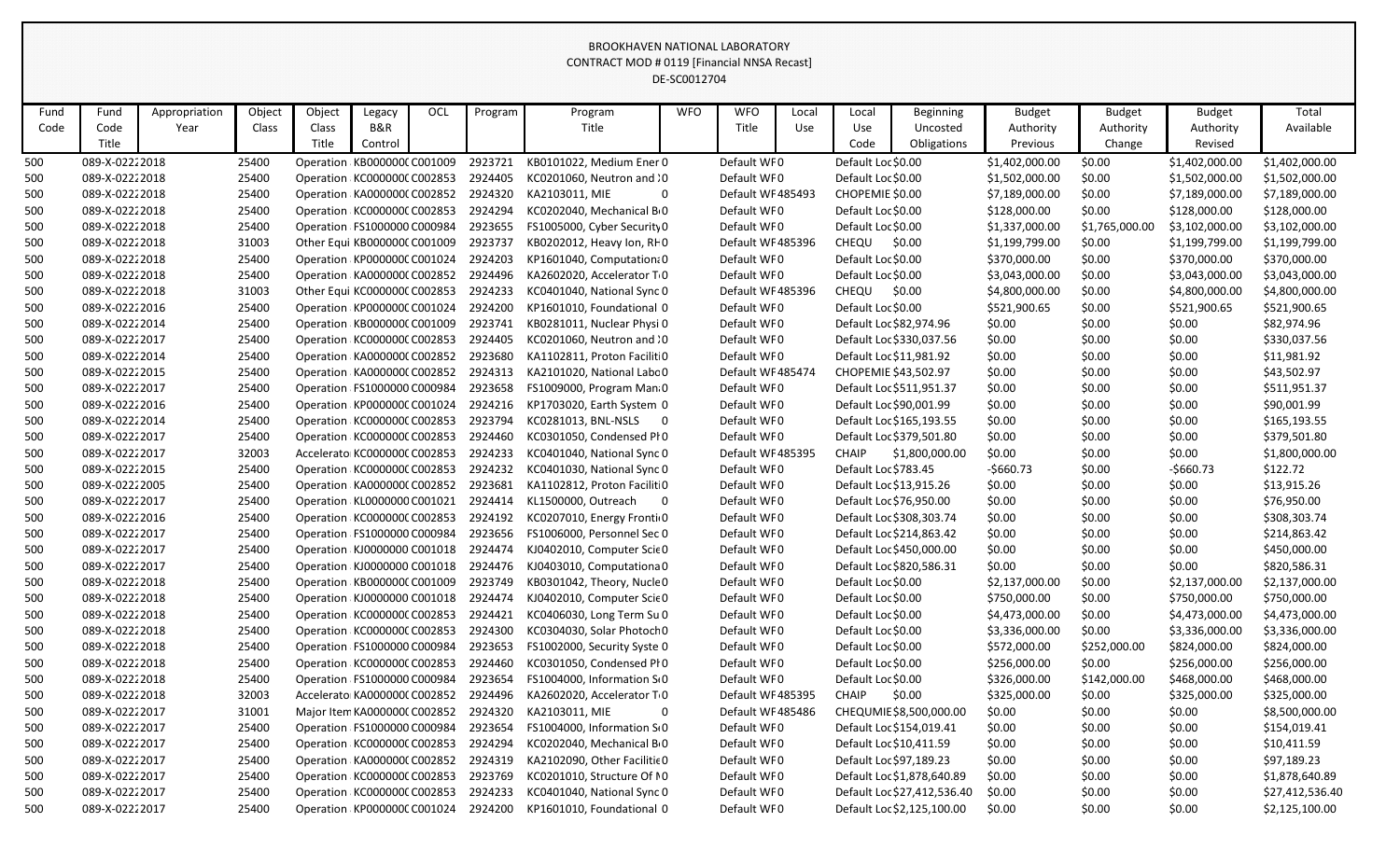BROOKHAVEN NATIONAL LABORATORY
CONTRACT MOD # 0119 [Financial NNSA Recast]
DE-SC0012704

| Fund Code | Fund Code Title | Appropriation Year | Object Class | Object Class Title | Legacy B&R Control | OCL | Program | Program Title | WFO | WFO Title | Local Use | Local Use Code | Beginning Uncosted Obligations | Budget Authority Previous | Budget Authority Change | Budget Authority Revised | Total Available |
|---|---|---|---|---|---|---|---|---|---|---|---|---|---|---|---|---|---|
| 500 | 089-X-0222 | 2018 | 25400 | Operation | KB000000C | C001009 | 2923721 | KB0101022, Medium Ener | 0 | Default WF | 0 | Default Loc | $0.00 | $1,402,000.00 | $0.00 | $1,402,000.00 | $1,402,000.00 |
| 500 | 089-X-0222 | 2018 | 25400 | Operation | KC000000C | C002853 | 2924405 | KC0201060, Neutron and | 0 | Default WF | 0 | Default Loc | $0.00 | $1,502,000.00 | $0.00 | $1,502,000.00 | $1,502,000.00 |
| 500 | 089-X-0222 | 2018 | 25400 | Operation | KA000000C | C002852 | 2924320 | KA2103011, MIE | 0 | Default WF | 485493 | CHOPEMIE | $0.00 | $7,189,000.00 | $0.00 | $7,189,000.00 | $7,189,000.00 |
| 500 | 089-X-0222 | 2018 | 25400 | Operation | KC000000C | C002853 | 2924294 | KC0202040, Mechanical B | 0 | Default WF | 0 | Default Loc | $0.00 | $128,000.00 | $0.00 | $128,000.00 | $128,000.00 |
| 500 | 089-X-0222 | 2018 | 25400 | Operation | FS1000000 | C000984 | 2923655 | FS1005000, Cyber Security | 0 | Default WF | 0 | Default Loc | $0.00 | $1,337,000.00 | $1,765,000.00 | $3,102,000.00 | $3,102,000.00 |
| 500 | 089-X-0222 | 2018 | 31003 | Other Equi | KB000000C | C001009 | 2923737 | KB0202012, Heavy Ion, RH | 0 | Default WF | 485396 | CHEQU | $0.00 | $1,199,799.00 | $0.00 | $1,199,799.00 | $1,199,799.00 |
| 500 | 089-X-0222 | 2018 | 25400 | Operation | KP000000C | C001024 | 2924203 | KP1601040, Computation | 0 | Default WF | 0 | Default Loc | $0.00 | $370,000.00 | $0.00 | $370,000.00 | $370,000.00 |
| 500 | 089-X-0222 | 2018 | 25400 | Operation | KA000000C | C002852 | 2924496 | KA2602020, Accelerator T | 0 | Default WF | 0 | Default Loc | $0.00 | $3,043,000.00 | $0.00 | $3,043,000.00 | $3,043,000.00 |
| 500 | 089-X-0222 | 2018 | 31003 | Other Equi | KC000000C | C002853 | 2924233 | KC0401040, National Sync | 0 | Default WF | 485396 | CHEQU | $0.00 | $4,800,000.00 | $0.00 | $4,800,000.00 | $4,800,000.00 |
| 500 | 089-X-0222 | 2016 | 25400 | Operation | KP000000C | C001024 | 2924200 | KP1601010, Foundational | 0 | Default WF | 0 | Default Loc | $0.00 | $521,900.65 | $0.00 | $521,900.65 | $521,900.65 |
| 500 | 089-X-0222 | 2014 | 25400 | Operation | KB000000C | C001009 | 2923741 | KB0281011, Nuclear Physi | 0 | Default WF | 0 | Default Loc | $82,974.96 | $0.00 | $0.00 | $0.00 | $82,974.96 |
| 500 | 089-X-0222 | 2017 | 25400 | Operation | KC000000C | C002853 | 2924405 | KC0201060, Neutron and | 0 | Default WF | 0 | Default Loc | $330,037.56 | $0.00 | $0.00 | $0.00 | $330,037.56 |
| 500 | 089-X-0222 | 2014 | 25400 | Operation | KA000000C | C002852 | 2923680 | KA1102811, Proton Faciliti | 0 | Default WF | 0 | Default Loc | $11,981.92 | $0.00 | $0.00 | $0.00 | $11,981.92 |
| 500 | 089-X-0222 | 2015 | 25400 | Operation | KA000000C | C002852 | 2924313 | KA2101020, National Labo | 0 | Default WF | 485474 | CHOPEMIE | $43,502.97 | $0.00 | $0.00 | $0.00 | $43,502.97 |
| 500 | 089-X-0222 | 2017 | 25400 | Operation | FS1000000 | C000984 | 2923658 | FS1009000, Program Man | 0 | Default WF | 0 | Default Loc | $511,951.37 | $0.00 | $0.00 | $0.00 | $511,951.37 |
| 500 | 089-X-0222 | 2016 | 25400 | Operation | KP000000C | C001024 | 2924216 | KP1703020, Earth System | 0 | Default WF | 0 | Default Loc | $90,001.99 | $0.00 | $0.00 | $0.00 | $90,001.99 |
| 500 | 089-X-0222 | 2014 | 25400 | Operation | KC000000C | C002853 | 2923794 | KC0281013, BNL-NSLS | 0 | Default WF | 0 | Default Loc | $165,193.55 | $0.00 | $0.00 | $0.00 | $165,193.55 |
| 500 | 089-X-0222 | 2017 | 25400 | Operation | KC000000C | C002853 | 2924460 | KC0301050, Condensed Ph | 0 | Default WF | 0 | Default Loc | $379,501.80 | $0.00 | $0.00 | $0.00 | $379,501.80 |
| 500 | 089-X-0222 | 2017 | 32003 | Accelerato | KC000000C | C002853 | 2924233 | KC0401040, National Sync | 0 | Default WF | 485395 | CHAIP | $1,800,000.00 | $0.00 | $0.00 | $0.00 | $1,800,000.00 |
| 500 | 089-X-0222 | 2015 | 25400 | Operation | KC000000C | C002853 | 2924232 | KC0401030, National Sync | 0 | Default WF | 0 | Default Loc | $783.45 | -$660.73 | $0.00 | -$660.73 | $122.72 |
| 500 | 089-X-0222 | 2005 | 25400 | Operation | KA000000C | C002852 | 2923681 | KA1102812, Proton Faciliti | 0 | Default WF | 0 | Default Loc | $13,915.26 | $0.00 | $0.00 | $0.00 | $13,915.26 |
| 500 | 089-X-0222 | 2017 | 25400 | Operation | KL0000000 | C001021 | 2924414 | KL1500000, Outreach | 0 | Default WF | 0 | Default Loc | $76,950.00 | $0.00 | $0.00 | $0.00 | $76,950.00 |
| 500 | 089-X-0222 | 2016 | 25400 | Operation | KC000000C | C002853 | 2924192 | KC0207010, Energy Fronti | 0 | Default WF | 0 | Default Loc | $308,303.74 | $0.00 | $0.00 | $0.00 | $308,303.74 |
| 500 | 089-X-0222 | 2017 | 25400 | Operation | FS1000000 | C000984 | 2923656 | FS1006000, Personnel Sec | 0 | Default WF | 0 | Default Loc | $214,863.42 | $0.00 | $0.00 | $0.00 | $214,863.42 |
| 500 | 089-X-0222 | 2017 | 25400 | Operation | KJ0000000 | C001018 | 2924474 | KJ0402010, Computer Scie | 0 | Default WF | 0 | Default Loc | $450,000.00 | $0.00 | $0.00 | $0.00 | $450,000.00 |
| 500 | 089-X-0222 | 2017 | 25400 | Operation | KJ0000000 | C001018 | 2924476 | KJ0403010, Computationa | 0 | Default WF | 0 | Default Loc | $820,586.31 | $0.00 | $0.00 | $0.00 | $820,586.31 |
| 500 | 089-X-0222 | 2018 | 25400 | Operation | KB000000C | C001009 | 2923749 | KB0301042, Theory, Nucle | 0 | Default WF | 0 | Default Loc | $0.00 | $2,137,000.00 | $0.00 | $2,137,000.00 | $2,137,000.00 |
| 500 | 089-X-0222 | 2018 | 25400 | Operation | KJ0000000 | C001018 | 2924474 | KJ0402010, Computer Scie | 0 | Default WF | 0 | Default Loc | $0.00 | $750,000.00 | $0.00 | $750,000.00 | $750,000.00 |
| 500 | 089-X-0222 | 2018 | 25400 | Operation | KC000000C | C002853 | 2924421 | KC0406030, Long Term Su | 0 | Default WF | 0 | Default Loc | $0.00 | $4,473,000.00 | $0.00 | $4,473,000.00 | $4,473,000.00 |
| 500 | 089-X-0222 | 2018 | 25400 | Operation | KC000000C | C002853 | 2924300 | KC0304030, Solar Photoch | 0 | Default WF | 0 | Default Loc | $0.00 | $3,336,000.00 | $0.00 | $3,336,000.00 | $3,336,000.00 |
| 500 | 089-X-0222 | 2018 | 25400 | Operation | FS1000000 | C000984 | 2923653 | FS1002000, Security Syste | 0 | Default WF | 0 | Default Loc | $0.00 | $572,000.00 | $252,000.00 | $824,000.00 | $824,000.00 |
| 500 | 089-X-0222 | 2018 | 25400 | Operation | KC000000C | C002853 | 2924460 | KC0301050, Condensed Ph | 0 | Default WF | 0 | Default Loc | $0.00 | $256,000.00 | $0.00 | $256,000.00 | $256,000.00 |
| 500 | 089-X-0222 | 2018 | 25400 | Operation | FS1000000 | C000984 | 2923654 | FS1004000, Information S | 0 | Default WF | 0 | Default Loc | $0.00 | $326,000.00 | $142,000.00 | $468,000.00 | $468,000.00 |
| 500 | 089-X-0222 | 2018 | 32003 | Accelerato | KA000000C | C002852 | 2924496 | KA2602020, Accelerator T | 0 | Default WF | 485395 | CHAIP | $0.00 | $325,000.00 | $0.00 | $325,000.00 | $325,000.00 |
| 500 | 089-X-0222 | 2017 | 31001 | Major Item | KA000000C | C002852 | 2924320 | KA2103011, MIE | 0 | Default WF | 485486 | CHEQUMIE | $8,500,000.00 | $0.00 | $0.00 | $0.00 | $8,500,000.00 |
| 500 | 089-X-0222 | 2017 | 25400 | Operation | FS1000000 | C000984 | 2923654 | FS1004000, Information S | 0 | Default WF | 0 | Default Loc | $154,019.41 | $0.00 | $0.00 | $0.00 | $154,019.41 |
| 500 | 089-X-0222 | 2017 | 25400 | Operation | KC000000C | C002853 | 2924294 | KC0202040, Mechanical B | 0 | Default WF | 0 | Default Loc | $10,411.59 | $0.00 | $0.00 | $0.00 | $10,411.59 |
| 500 | 089-X-0222 | 2017 | 25400 | Operation | KA000000C | C002852 | 2924319 | KA2102090, Other Faciliti | 0 | Default WF | 0 | Default Loc | $97,189.23 | $0.00 | $0.00 | $0.00 | $97,189.23 |
| 500 | 089-X-0222 | 2017 | 25400 | Operation | KC000000C | C002853 | 2923769 | KC0201010, Structure Of M | 0 | Default WF | 0 | Default Loc | $1,878,640.89 | $0.00 | $0.00 | $0.00 | $1,878,640.89 |
| 500 | 089-X-0222 | 2017 | 25400 | Operation | KC000000C | C002853 | 2924233 | KC0401040, National Sync | 0 | Default WF | 0 | Default Loc | $27,412,536.40 | $0.00 | $0.00 | $0.00 | $27,412,536.40 |
| 500 | 089-X-0222 | 2017 | 25400 | Operation | KP000000C | C001024 | 2924200 | KP1601010, Foundational | 0 | Default WF | 0 | Default Loc | $2,125,100.00 | $0.00 | $0.00 | $0.00 | $2,125,100.00 |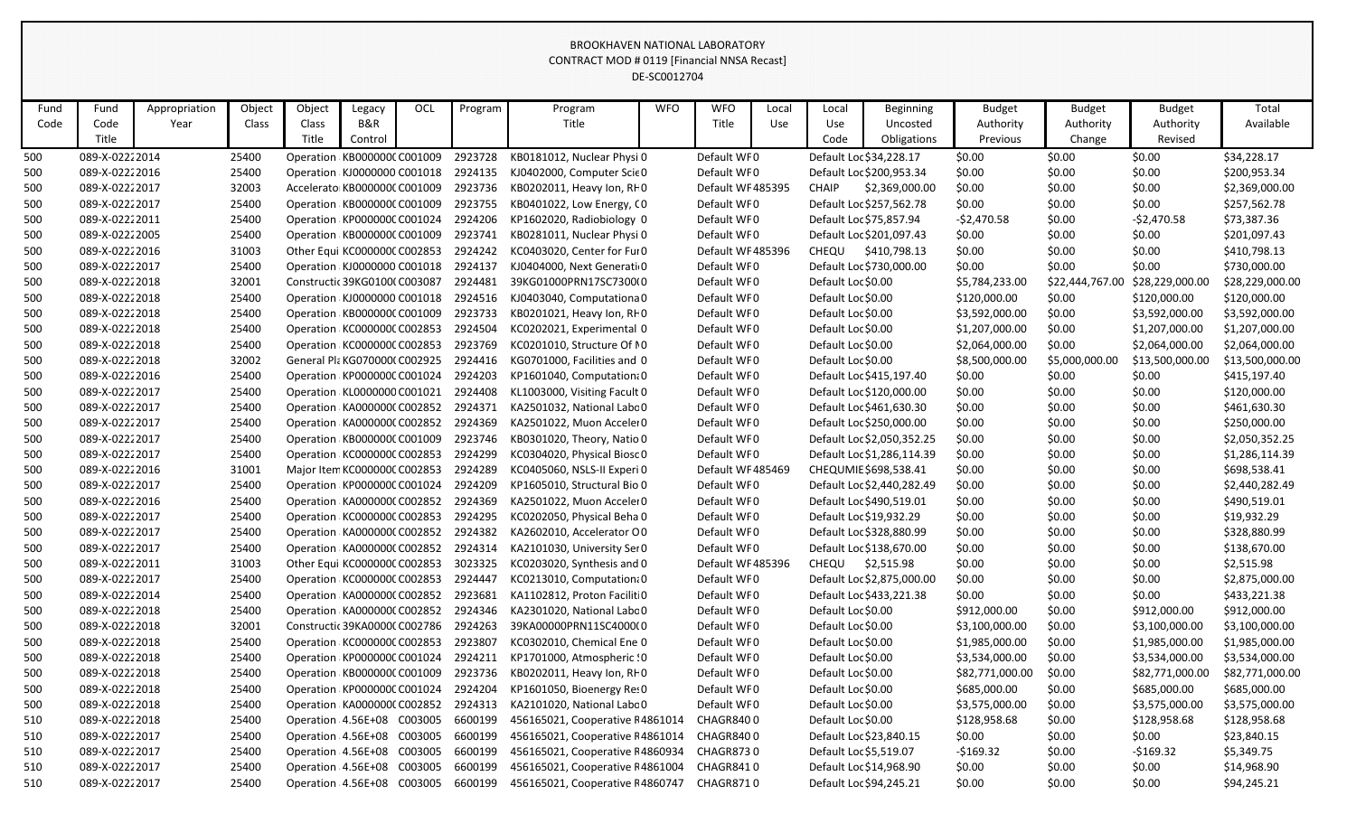# BROOKHAVEN NATIONAL LABORATORY

## CONTRACT MOD # 0119 [Financial NNSA Recast]

DE-SC0012704

| Fund Code | Fund Code Title | Appropriation Year | Object Class | Object Class Title | Legacy B&R Control | OCL | Program | Program Title | WFO | WFO Title | Local Use | Local Use Code | Beginning Uncosted Obligations | Budget Authority Previous | Budget Authority Change | Budget Authority Revised | Total Available |
|---|---|---|---|---|---|---|---|---|---|---|---|---|---|---|---|---|---|
| 500 | 089-X-0222 | 2014 | 25400 | Operation | KB000000( | C001009 | 2923728 | KB0181012, Nuclear Physi | 0 | Default WF | 0 | Default Loc | $34,228.17 | $0.00 | $0.00 | $0.00 | $34,228.17 |
| 500 | 089-X-0222 | 2016 | 25400 | Operation | KJ0000000 | C001018 | 2924135 | KJ0402000, Computer Scie | 0 | Default WF | 0 | Default Loc | $200,953.34 | $0.00 | $0.00 | $0.00 | $200,953.34 |
| 500 | 089-X-0222 | 2017 | 32003 | Accelerato | KB000000( | C001009 | 2923736 | KB0202011, Heavy Ion, RH | 0 | Default WF | 485395 | CHAIP | $2,369,000.00 | $0.00 | $0.00 | $0.00 | $2,369,000.00 |
| 500 | 089-X-0222 | 2017 | 25400 | Operation | KB000000( | C001009 | 2923755 | KB0401022, Low Energy, C | 0 | Default WF | 0 | Default Loc | $257,562.78 | $0.00 | $0.00 | $0.00 | $257,562.78 |
| 500 | 089-X-0222 | 2011 | 25400 | Operation | KP000000( | C001024 | 2924206 | KP1602020, Radiobiology | 0 | Default WF | 0 | Default Loc | $75,857.94 | -$2,470.58 | $0.00 | -$2,470.58 | $73,387.36 |
| 500 | 089-X-0222 | 2005 | 25400 | Operation | KB000000( | C001009 | 2923741 | KB0281011, Nuclear Physi | 0 | Default WF | 0 | Default Loc | $201,097.43 | $0.00 | $0.00 | $0.00 | $201,097.43 |
| 500 | 089-X-0222 | 2016 | 31003 | Other Equi | KC000000( | C002853 | 2924242 | KC0403020, Center for Fu | 0 | Default WF | 485396 | CHEQU | $410,798.13 | $0.00 | $0.00 | $0.00 | $410,798.13 |
| 500 | 089-X-0222 | 2017 | 25400 | Operation | KJ0000000 | C001018 | 2924137 | KJ0404000, Next Generati | 0 | Default WF | 0 | Default Loc | $730,000.00 | $0.00 | $0.00 | $0.00 | $730,000.00 |
| 500 | 089-X-0222 | 2018 | 32001 | Constructi | 39KG0100( | C003087 | 2924481 | 39KG01000PRN17SC7300( | 0 | Default WF | 0 | Default Loc | $0.00 | $5,784,233.00 | $22,444,767.00 | $28,229,000.00 | $28,229,000.00 |
| 500 | 089-X-0222 | 2018 | 25400 | Operation | KJ0000000 | C001018 | 2924516 | KJ0403040, Computationa | 0 | Default WF | 0 | Default Loc | $0.00 | $120,000.00 | $0.00 | $120,000.00 | $120,000.00 |
| 500 | 089-X-0222 | 2018 | 25400 | Operation | KB000000( | C001009 | 2923733 | KB0201021, Heavy Ion, RH | 0 | Default WF | 0 | Default Loc | $0.00 | $3,592,000.00 | $0.00 | $3,592,000.00 | $3,592,000.00 |
| 500 | 089-X-0222 | 2018 | 25400 | Operation | KC000000( | C002853 | 2924504 | KC0202021, Experimental | 0 | Default WF | 0 | Default Loc | $0.00 | $1,207,000.00 | $0.00 | $1,207,000.00 | $1,207,000.00 |
| 500 | 089-X-0222 | 2018 | 25400 | Operation | KC000000( | C002853 | 2923769 | KC0201010, Structure Of M | 0 | Default WF | 0 | Default Loc | $0.00 | $2,064,000.00 | $0.00 | $2,064,000.00 | $2,064,000.00 |
| 500 | 089-X-0222 | 2018 | 32002 | General Pl | KG070000( | C002925 | 2924416 | KG0701000, Facilities and | 0 | Default WF | 0 | Default Loc | $0.00 | $8,500,000.00 | $5,000,000.00 | $13,500,000.00 | $13,500,000.00 |
| 500 | 089-X-0222 | 2016 | 25400 | Operation | KP000000( | C001024 | 2924203 | KP1601040, Computation | 0 | Default WF | 0 | Default Loc | $415,197.40 | $0.00 | $0.00 | $0.00 | $415,197.40 |
| 500 | 089-X-0222 | 2017 | 25400 | Operation | KL0000000 | C001021 | 2924408 | KL1003000, Visiting Facult | 0 | Default WF | 0 | Default Loc | $120,000.00 | $0.00 | $0.00 | $0.00 | $120,000.00 |
| 500 | 089-X-0222 | 2017 | 25400 | Operation | KA000000( | C002852 | 2924371 | KA2501032, National Labo | 0 | Default WF | 0 | Default Loc | $461,630.30 | $0.00 | $0.00 | $0.00 | $461,630.30 |
| 500 | 089-X-0222 | 2017 | 25400 | Operation | KA000000( | C002852 | 2924369 | KA2501022, Muon Acceler | 0 | Default WF | 0 | Default Loc | $250,000.00 | $0.00 | $0.00 | $0.00 | $250,000.00 |
| 500 | 089-X-0222 | 2017 | 25400 | Operation | KB000000( | C001009 | 2923746 | KB0301020, Theory, Natio | 0 | Default WF | 0 | Default Loc | $2,050,352.25 | $0.00 | $0.00 | $0.00 | $2,050,352.25 |
| 500 | 089-X-0222 | 2017 | 25400 | Operation | KC000000( | C002853 | 2924299 | KC0304020, Physical Biosc | 0 | Default WF | 0 | Default Loc | $1,286,114.39 | $0.00 | $0.00 | $0.00 | $1,286,114.39 |
| 500 | 089-X-0222 | 2016 | 31001 | Major Item | KC000000( | C002853 | 2924289 | KC0405060, NSLS-II Experi | 0 | Default WF | 485469 | CHEQUMIE | $698,538.41 | $0.00 | $0.00 | $0.00 | $698,538.41 |
| 500 | 089-X-0222 | 2017 | 25400 | Operation | KP000000( | C001024 | 2924209 | KP1605010, Structural Bio | 0 | Default WF | 0 | Default Loc | $2,440,282.49 | $0.00 | $0.00 | $0.00 | $2,440,282.49 |
| 500 | 089-X-0222 | 2016 | 25400 | Operation | KA000000( | C002852 | 2924369 | KA2501022, Muon Acceler | 0 | Default WF | 0 | Default Loc | $490,519.01 | $0.00 | $0.00 | $0.00 | $490,519.01 |
| 500 | 089-X-0222 | 2017 | 25400 | Operation | KC000000( | C002853 | 2924295 | KC0202050, Physical Beha | 0 | Default WF | 0 | Default Loc | $19,932.29 | $0.00 | $0.00 | $0.00 | $19,932.29 |
| 500 | 089-X-0222 | 2017 | 25400 | Operation | KA000000( | C002852 | 2924382 | KA2602010, Accelerator O | 0 | Default WF | 0 | Default Loc | $328,880.99 | $0.00 | $0.00 | $0.00 | $328,880.99 |
| 500 | 089-X-0222 | 2017 | 25400 | Operation | KA000000( | C002852 | 2924314 | KA2101030, University Ser | 0 | Default WF | 0 | Default Loc | $138,670.00 | $0.00 | $0.00 | $0.00 | $138,670.00 |
| 500 | 089-X-0222 | 2011 | 31003 | Other Equi | KC000000( | C002853 | 3023325 | KC0203020, Synthesis and | 0 | Default WF | 485396 | CHEQU | $2,515.98 | $0.00 | $0.00 | $0.00 | $2,515.98 |
| 500 | 089-X-0222 | 2017 | 25400 | Operation | KC000000( | C002853 | 2924447 | KC0213010, Computation | 0 | Default WF | 0 | Default Loc | $2,875,000.00 | $0.00 | $0.00 | $0.00 | $2,875,000.00 |
| 500 | 089-X-0222 | 2014 | 25400 | Operation | KA000000( | C002852 | 2923681 | KA1102812, Proton Faciliti | 0 | Default WF | 0 | Default Loc | $433,221.38 | $0.00 | $0.00 | $0.00 | $433,221.38 |
| 500 | 089-X-0222 | 2018 | 25400 | Operation | KA000000( | C002852 | 2924346 | KA2301020, National Labo | 0 | Default WF | 0 | Default Loc | $0.00 | $912,000.00 | $0.00 | $912,000.00 | $912,000.00 |
| 500 | 089-X-0222 | 2018 | 32001 | Constructi | 39KA0000( | C002786 | 2924263 | 39KA00000PRN11SC4000( | 0 | Default WF | 0 | Default Loc | $0.00 | $3,100,000.00 | $0.00 | $3,100,000.00 | $3,100,000.00 |
| 500 | 089-X-0222 | 2018 | 25400 | Operation | KC000000( | C002853 | 2923807 | KC0302010, Chemical Ene | 0 | Default WF | 0 | Default Loc | $0.00 | $1,985,000.00 | $0.00 | $1,985,000.00 | $1,985,000.00 |
| 500 | 089-X-0222 | 2018 | 25400 | Operation | KP000000( | C001024 | 2924211 | KP1701000, Atmospheric | 0 | Default WF | 0 | Default Loc | $0.00 | $3,534,000.00 | $0.00 | $3,534,000.00 | $3,534,000.00 |
| 500 | 089-X-0222 | 2018 | 25400 | Operation | KB000000( | C001009 | 2923736 | KB0202011, Heavy Ion, RH | 0 | Default WF | 0 | Default Loc | $0.00 | $82,771,000.00 | $0.00 | $82,771,000.00 | $82,771,000.00 |
| 500 | 089-X-0222 | 2018 | 25400 | Operation | KP000000( | C001024 | 2924204 | KP1601050, Bioenergy Res | 0 | Default WF | 0 | Default Loc | $0.00 | $685,000.00 | $0.00 | $685,000.00 | $685,000.00 |
| 500 | 089-X-0222 | 2018 | 25400 | Operation | KA000000( | C002852 | 2924313 | KA2101020, National Labo | 0 | Default WF | 0 | Default Loc | $0.00 | $3,575,000.00 | $0.00 | $3,575,000.00 | $3,575,000.00 |
| 510 | 089-X-0222 | 2018 | 25400 | Operation | 4.56E+08 | C003005 | 6600199 | 456165021, Cooperative R | 4861014 | CHAGR840 | 0 | Default Loc | $0.00 | $128,958.68 | $0.00 | $128,958.68 | $128,958.68 |
| 510 | 089-X-0222 | 2017 | 25400 | Operation | 4.56E+08 | C003005 | 6600199 | 456165021, Cooperative R | 4861014 | CHAGR840 | 0 | Default Loc | $23,840.15 | $0.00 | $0.00 | $0.00 | $23,840.15 |
| 510 | 089-X-0222 | 2017 | 25400 | Operation | 4.56E+08 | C003005 | 6600199 | 456165021, Cooperative R | 4860934 | CHAGR873 | 0 | Default Loc | $5,519.07 | -$169.32 | $0.00 | -$169.32 | $5,349.75 |
| 510 | 089-X-0222 | 2017 | 25400 | Operation | 4.56E+08 | C003005 | 6600199 | 456165021, Cooperative R | 4861004 | CHAGR841 | 0 | Default Loc | $14,968.90 | $0.00 | $0.00 | $0.00 | $14,968.90 |
| 510 | 089-X-0222 | 2017 | 25400 | Operation | 4.56E+08 | C003005 | 6600199 | 456165021, Cooperative R | 4860747 | CHAGR871 | 0 | Default Loc | $94,245.21 | $0.00 | $0.00 | $0.00 | $94,245.21 |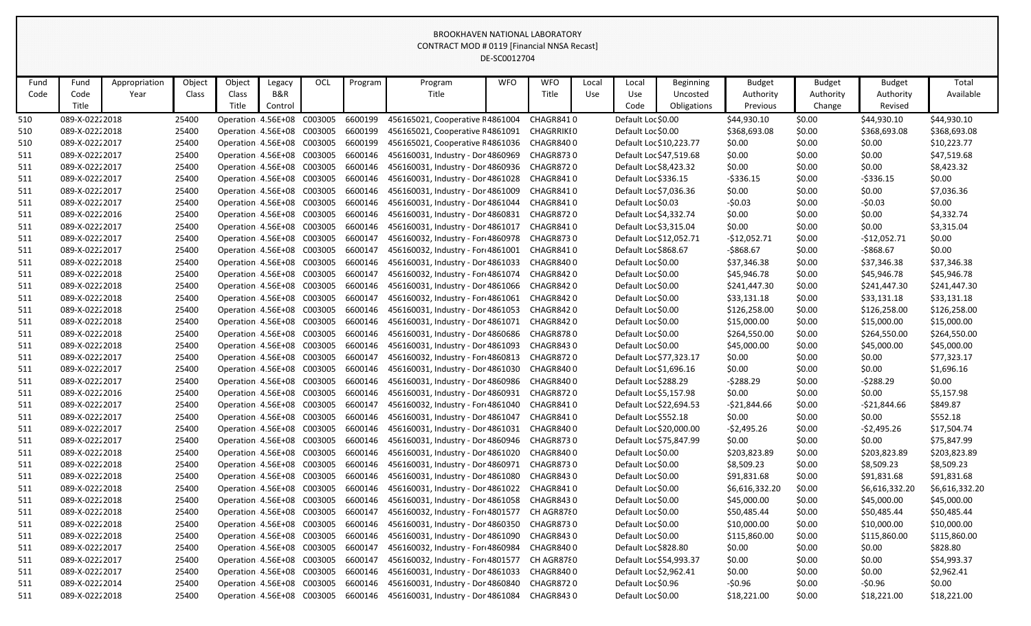BROOKHAVEN NATIONAL LABORATORY
CONTRACT MOD # 0119 [Financial NNSA Recast]
DE-SC0012704

| Fund Code | Fund Code Title | Appropriation Year | Object Class | Object Class Title | Legacy B&R Control | OCL | Program | Program Title | WFO | WFO Title | Local Use | Local Use Code | Beginning Uncosted Obligations | Budget Authority Previous | Budget Authority Change | Budget Authority Revised | Total Available |
|---|---|---|---|---|---|---|---|---|---|---|---|---|---|---|---|---|---|
| 510 | 089-X-0222 | 2018 | 25400 | Operation | 4.56E+08 | C003005 | 6600199 | 456165021, Cooperative R | 4861004 | CHAGR841 | 0 | Default Loc | $0.00 | $44,930.10 | $0.00 | $44,930.10 | $44,930.10 |
| 510 | 089-X-0222 | 2018 | 25400 | Operation | 4.56E+08 | C003005 | 6600199 | 456165021, Cooperative R | 4861091 | CHAGRRIKE | 0 | Default Loc | $0.00 | $368,693.08 | $0.00 | $368,693.08 | $368,693.08 |
| 510 | 089-X-0222 | 2017 | 25400 | Operation | 4.56E+08 | C003005 | 6600199 | 456165021, Cooperative R | 4861036 | CHAGR840 | 0 | Default Loc | $10,223.77 | $0.00 | $0.00 | $0.00 | $10,223.77 |
| 511 | 089-X-0222 | 2017 | 25400 | Operation | 4.56E+08 | C003005 | 6600146 | 456160031, Industry - Dor | 4860969 | CHAGR873 | 0 | Default Loc | $47,519.68 | $0.00 | $0.00 | $0.00 | $47,519.68 |
| 511 | 089-X-0222 | 2017 | 25400 | Operation | 4.56E+08 | C003005 | 6600146 | 456160031, Industry - Dor | 4860936 | CHAGR872 | 0 | Default Loc | $8,423.32 | $0.00 | $0.00 | $0.00 | $8,423.32 |
| 511 | 089-X-0222 | 2017 | 25400 | Operation | 4.56E+08 | C003005 | 6600146 | 456160031, Industry - Dor | 4861028 | CHAGR841 | 0 | Default Loc | $336.15 | -$336.15 | $0.00 | -$336.15 | $0.00 |
| 511 | 089-X-0222 | 2017 | 25400 | Operation | 4.56E+08 | C003005 | 6600146 | 456160031, Industry - Dor | 4861009 | CHAGR841 | 0 | Default Loc | $7,036.36 | $0.00 | $0.00 | $0.00 | $7,036.36 |
| 511 | 089-X-0222 | 2017 | 25400 | Operation | 4.56E+08 | C003005 | 6600146 | 456160031, Industry - Dor | 4861044 | CHAGR841 | 0 | Default Loc | $0.03 | -$0.03 | $0.00 | -$0.03 | $0.00 |
| 511 | 089-X-0222 | 2016 | 25400 | Operation | 4.56E+08 | C003005 | 6600146 | 456160031, Industry - Dor | 4860831 | CHAGR872 | 0 | Default Loc | $4,332.74 | $0.00 | $0.00 | $0.00 | $4,332.74 |
| 511 | 089-X-0222 | 2017 | 25400 | Operation | 4.56E+08 | C003005 | 6600146 | 456160031, Industry - Dor | 4861017 | CHAGR841 | 0 | Default Loc | $3,315.04 | $0.00 | $0.00 | $0.00 | $3,315.04 |
| 511 | 089-X-0222 | 2017 | 25400 | Operation | 4.56E+08 | C003005 | 6600147 | 456160032, Industry - For | 4860978 | CHAGR873 | 0 | Default Loc | $12,052.71 | -$12,052.71 | $0.00 | -$12,052.71 | $0.00 |
| 511 | 089-X-0222 | 2017 | 25400 | Operation | 4.56E+08 | C003005 | 6600147 | 456160032, Industry - For | 4861001 | CHAGR841 | 0 | Default Loc | $868.67 | -$868.67 | $0.00 | -$868.67 | $0.00 |
| 511 | 089-X-0222 | 2018 | 25400 | Operation | 4.56E+08 | C003005 | 6600146 | 456160031, Industry - Dor | 4861033 | CHAGR840 | 0 | Default Loc | $0.00 | $37,346.38 | $0.00 | $37,346.38 | $37,346.38 |
| 511 | 089-X-0222 | 2018 | 25400 | Operation | 4.56E+08 | C003005 | 6600147 | 456160032, Industry - For | 4861074 | CHAGR842 | 0 | Default Loc | $0.00 | $45,946.78 | $0.00 | $45,946.78 | $45,946.78 |
| 511 | 089-X-0222 | 2018 | 25400 | Operation | 4.56E+08 | C003005 | 6600146 | 456160031, Industry - Dor | 4861066 | CHAGR842 | 0 | Default Loc | $0.00 | $241,447.30 | $0.00 | $241,447.30 | $241,447.30 |
| 511 | 089-X-0222 | 2018 | 25400 | Operation | 4.56E+08 | C003005 | 6600147 | 456160032, Industry - For | 4861061 | CHAGR842 | 0 | Default Loc | $0.00 | $33,131.18 | $0.00 | $33,131.18 | $33,131.18 |
| 511 | 089-X-0222 | 2018 | 25400 | Operation | 4.56E+08 | C003005 | 6600146 | 456160031, Industry - Dor | 4861053 | CHAGR842 | 0 | Default Loc | $0.00 | $126,258.00 | $0.00 | $126,258.00 | $126,258.00 |
| 511 | 089-X-0222 | 2018 | 25400 | Operation | 4.56E+08 | C003005 | 6600146 | 456160031, Industry - Dor | 4861071 | CHAGR842 | 0 | Default Loc | $0.00 | $15,000.00 | $0.00 | $15,000.00 | $15,000.00 |
| 511 | 089-X-0222 | 2018 | 25400 | Operation | 4.56E+08 | C003005 | 6600146 | 456160031, Industry - Dor | 4860686 | CHAGR878 | 0 | Default Loc | $0.00 | $264,550.00 | $0.00 | $264,550.00 | $264,550.00 |
| 511 | 089-X-0222 | 2018 | 25400 | Operation | 4.56E+08 | C003005 | 6600146 | 456160031, Industry - Dor | 4861093 | CHAGR843 | 0 | Default Loc | $0.00 | $45,000.00 | $0.00 | $45,000.00 | $45,000.00 |
| 511 | 089-X-0222 | 2017 | 25400 | Operation | 4.56E+08 | C003005 | 6600147 | 456160032, Industry - For | 4860813 | CHAGR872 | 0 | Default Loc | $77,323.17 | $0.00 | $0.00 | $0.00 | $77,323.17 |
| 511 | 089-X-0222 | 2017 | 25400 | Operation | 4.56E+08 | C003005 | 6600146 | 456160031, Industry - Dor | 4861030 | CHAGR840 | 0 | Default Loc | $1,696.16 | $0.00 | $0.00 | $0.00 | $1,696.16 |
| 511 | 089-X-0222 | 2017 | 25400 | Operation | 4.56E+08 | C003005 | 6600146 | 456160031, Industry - Dor | 4860986 | CHAGR840 | 0 | Default Loc | $288.29 | -$288.29 | $0.00 | -$288.29 | $0.00 |
| 511 | 089-X-0222 | 2016 | 25400 | Operation | 4.56E+08 | C003005 | 6600146 | 456160031, Industry - Dor | 4860931 | CHAGR872 | 0 | Default Loc | $5,157.98 | $0.00 | $0.00 | $0.00 | $5,157.98 |
| 511 | 089-X-0222 | 2017 | 25400 | Operation | 4.56E+08 | C003005 | 6600147 | 456160032, Industry - For | 4861040 | CHAGR841 | 0 | Default Loc | $22,694.53 | -$21,844.66 | $0.00 | -$21,844.66 | $849.87 |
| 511 | 089-X-0222 | 2017 | 25400 | Operation | 4.56E+08 | C003005 | 6600146 | 456160031, Industry - Dor | 4861047 | CHAGR841 | 0 | Default Loc | $552.18 | $0.00 | $0.00 | $0.00 | $552.18 |
| 511 | 089-X-0222 | 2017 | 25400 | Operation | 4.56E+08 | C003005 | 6600146 | 456160031, Industry - Dor | 4861031 | CHAGR840 | 0 | Default Loc | $20,000.00 | -$2,495.26 | $0.00 | -$2,495.26 | $17,504.74 |
| 511 | 089-X-0222 | 2017 | 25400 | Operation | 4.56E+08 | C003005 | 6600146 | 456160031, Industry - Dor | 4860946 | CHAGR873 | 0 | Default Loc | $75,847.99 | $0.00 | $0.00 | $0.00 | $75,847.99 |
| 511 | 089-X-0222 | 2018 | 25400 | Operation | 4.56E+08 | C003005 | 6600146 | 456160031, Industry - Dor | 4861020 | CHAGR840 | 0 | Default Loc | $0.00 | $203,823.89 | $0.00 | $203,823.89 | $203,823.89 |
| 511 | 089-X-0222 | 2018 | 25400 | Operation | 4.56E+08 | C003005 | 6600146 | 456160031, Industry - Dor | 4860971 | CHAGR873 | 0 | Default Loc | $0.00 | $8,509.23 | $0.00 | $8,509.23 | $8,509.23 |
| 511 | 089-X-0222 | 2018 | 25400 | Operation | 4.56E+08 | C003005 | 6600146 | 456160031, Industry - Dor | 4861080 | CHAGR843 | 0 | Default Loc | $0.00 | $91,831.68 | $0.00 | $91,831.68 | $91,831.68 |
| 511 | 089-X-0222 | 2018 | 25400 | Operation | 4.56E+08 | C003005 | 6600146 | 456160031, Industry - Dor | 4861022 | CHAGR841 | 0 | Default Loc | $0.00 | $6,616,332.20 | $0.00 | $6,616,332.20 | $6,616,332.20 |
| 511 | 089-X-0222 | 2018 | 25400 | Operation | 4.56E+08 | C003005 | 6600146 | 456160031, Industry - Dor | 4861058 | CHAGR843 | 0 | Default Loc | $0.00 | $45,000.00 | $0.00 | $45,000.00 | $45,000.00 |
| 511 | 089-X-0222 | 2018 | 25400 | Operation | 4.56E+08 | C003005 | 6600147 | 456160032, Industry - For | 4801577 | CH AGR878 | 0 | Default Loc | $0.00 | $50,485.44 | $0.00 | $50,485.44 | $50,485.44 |
| 511 | 089-X-0222 | 2018 | 25400 | Operation | 4.56E+08 | C003005 | 6600146 | 456160031, Industry - Dor | 4860350 | CHAGR873 | 0 | Default Loc | $0.00 | $10,000.00 | $0.00 | $10,000.00 | $10,000.00 |
| 511 | 089-X-0222 | 2018 | 25400 | Operation | 4.56E+08 | C003005 | 6600146 | 456160031, Industry - Dor | 4861090 | CHAGR843 | 0 | Default Loc | $0.00 | $115,860.00 | $0.00 | $115,860.00 | $115,860.00 |
| 511 | 089-X-0222 | 2017 | 25400 | Operation | 4.56E+08 | C003005 | 6600147 | 456160032, Industry - For | 4860984 | CHAGR840 | 0 | Default Loc | $828.80 | $0.00 | $0.00 | $0.00 | $828.80 |
| 511 | 089-X-0222 | 2017 | 25400 | Operation | 4.56E+08 | C003005 | 6600147 | 456160032, Industry - For | 4801577 | CH AGR878 | 0 | Default Loc | $54,993.37 | $0.00 | $0.00 | $0.00 | $54,993.37 |
| 511 | 089-X-0222 | 2017 | 25400 | Operation | 4.56E+08 | C003005 | 6600146 | 456160031, Industry - Dor | 4861033 | CHAGR840 | 0 | Default Loc | $2,962.41 | $0.00 | $0.00 | $0.00 | $2,962.41 |
| 511 | 089-X-0222 | 2014 | 25400 | Operation | 4.56E+08 | C003005 | 6600146 | 456160031, Industry - Dor | 4860840 | CHAGR872 | 0 | Default Loc | $0.96 | -$0.96 | $0.00 | -$0.96 | $0.00 |
| 511 | 089-X-0222 | 2018 | 25400 | Operation | 4.56E+08 | C003005 | 6600146 | 456160031, Industry - Dor | 4861084 | CHAGR843 | 0 | Default Loc | $0.00 | $18,221.00 | $0.00 | $18,221.00 | $18,221.00 |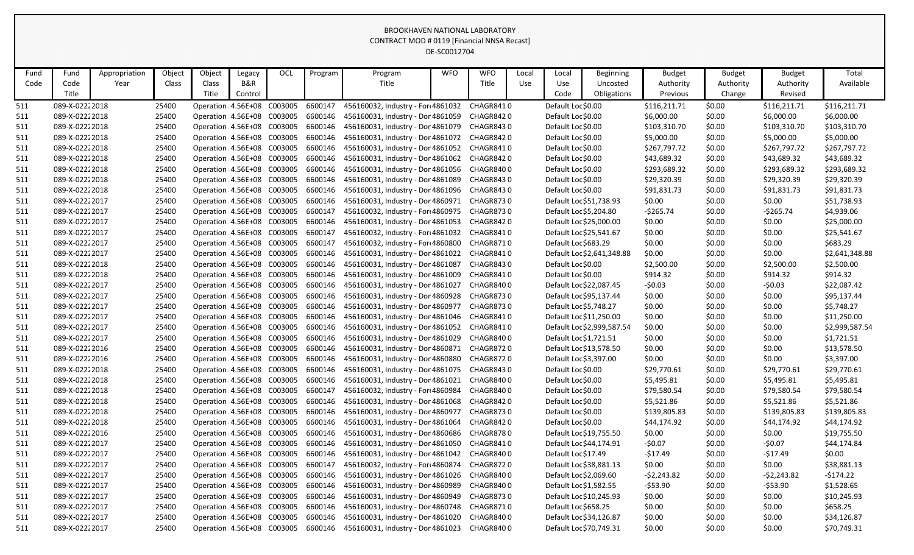BROOKHAVEN NATIONAL LABORATORY
CONTRACT MOD # 0119 [Financial NNSA Recast]
DE-SC0012704

| Fund Code | Fund Code Title | Appropriation Year | Object Class | Object Class Title | Legacy B&R Control | OCL | Program | Program Title | WFO | WFO Title | Local Use | Local Use Code | Beginning Uncosted Obligations | Budget Authority Previous | Budget Authority Change | Budget Authority Revised | Total Available |
|---|---|---|---|---|---|---|---|---|---|---|---|---|---|---|---|---|---|
| 511 | 089-X-0222 | 2018 | 25400 | Operation | 4.56E+08 | C003005 | 6600147 | 456160032, Industry - Fore | 4861032 | CHAGR841 | 0 | Default Loc | $0.00 | $116,211.71 | $0.00 | $116,211.71 | $116,211.71 |
| 511 | 089-X-0222 | 2018 | 25400 | Operation | 4.56E+08 | C003005 | 6600146 | 456160031, Industry - Dor | 4861059 | CHAGR842 | 0 | Default Loc | $0.00 | $6,000.00 | $0.00 | $6,000.00 | $6,000.00 |
| 511 | 089-X-0222 | 2018 | 25400 | Operation | 4.56E+08 | C003005 | 6600146 | 456160031, Industry - Dor | 4861079 | CHAGR843 | 0 | Default Loc | $0.00 | $103,310.70 | $0.00 | $103,310.70 | $103,310.70 |
| 511 | 089-X-0222 | 2018 | 25400 | Operation | 4.56E+08 | C003005 | 6600146 | 456160031, Industry - Dor | 4861072 | CHAGR842 | 0 | Default Loc | $0.00 | $5,000.00 | $0.00 | $5,000.00 | $5,000.00 |
| 511 | 089-X-0222 | 2018 | 25400 | Operation | 4.56E+08 | C003005 | 6600146 | 456160031, Industry - Dor | 4861052 | CHAGR841 | 0 | Default Loc | $0.00 | $267,797.72 | $0.00 | $267,797.72 | $267,797.72 |
| 511 | 089-X-0222 | 2018 | 25400 | Operation | 4.56E+08 | C003005 | 6600146 | 456160031, Industry - Dor | 4861062 | CHAGR842 | 0 | Default Loc | $0.00 | $43,689.32 | $0.00 | $43,689.32 | $43,689.32 |
| 511 | 089-X-0222 | 2018 | 25400 | Operation | 4.56E+08 | C003005 | 6600146 | 456160031, Industry - Dor | 4861056 | CHAGR840 | 0 | Default Loc | $0.00 | $293,689.32 | $0.00 | $293,689.32 | $293,689.32 |
| 511 | 089-X-0222 | 2018 | 25400 | Operation | 4.56E+08 | C003005 | 6600146 | 456160031, Industry - Dor | 4861089 | CHAGR843 | 0 | Default Loc | $0.00 | $29,320.39 | $0.00 | $29,320.39 | $29,320.39 |
| 511 | 089-X-0222 | 2018 | 25400 | Operation | 4.56E+08 | C003005 | 6600146 | 456160031, Industry - Dor | 4861096 | CHAGR843 | 0 | Default Loc | $0.00 | $91,831.73 | $0.00 | $91,831.73 | $91,831.73 |
| 511 | 089-X-0222 | 2017 | 25400 | Operation | 4.56E+08 | C003005 | 6600146 | 456160031, Industry - Dor | 4860971 | CHAGR873 | 0 | Default Loc | $51,738.93 | $0.00 | $0.00 | $0.00 | $51,738.93 |
| 511 | 089-X-0222 | 2017 | 25400 | Operation | 4.56E+08 | C003005 | 6600147 | 456160032, Industry - Fore | 4860975 | CHAGR873 | 0 | Default Loc | $5,204.80 | -$265.74 | $0.00 | -$265.74 | $4,939.06 |
| 511 | 089-X-0222 | 2017 | 25400 | Operation | 4.56E+08 | C003005 | 6600146 | 456160031, Industry - Dor | 4861053 | CHAGR842 | 0 | Default Loc | $25,000.00 | $0.00 | $0.00 | $0.00 | $25,000.00 |
| 511 | 089-X-0222 | 2017 | 25400 | Operation | 4.56E+08 | C003005 | 6600147 | 456160032, Industry - Fore | 4861032 | CHAGR841 | 0 | Default Loc | $25,541.67 | $0.00 | $0.00 | $0.00 | $25,541.67 |
| 511 | 089-X-0222 | 2017 | 25400 | Operation | 4.56E+08 | C003005 | 6600147 | 456160032, Industry - Fore | 4860800 | CHAGR871 | 0 | Default Loc | $683.29 | $0.00 | $0.00 | $0.00 | $683.29 |
| 511 | 089-X-0222 | 2017 | 25400 | Operation | 4.56E+08 | C003005 | 6600146 | 456160031, Industry - Dor | 4861022 | CHAGR841 | 0 | Default Loc | $2,641,348.88 | $0.00 | $0.00 | $0.00 | $2,641,348.88 |
| 511 | 089-X-0222 | 2018 | 25400 | Operation | 4.56E+08 | C003005 | 6600146 | 456160031, Industry - Dor | 4861087 | CHAGR843 | 0 | Default Loc | $0.00 | $2,500.00 | $0.00 | $2,500.00 | $2,500.00 |
| 511 | 089-X-0222 | 2018 | 25400 | Operation | 4.56E+08 | C003005 | 6600146 | 456160031, Industry - Dor | 4861009 | CHAGR841 | 0 | Default Loc | $0.00 | $914.32 | $0.00 | $914.32 | $914.32 |
| 511 | 089-X-0222 | 2017 | 25400 | Operation | 4.56E+08 | C003005 | 6600146 | 456160031, Industry - Dor | 4861027 | CHAGR840 | 0 | Default Loc | $22,087.45 | -$0.03 | $0.00 | -$0.03 | $22,087.42 |
| 511 | 089-X-0222 | 2017 | 25400 | Operation | 4.56E+08 | C003005 | 6600146 | 456160031, Industry - Dor | 4860928 | CHAGR873 | 0 | Default Loc | $95,137.44 | $0.00 | $0.00 | $0.00 | $95,137.44 |
| 511 | 089-X-0222 | 2017 | 25400 | Operation | 4.56E+08 | C003005 | 6600146 | 456160031, Industry - Dor | 4860977 | CHAGR873 | 0 | Default Loc | $5,748.27 | $0.00 | $0.00 | $0.00 | $5,748.27 |
| 511 | 089-X-0222 | 2017 | 25400 | Operation | 4.56E+08 | C003005 | 6600146 | 456160031, Industry - Dor | 4861046 | CHAGR841 | 0 | Default Loc | $11,250.00 | $0.00 | $0.00 | $0.00 | $11,250.00 |
| 511 | 089-X-0222 | 2017 | 25400 | Operation | 4.56E+08 | C003005 | 6600146 | 456160031, Industry - Dor | 4861052 | CHAGR841 | 0 | Default Loc | $2,999,587.54 | $0.00 | $0.00 | $0.00 | $2,999,587.54 |
| 511 | 089-X-0222 | 2017 | 25400 | Operation | 4.56E+08 | C003005 | 6600146 | 456160031, Industry - Dor | 4861029 | CHAGR840 | 0 | Default Loc | $1,721.51 | $0.00 | $0.00 | $0.00 | $1,721.51 |
| 511 | 089-X-0222 | 2016 | 25400 | Operation | 4.56E+08 | C003005 | 6600146 | 456160031, Industry - Dor | 4860871 | CHAGR872 | 0 | Default Loc | $13,578.50 | $0.00 | $0.00 | $0.00 | $13,578.50 |
| 511 | 089-X-0222 | 2016 | 25400 | Operation | 4.56E+08 | C003005 | 6600146 | 456160031, Industry - Dor | 4860880 | CHAGR872 | 0 | Default Loc | $3,397.00 | $0.00 | $0.00 | $0.00 | $3,397.00 |
| 511 | 089-X-0222 | 2018 | 25400 | Operation | 4.56E+08 | C003005 | 6600146 | 456160031, Industry - Dor | 4861075 | CHAGR843 | 0 | Default Loc | $0.00 | $29,770.61 | $0.00 | $29,770.61 | $29,770.61 |
| 511 | 089-X-0222 | 2018 | 25400 | Operation | 4.56E+08 | C003005 | 6600146 | 456160031, Industry - Dor | 4861021 | CHAGR840 | 0 | Default Loc | $0.00 | $5,495.81 | $0.00 | $5,495.81 | $5,495.81 |
| 511 | 089-X-0222 | 2018 | 25400 | Operation | 4.56E+08 | C003005 | 6600147 | 456160032, Industry - Fore | 4860984 | CHAGR840 | 0 | Default Loc | $0.00 | $79,580.54 | $0.00 | $79,580.54 | $79,580.54 |
| 511 | 089-X-0222 | 2018 | 25400 | Operation | 4.56E+08 | C003005 | 6600146 | 456160031, Industry - Dor | 4861068 | CHAGR842 | 0 | Default Loc | $0.00 | $5,521.86 | $0.00 | $5,521.86 | $5,521.86 |
| 511 | 089-X-0222 | 2018 | 25400 | Operation | 4.56E+08 | C003005 | 6600146 | 456160031, Industry - Dor | 4860977 | CHAGR873 | 0 | Default Loc | $0.00 | $139,805.83 | $0.00 | $139,805.83 | $139,805.83 |
| 511 | 089-X-0222 | 2018 | 25400 | Operation | 4.56E+08 | C003005 | 6600146 | 456160031, Industry - Dor | 4861064 | CHAGR842 | 0 | Default Loc | $0.00 | $44,174.92 | $0.00 | $44,174.92 | $44,174.92 |
| 511 | 089-X-0222 | 2016 | 25400 | Operation | 4.56E+08 | C003005 | 6600146 | 456160031, Industry - Dor | 4860686 | CHAGR878 | 0 | Default Loc | $19,755.50 | $0.00 | $0.00 | $0.00 | $19,755.50 |
| 511 | 089-X-0222 | 2017 | 25400 | Operation | 4.56E+08 | C003005 | 6600146 | 456160031, Industry - Dor | 4861050 | CHAGR841 | 0 | Default Loc | $44,174.91 | -$0.07 | $0.00 | -$0.07 | $44,174.84 |
| 511 | 089-X-0222 | 2017 | 25400 | Operation | 4.56E+08 | C003005 | 6600146 | 456160031, Industry - Dor | 4861042 | CHAGR840 | 0 | Default Loc | $17.49 | -$17.49 | $0.00 | -$17.49 | $0.00 |
| 511 | 089-X-0222 | 2017 | 25400 | Operation | 4.56E+08 | C003005 | 6600147 | 456160032, Industry - Fore | 4860874 | CHAGR872 | 0 | Default Loc | $38,881.13 | $0.00 | $0.00 | $0.00 | $38,881.13 |
| 511 | 089-X-0222 | 2017 | 25400 | Operation | 4.56E+08 | C003005 | 6600146 | 456160031, Industry - Dor | 4861026 | CHAGR840 | 0 | Default Loc | $2,069.60 | -$2,243.82 | $0.00 | -$2,243.82 | -$174.22 |
| 511 | 089-X-0222 | 2017 | 25400 | Operation | 4.56E+08 | C003005 | 6600146 | 456160031, Industry - Dor | 4860989 | CHAGR840 | 0 | Default Loc | $1,582.55 | -$53.90 | $0.00 | -$53.90 | $1,528.65 |
| 511 | 089-X-0222 | 2017 | 25400 | Operation | 4.56E+08 | C003005 | 6600146 | 456160031, Industry - Dor | 4860949 | CHAGR873 | 0 | Default Loc | $10,245.93 | $0.00 | $0.00 | $0.00 | $10,245.93 |
| 511 | 089-X-0222 | 2017 | 25400 | Operation | 4.56E+08 | C003005 | 6600146 | 456160031, Industry - Dor | 4860748 | CHAGR871 | 0 | Default Loc | $658.25 | $0.00 | $0.00 | $0.00 | $658.25 |
| 511 | 089-X-0222 | 2017 | 25400 | Operation | 4.56E+08 | C003005 | 6600146 | 456160031, Industry - Dor | 4861020 | CHAGR840 | 0 | Default Loc | $34,126.87 | $0.00 | $0.00 | $0.00 | $34,126.87 |
| 511 | 089-X-0222 | 2017 | 25400 | Operation | 4.56E+08 | C003005 | 6600146 | 456160031, Industry - Dor | 4861023 | CHAGR840 | 0 | Default Loc | $70,749.31 | $0.00 | $0.00 | $0.00 | $70,749.31 |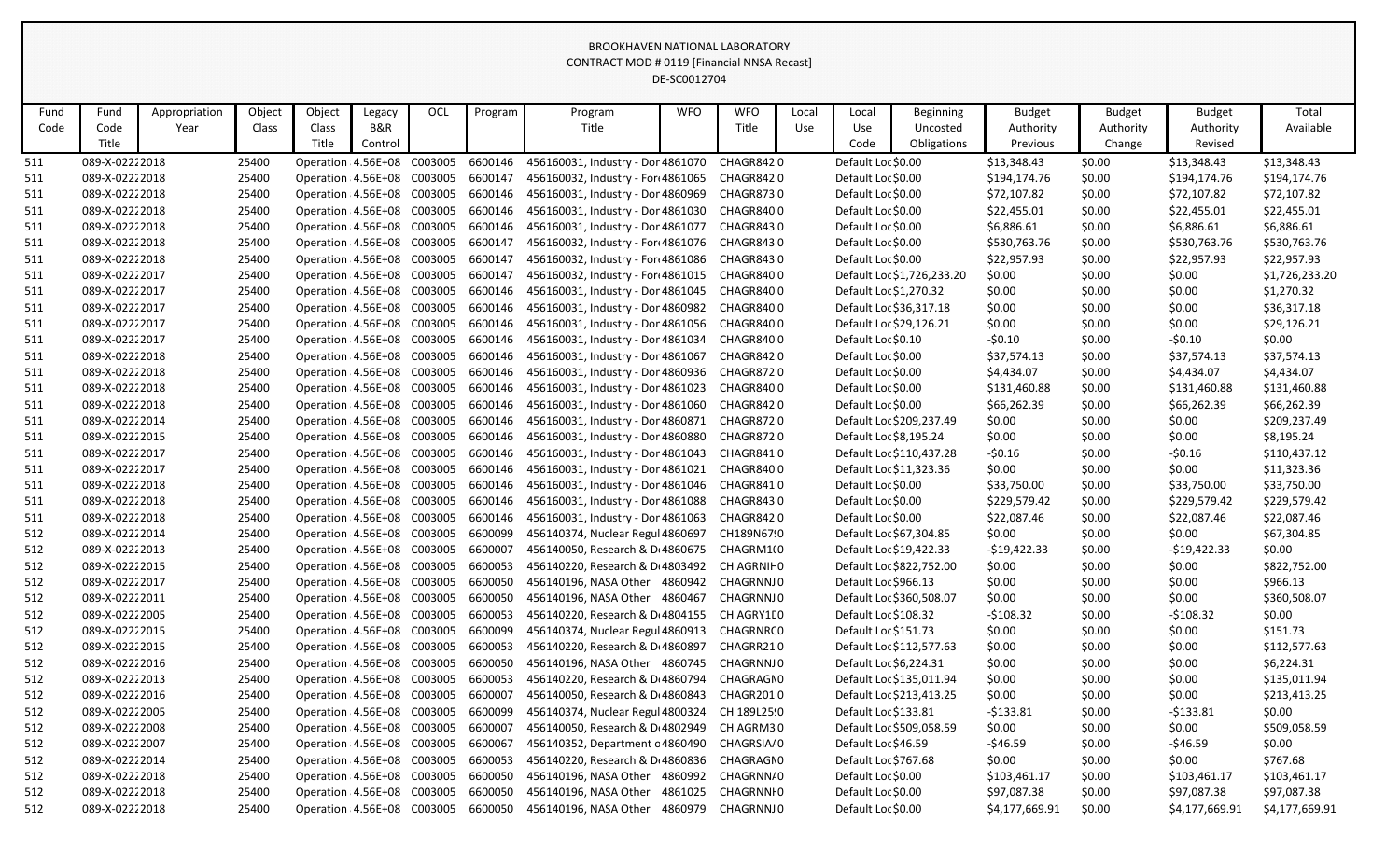BROOKHAVEN NATIONAL LABORATORY
CONTRACT MOD # 0119 [Financial NNSA Recast]
DE-SC0012704

| Fund Code | Fund Code Title | Appropriation Year | Object Class | Object Class Title | Legacy B&R Control | OCL | Program | Program Title | WFO | WFO Title | Local Use | Local Use Code | Beginning Uncosted Obligations | Budget Authority Previous | Budget Authority Change | Budget Authority Revised | Total Available |
|---|---|---|---|---|---|---|---|---|---|---|---|---|---|---|---|---|---|
| 511 | 089-X-0222 | 2018 | 25400 | Operation | 4.56E+08 | C003005 | 6600146 | 456160031, Industry - Dor | 4861070 | CHAGR842 | 0 | Default Loc | $0.00 | $13,348.43 | $0.00 | $13,348.43 | $13,348.43 |
| 511 | 089-X-0222 | 2018 | 25400 | Operation | 4.56E+08 | C003005 | 6600147 | 456160032, Industry - For | 4861065 | CHAGR842 | 0 | Default Loc | $0.00 | $194,174.76 | $0.00 | $194,174.76 | $194,174.76 |
| 511 | 089-X-0222 | 2018 | 25400 | Operation | 4.56E+08 | C003005 | 6600146 | 456160031, Industry - Dor | 4860969 | CHAGR873 | 0 | Default Loc | $0.00 | $72,107.82 | $0.00 | $72,107.82 | $72,107.82 |
| 511 | 089-X-0222 | 2018 | 25400 | Operation | 4.56E+08 | C003005 | 6600146 | 456160031, Industry - Dor | 4861030 | CHAGR840 | 0 | Default Loc | $0.00 | $22,455.01 | $0.00 | $22,455.01 | $22,455.01 |
| 511 | 089-X-0222 | 2018 | 25400 | Operation | 4.56E+08 | C003005 | 6600146 | 456160031, Industry - Dor | 4861077 | CHAGR843 | 0 | Default Loc | $0.00 | $6,886.61 | $0.00 | $6,886.61 | $6,886.61 |
| 511 | 089-X-0222 | 2018 | 25400 | Operation | 4.56E+08 | C003005 | 6600147 | 456160032, Industry - For | 4861076 | CHAGR843 | 0 | Default Loc | $0.00 | $530,763.76 | $0.00 | $530,763.76 | $530,763.76 |
| 511 | 089-X-0222 | 2018 | 25400 | Operation | 4.56E+08 | C003005 | 6600147 | 456160032, Industry - For | 4861086 | CHAGR843 | 0 | Default Loc | $0.00 | $22,957.93 | $0.00 | $22,957.93 | $22,957.93 |
| 511 | 089-X-0222 | 2017 | 25400 | Operation | 4.56E+08 | C003005 | 6600147 | 456160032, Industry - For | 4861015 | CHAGR840 | 0 | Default Loc | $1,726,233.20 | $0.00 | $0.00 | $0.00 | $1,726,233.20 |
| 511 | 089-X-0222 | 2017 | 25400 | Operation | 4.56E+08 | C003005 | 6600146 | 456160031, Industry - Dor | 4861045 | CHAGR840 | 0 | Default Loc | $1,270.32 | $0.00 | $0.00 | $0.00 | $1,270.32 |
| 511 | 089-X-0222 | 2017 | 25400 | Operation | 4.56E+08 | C003005 | 6600146 | 456160031, Industry - Dor | 4860982 | CHAGR840 | 0 | Default Loc | $36,317.18 | $0.00 | $0.00 | $0.00 | $36,317.18 |
| 511 | 089-X-0222 | 2017 | 25400 | Operation | 4.56E+08 | C003005 | 6600146 | 456160031, Industry - Dor | 4861056 | CHAGR840 | 0 | Default Loc | $29,126.21 | $0.00 | $0.00 | $0.00 | $29,126.21 |
| 511 | 089-X-0222 | 2017 | 25400 | Operation | 4.56E+08 | C003005 | 6600146 | 456160031, Industry - Dor | 4861034 | CHAGR840 | 0 | Default Loc | $0.10 | -$0.10 | $0.00 | -$0.10 | $0.00 |
| 511 | 089-X-0222 | 2018 | 25400 | Operation | 4.56E+08 | C003005 | 6600146 | 456160031, Industry - Dor | 4861067 | CHAGR842 | 0 | Default Loc | $0.00 | $37,574.13 | $0.00 | $37,574.13 | $37,574.13 |
| 511 | 089-X-0222 | 2018 | 25400 | Operation | 4.56E+08 | C003005 | 6600146 | 456160031, Industry - Dor | 4860936 | CHAGR872 | 0 | Default Loc | $0.00 | $4,434.07 | $0.00 | $4,434.07 | $4,434.07 |
| 511 | 089-X-0222 | 2018 | 25400 | Operation | 4.56E+08 | C003005 | 6600146 | 456160031, Industry - Dor | 4861023 | CHAGR840 | 0 | Default Loc | $0.00 | $131,460.88 | $0.00 | $131,460.88 | $131,460.88 |
| 511 | 089-X-0222 | 2018 | 25400 | Operation | 4.56E+08 | C003005 | 6600146 | 456160031, Industry - Dor | 4861060 | CHAGR842 | 0 | Default Loc | $0.00 | $66,262.39 | $0.00 | $66,262.39 | $66,262.39 |
| 511 | 089-X-0222 | 2014 | 25400 | Operation | 4.56E+08 | C003005 | 6600146 | 456160031, Industry - Dor | 4860871 | CHAGR872 | 0 | Default Loc | $209,237.49 | $0.00 | $0.00 | $0.00 | $209,237.49 |
| 511 | 089-X-0222 | 2015 | 25400 | Operation | 4.56E+08 | C003005 | 6600146 | 456160031, Industry - Dor | 4860880 | CHAGR872 | 0 | Default Loc | $8,195.24 | $0.00 | $0.00 | $0.00 | $8,195.24 |
| 511 | 089-X-0222 | 2017 | 25400 | Operation | 4.56E+08 | C003005 | 6600146 | 456160031, Industry - Dor | 4861043 | CHAGR841 | 0 | Default Loc | $110,437.28 | -$0.16 | $0.00 | -$0.16 | $110,437.12 |
| 511 | 089-X-0222 | 2017 | 25400 | Operation | 4.56E+08 | C003005 | 6600146 | 456160031, Industry - Dor | 4861021 | CHAGR840 | 0 | Default Loc | $11,323.36 | $0.00 | $0.00 | $0.00 | $11,323.36 |
| 511 | 089-X-0222 | 2018 | 25400 | Operation | 4.56E+08 | C003005 | 6600146 | 456160031, Industry - Dor | 4861046 | CHAGR841 | 0 | Default Loc | $0.00 | $33,750.00 | $0.00 | $33,750.00 | $33,750.00 |
| 511 | 089-X-0222 | 2018 | 25400 | Operation | 4.56E+08 | C003005 | 6600146 | 456160031, Industry - Dor | 4861088 | CHAGR843 | 0 | Default Loc | $0.00 | $229,579.42 | $0.00 | $229,579.42 | $229,579.42 |
| 511 | 089-X-0222 | 2018 | 25400 | Operation | 4.56E+08 | C003005 | 6600146 | 456160031, Industry - Dor | 4861063 | CHAGR842 | 0 | Default Loc | $0.00 | $22,087.46 | $0.00 | $22,087.46 | $22,087.46 |
| 512 | 089-X-0222 | 2014 | 25400 | Operation | 4.56E+08 | C003005 | 6600099 | 456140374, Nuclear Regul | 4860697 | CH189N67 | 0 | Default Loc | $67,304.85 | $0.00 | $0.00 | $0.00 | $67,304.85 |
| 512 | 089-X-0222 | 2013 | 25400 | Operation | 4.56E+08 | C003005 | 6600007 | 456140050, Research & D | 4860675 | CHAGRM1 | 0 | Default Loc | $19,422.33 | -$19,422.33 | $0.00 | -$19,422.33 | $0.00 |
| 512 | 089-X-0222 | 2015 | 25400 | Operation | 4.56E+08 | C003005 | 6600053 | 456140220, Research & D | 4803492 | CH AGRNIH | 0 | Default Loc | $822,752.00 | $0.00 | $0.00 | $0.00 | $822,752.00 |
| 512 | 089-X-0222 | 2017 | 25400 | Operation | 4.56E+08 | C003005 | 6600050 | 456140196, NASA Other | 4860942 | CHAGRNNJ | 0 | Default Loc | $966.13 | $0.00 | $0.00 | $0.00 | $966.13 |
| 512 | 089-X-0222 | 2011 | 25400 | Operation | 4.56E+08 | C003005 | 6600050 | 456140196, NASA Other | 4860467 | CHAGRNNJ | 0 | Default Loc | $360,508.07 | $0.00 | $0.00 | $0.00 | $360,508.07 |
| 512 | 089-X-0222 | 2005 | 25400 | Operation | 4.56E+08 | C003005 | 6600053 | 456140220, Research & D | 4804155 | CH AGRY1 | 0 | Default Loc | $108.32 | -$108.32 | $0.00 | -$108.32 | $0.00 |
| 512 | 089-X-0222 | 2015 | 25400 | Operation | 4.56E+08 | C003005 | 6600099 | 456140374, Nuclear Regul | 4860913 | CHAGRNRC | 0 | Default Loc | $151.73 | $0.00 | $0.00 | $0.00 | $151.73 |
| 512 | 089-X-0222 | 2015 | 25400 | Operation | 4.56E+08 | C003005 | 6600053 | 456140220, Research & D | 4860897 | CHAGRR21 | 0 | Default Loc | $112,577.63 | $0.00 | $0.00 | $0.00 | $112,577.63 |
| 512 | 089-X-0222 | 2016 | 25400 | Operation | 4.56E+08 | C003005 | 6600050 | 456140196, NASA Other | 4860745 | CHAGRNNJ | 0 | Default Loc | $6,224.31 | $0.00 | $0.00 | $0.00 | $6,224.31 |
| 512 | 089-X-0222 | 2013 | 25400 | Operation | 4.56E+08 | C003005 | 6600053 | 456140220, Research & D | 4860794 | CHAGRAGN | 0 | Default Loc | $135,011.94 | $0.00 | $0.00 | $0.00 | $135,011.94 |
| 512 | 089-X-0222 | 2016 | 25400 | Operation | 4.56E+08 | C003005 | 6600007 | 456140050, Research & D | 4860843 | CHAGR201 | 0 | Default Loc | $213,413.25 | $0.00 | $0.00 | $0.00 | $213,413.25 |
| 512 | 089-X-0222 | 2005 | 25400 | Operation | 4.56E+08 | C003005 | 6600099 | 456140374, Nuclear Regul | 4800324 | CH 189L25 | 0 | Default Loc | $133.81 | -$133.81 | $0.00 | -$133.81 | $0.00 |
| 512 | 089-X-0222 | 2008 | 25400 | Operation | 4.56E+08 | C003005 | 6600007 | 456140050, Research & D | 4802949 | CH AGRM3 | 0 | Default Loc | $509,058.59 | $0.00 | $0.00 | $0.00 | $509,058.59 |
| 512 | 089-X-0222 | 2007 | 25400 | Operation | 4.56E+08 | C003005 | 6600067 | 456140352, Department c | 4860490 | CHAGRSIA/ | 0 | Default Loc | $46.59 | -$46.59 | $0.00 | -$46.59 | $0.00 |
| 512 | 089-X-0222 | 2014 | 25400 | Operation | 4.56E+08 | C003005 | 6600053 | 456140220, Research & D | 4860836 | CHAGRAGN | 0 | Default Loc | $767.68 | $0.00 | $0.00 | $0.00 | $767.68 |
| 512 | 089-X-0222 | 2018 | 25400 | Operation | 4.56E+08 | C003005 | 6600050 | 456140196, NASA Other | 4860992 | CHAGRNN/ | 0 | Default Loc | $0.00 | $103,461.17 | $0.00 | $103,461.17 | $103,461.17 |
| 512 | 089-X-0222 | 2018 | 25400 | Operation | 4.56E+08 | C003005 | 6600050 | 456140196, NASA Other | 4861025 | CHAGRNNH | 0 | Default Loc | $0.00 | $97,087.38 | $0.00 | $97,087.38 | $97,087.38 |
| 512 | 089-X-0222 | 2018 | 25400 | Operation | 4.56E+08 | C003005 | 6600050 | 456140196, NASA Other | 4860979 | CHAGRNNJ | 0 | Default Loc | $0.00 | $4,177,669.91 | $0.00 | $4,177,669.91 | $4,177,669.91 |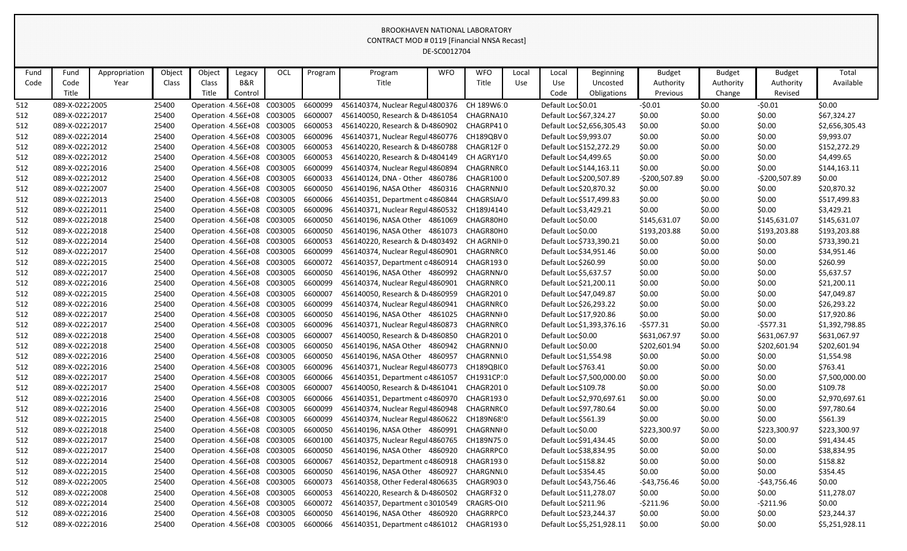BROOKHAVEN NATIONAL LABORATORY
CONTRACT MOD # 0119 [Financial NNSA Recast]
DE-SC0012704

| Fund Code | Fund Code Title | Appropriation Year | Object Class | Object Class Title | Legacy B&R Control | OCL | Program | Program Title | WFO | WFO Title | Local Use | Local Use Code | Beginning Uncosted Obligations | Budget Authority Previous | Budget Authority Change | Budget Authority Revised | Total Available |
|---|---|---|---|---|---|---|---|---|---|---|---|---|---|---|---|---|---|
| 512 | 089-X-0222 | 2005 | 25400 | Operation | 4.56E+08 | C003005 | 6600099 | 456140374, Nuclear Regul | 4800376 | CH 189W6 | 0 | Default Loc | $0.01 | -$0.01 | $0.00 | -$0.01 | $0.00 |
| 512 | 089-X-0222 | 2017 | 25400 | Operation | 4.56E+08 | C003005 | 6600007 | 456140050, Research & D | 4861054 | CHAGRNA1 | 0 | Default Loc | $67,324.27 | $0.00 | $0.00 | $0.00 | $67,324.27 |
| 512 | 089-X-0222 | 2017 | 25400 | Operation | 4.56E+08 | C003005 | 6600053 | 456140220, Research & D | 4860902 | CHAGRP41 | 0 | Default Loc | $2,656,305.43 | $0.00 | $0.00 | $0.00 | $2,656,305.43 |
| 512 | 089-X-0222 | 2014 | 25400 | Operation | 4.56E+08 | C003005 | 6600096 | 456140371, Nuclear Regul | 4860776 | CH189QBV | 0 | Default Loc | $9,993.07 | $0.00 | $0.00 | $0.00 | $9,993.07 |
| 512 | 089-X-0222 | 2012 | 25400 | Operation | 4.56E+08 | C003005 | 6600053 | 456140220, Research & D | 4860788 | CHAGR12F | 0 | Default Loc | $152,272.29 | $0.00 | $0.00 | $0.00 | $152,272.29 |
| 512 | 089-X-0222 | 2012 | 25400 | Operation | 4.56E+08 | C003005 | 6600053 | 456140220, Research & D | 4804149 | CH AGRY1/ | 0 | Default Loc | $4,499.65 | $0.00 | $0.00 | $0.00 | $4,499.65 |
| 512 | 089-X-0222 | 2016 | 25400 | Operation | 4.56E+08 | C003005 | 6600099 | 456140374, Nuclear Regul | 4860894 | CHAGRNRC | 0 | Default Loc | $144,163.11 | $0.00 | $0.00 | $0.00 | $144,163.11 |
| 512 | 089-X-0222 | 2012 | 25400 | Operation | 4.56E+08 | C003005 | 6600033 | 456140124, DNA - Other | 4860786 | CHAGR100 | 0 | Default Loc | $200,507.89 | -$200,507.89 | $0.00 | -$200,507.89 | $0.00 |
| 512 | 089-X-0222 | 2007 | 25400 | Operation | 4.56E+08 | C003005 | 6600050 | 456140196, NASA Other | 4860316 | CHAGRNNJ | 0 | Default Loc | $20,870.32 | $0.00 | $0.00 | $0.00 | $20,870.32 |
| 512 | 089-X-0222 | 2013 | 25400 | Operation | 4.56E+08 | C003005 | 6600066 | 456140351, Department o | 4860844 | CHAGRSIA/ | 0 | Default Loc | $517,499.83 | $0.00 | $0.00 | $0.00 | $517,499.83 |
| 512 | 089-X-0222 | 2011 | 25400 | Operation | 4.56E+08 | C003005 | 6600096 | 456140371, Nuclear Regul | 4860532 | CH189J414 | 0 | Default Loc | $3,429.21 | $0.00 | $0.00 | $0.00 | $3,429.21 |
| 512 | 089-X-0222 | 2018 | 25400 | Operation | 4.56E+08 | C003005 | 6600050 | 456140196, NASA Other | 4861069 | CHAGR80H | 0 | Default Loc | $0.00 | $145,631.07 | $0.00 | $145,631.07 | $145,631.07 |
| 512 | 089-X-0222 | 2018 | 25400 | Operation | 4.56E+08 | C003005 | 6600050 | 456140196, NASA Other | 4861073 | CHAGR80H | 0 | Default Loc | $0.00 | $193,203.88 | $0.00 | $193,203.88 | $193,203.88 |
| 512 | 089-X-0222 | 2014 | 25400 | Operation | 4.56E+08 | C003005 | 6600053 | 456140220, Research & D | 4803492 | CH AGRNIH | 0 | Default Loc | $733,390.21 | $0.00 | $0.00 | $0.00 | $733,390.21 |
| 512 | 089-X-0222 | 2017 | 25400 | Operation | 4.56E+08 | C003005 | 6600099 | 456140374, Nuclear Regul | 4860901 | CHAGRNRC | 0 | Default Loc | $34,951.46 | $0.00 | $0.00 | $0.00 | $34,951.46 |
| 512 | 089-X-0222 | 2015 | 25400 | Operation | 4.56E+08 | C003005 | 6600072 | 456140357, Department o | 4860914 | CHAGR193 | 0 | Default Loc | $260.99 | $0.00 | $0.00 | $0.00 | $260.99 |
| 512 | 089-X-0222 | 2017 | 25400 | Operation | 4.56E+08 | C003005 | 6600050 | 456140196, NASA Other | 4860992 | CHAGRNN/ | 0 | Default Loc | $5,637.57 | $0.00 | $0.00 | $0.00 | $5,637.57 |
| 512 | 089-X-0222 | 2016 | 25400 | Operation | 4.56E+08 | C003005 | 6600099 | 456140374, Nuclear Regul | 4860901 | CHAGRNRC | 0 | Default Loc | $21,200.11 | $0.00 | $0.00 | $0.00 | $21,200.11 |
| 512 | 089-X-0222 | 2015 | 25400 | Operation | 4.56E+08 | C003005 | 6600007 | 456140050, Research & D | 4860959 | CHAGR201 | 0 | Default Loc | $47,049.87 | $0.00 | $0.00 | $0.00 | $47,049.87 |
| 512 | 089-X-0222 | 2016 | 25400 | Operation | 4.56E+08 | C003005 | 6600099 | 456140374, Nuclear Regul | 4860941 | CHAGRNRC | 0 | Default Loc | $26,293.22 | $0.00 | $0.00 | $0.00 | $26,293.22 |
| 512 | 089-X-0222 | 2017 | 25400 | Operation | 4.56E+08 | C003005 | 6600050 | 456140196, NASA Other | 4861025 | CHAGRNNI | 0 | Default Loc | $17,920.86 | $0.00 | $0.00 | $0.00 | $17,920.86 |
| 512 | 089-X-0222 | 2017 | 25400 | Operation | 4.56E+08 | C003005 | 6600096 | 456140371, Nuclear Regul | 4860873 | CHAGRNRC | 0 | Default Loc | $1,393,376.16 | -$577.31 | $0.00 | -$577.31 | $1,392,798.85 |
| 512 | 089-X-0222 | 2018 | 25400 | Operation | 4.56E+08 | C003005 | 6600007 | 456140050, Research & D | 4860850 | CHAGR201 | 0 | Default Loc | $0.00 | $631,067.97 | $0.00 | $631,067.97 | $631,067.97 |
| 512 | 089-X-0222 | 2018 | 25400 | Operation | 4.56E+08 | C003005 | 6600050 | 456140196, NASA Other | 4860942 | CHAGRNNJ | 0 | Default Loc | $0.00 | $202,601.94 | $0.00 | $202,601.94 | $202,601.94 |
| 512 | 089-X-0222 | 2016 | 25400 | Operation | 4.56E+08 | C003005 | 6600050 | 456140196, NASA Other | 4860957 | CHAGRNNL | 0 | Default Loc | $1,554.98 | $0.00 | $0.00 | $0.00 | $1,554.98 |
| 512 | 089-X-0222 | 2016 | 25400 | Operation | 4.56E+08 | C003005 | 6600096 | 456140371, Nuclear Regul | 4860773 | CH189QBI( | 0 | Default Loc | $763.41 | $0.00 | $0.00 | $0.00 | $763.41 |
| 512 | 089-X-0222 | 2017 | 25400 | Operation | 4.56E+08 | C003005 | 6600066 | 456140351, Department o | 4861057 | CH1931CP: | 0 | Default Loc | $7,500,000.00 | $0.00 | $0.00 | $0.00 | $7,500,000.00 |
| 512 | 089-X-0222 | 2017 | 25400 | Operation | 4.56E+08 | C003005 | 6600007 | 456140050, Research & D | 4861041 | CHAGR201 | 0 | Default Loc | $109.78 | $0.00 | $0.00 | $0.00 | $109.78 |
| 512 | 089-X-0222 | 2016 | 25400 | Operation | 4.56E+08 | C003005 | 6600066 | 456140351, Department o | 4860970 | CHAGR193 | 0 | Default Loc | $2,970,697.61 | $0.00 | $0.00 | $0.00 | $2,970,697.61 |
| 512 | 089-X-0222 | 2016 | 25400 | Operation | 4.56E+08 | C003005 | 6600099 | 456140374, Nuclear Regul | 4860948 | CHAGRNRC | 0 | Default Loc | $97,780.64 | $0.00 | $0.00 | $0.00 | $97,780.64 |
| 512 | 089-X-0222 | 2015 | 25400 | Operation | 4.56E+08 | C003005 | 6600099 | 456140374, Nuclear Regul | 4860622 | CH189N68! | 0 | Default Loc | $561.39 | $0.00 | $0.00 | $0.00 | $561.39 |
| 512 | 089-X-0222 | 2018 | 25400 | Operation | 4.56E+08 | C003005 | 6600050 | 456140196, NASA Other | 4860991 | CHAGRNNI | 0 | Default Loc | $0.00 | $223,300.97 | $0.00 | $223,300.97 | $223,300.97 |
| 512 | 089-X-0222 | 2017 | 25400 | Operation | 4.56E+08 | C003005 | 6600100 | 456140375, Nuclear Regul | 4860765 | CH189N75: | 0 | Default Loc | $91,434.45 | $0.00 | $0.00 | $0.00 | $91,434.45 |
| 512 | 089-X-0222 | 2017 | 25400 | Operation | 4.56E+08 | C003005 | 6600050 | 456140196, NASA Other | 4860920 | CHAGRRPC | 0 | Default Loc | $38,834.95 | $0.00 | $0.00 | $0.00 | $38,834.95 |
| 512 | 089-X-0222 | 2014 | 25400 | Operation | 4.56E+08 | C003005 | 6600067 | 456140352, Department o | 4860918 | CHAGR193 | 0 | Default Loc | $158.82 | $0.00 | $0.00 | $0.00 | $158.82 |
| 512 | 089-X-0222 | 2015 | 25400 | Operation | 4.56E+08 | C003005 | 6600050 | 456140196, NASA Other | 4860927 | CHARGNNL | 0 | Default Loc | $354.45 | $0.00 | $0.00 | $0.00 | $354.45 |
| 512 | 089-X-0222 | 2005 | 25400 | Operation | 4.56E+08 | C003005 | 6600073 | 456140358, Other Federal | 4806635 | CHAGR903 | 0 | Default Loc | $43,756.46 | -$43,756.46 | $0.00 | -$43,756.46 | $0.00 |
| 512 | 089-X-0222 | 2008 | 25400 | Operation | 4.56E+08 | C003005 | 6600053 | 456140220, Research & D | 4860502 | CHAGRF32 | 0 | Default Loc | $11,278.07 | $0.00 | $0.00 | $0.00 | $11,278.07 |
| 512 | 089-X-0222 | 2014 | 25400 | Operation | 4.56E+08 | C003005 | 6600072 | 456140357, Department o | 3010549 | CRAGRS-OI | 0 | Default Loc | $211.96 | -$211.96 | $0.00 | -$211.96 | $0.00 |
| 512 | 089-X-0222 | 2016 | 25400 | Operation | 4.56E+08 | C003005 | 6600050 | 456140196, NASA Other | 4860920 | CHAGRRPC | 0 | Default Loc | $23,244.37 | $0.00 | $0.00 | $0.00 | $23,244.37 |
| 512 | 089-X-0222 | 2016 | 25400 | Operation | 4.56E+08 | C003005 | 6600066 | 456140351, Department o | 4861012 | CHAGR193 | 0 | Default Loc | $5,251,928.11 | $0.00 | $0.00 | $0.00 | $5,251,928.11 |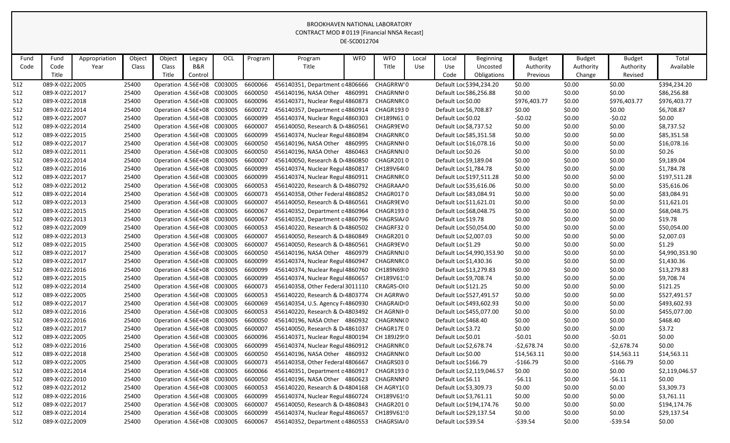# BROOKHAVEN NATIONAL LABORATORY
## CONTRACT MOD # 0119 [Financial NNSA Recast]
DE-SC0012704

| Fund Code | Fund Code Title | Appropriation Year | Object Class | Object Class Title | Legacy B&R Control | OCL | Program | Program Title | WFO | WFO Title | Local Use | Local Use Code | Beginning Uncosted Obligations | Budget Authority Previous | Budget Authority Change | Budget Authority Revised | Total Available |
|---|---|---|---|---|---|---|---|---|---|---|---|---|---|---|---|---|---|
| 512 | 089-X-0222 | 2005 | 25400 | Operation | 4.56E+08 | C003005 | 6600066 | 456140351, Department o | 4806666 | CHAGRRW | 0 | Default Loc | $394,234.20 | $0.00 | $0.00 | $0.00 | $394,234.20 |
| 512 | 089-X-0222 | 2017 | 25400 | Operation | 4.56E+08 | C003005 | 6600050 | 456140196, NASA Other | 4860991 | CHAGRNNH | 0 | Default Loc | $86,256.88 | $0.00 | $0.00 | $0.00 | $86,256.88 |
| 512 | 089-X-0222 | 2018 | 25400 | Operation | 4.56E+08 | C003005 | 6600096 | 456140371, Nuclear Regul | 4860873 | CHAGRNRC | 0 | Default Loc | $0.00 | $976,403.77 | $0.00 | $976,403.77 | $976,403.77 |
| 512 | 089-X-0222 | 2014 | 25400 | Operation | 4.56E+08 | C003005 | 6600072 | 456140357, Department o | 4860914 | CHAGR193 | 0 | Default Loc | $6,708.87 | $0.00 | $0.00 | $0.00 | $6,708.87 |
| 512 | 089-X-0222 | 2007 | 25400 | Operation | 4.56E+08 | C003005 | 6600099 | 456140374, Nuclear Regul | 4860303 | CH189N61 | 0 | Default Loc | $0.02 | -$0.02 | $0.00 | -$0.02 | $0.00 |
| 512 | 089-X-0222 | 2014 | 25400 | Operation | 4.56E+08 | C003005 | 6600007 | 456140050, Research & D | 4860561 | CHAGR9EW | 0 | Default Loc | $8,737.52 | $0.00 | $0.00 | $0.00 | $8,737.52 |
| 512 | 089-X-0222 | 2015 | 25400 | Operation | 4.56E+08 | C003005 | 6600099 | 456140374, Nuclear Regul | 4860894 | CHAGRNRC | 0 | Default Loc | $85,351.58 | $0.00 | $0.00 | $0.00 | $85,351.58 |
| 512 | 089-X-0222 | 2017 | 25400 | Operation | 4.56E+08 | C003005 | 6600050 | 456140196, NASA Other | 4860995 | CHAGRNNH | 0 | Default Loc | $16,078.16 | $0.00 | $0.00 | $0.00 | $16,078.16 |
| 512 | 089-X-0222 | 2011 | 25400 | Operation | 4.56E+08 | C003005 | 6600050 | 456140196, NASA Other | 4860463 | CHAGRNNJ | 0 | Default Loc | $0.26 | $0.00 | $0.00 | $0.00 | $0.26 |
| 512 | 089-X-0222 | 2014 | 25400 | Operation | 4.56E+08 | C003005 | 6600007 | 456140050, Research & D | 4860850 | CHAGR201 | 0 | Default Loc | $9,189.04 | $0.00 | $0.00 | $0.00 | $9,189.04 |
| 512 | 089-X-0222 | 2016 | 25400 | Operation | 4.56E+08 | C003005 | 6600099 | 456140374, Nuclear Regul | 4860817 | CH189V64 | 0 | Default Loc | $1,784.78 | $0.00 | $0.00 | $0.00 | $1,784.78 |
| 512 | 089-X-0222 | 2017 | 25400 | Operation | 4.56E+08 | C003005 | 6600099 | 456140374, Nuclear Regul | 4860911 | CHAGRNRC | 0 | Default Loc | $197,511.28 | $0.00 | $0.00 | $0.00 | $197,511.28 |
| 512 | 089-X-0222 | 2012 | 25400 | Operation | 4.56E+08 | C003005 | 6600053 | 456140220, Research & D | 4860792 | CHAGRAAA | 0 | Default Loc | $35,616.06 | $0.00 | $0.00 | $0.00 | $35,616.06 |
| 512 | 089-X-0222 | 2014 | 25400 | Operation | 4.56E+08 | C003005 | 6600073 | 456140358, Other Federal | 4860852 | CHAGR017 | 0 | Default Loc | $83,084.91 | $0.00 | $0.00 | $0.00 | $83,084.91 |
| 512 | 089-X-0222 | 2013 | 25400 | Operation | 4.56E+08 | C003005 | 6600007 | 456140050, Research & D | 4860561 | CHAGR9EW | 0 | Default Loc | $11,621.01 | $0.00 | $0.00 | $0.00 | $11,621.01 |
| 512 | 089-X-0222 | 2015 | 25400 | Operation | 4.56E+08 | C003005 | 6600067 | 456140352, Department o | 4860964 | CHAGR193 | 0 | Default Loc | $68,048.75 | $0.00 | $0.00 | $0.00 | $68,048.75 |
| 512 | 089-X-0222 | 2013 | 25400 | Operation | 4.56E+08 | C003005 | 6600067 | 456140352, Department o | 4860796 | CHAGRSIA | 0 | Default Loc | $19.78 | $0.00 | $0.00 | $0.00 | $19.78 |
| 512 | 089-X-0222 | 2009 | 25400 | Operation | 4.56E+08 | C003005 | 6600053 | 456140220, Research & D | 4860502 | CHAGRF32 | 0 | Default Loc | $50,054.00 | $0.00 | $0.00 | $0.00 | $50,054.00 |
| 512 | 089-X-0222 | 2013 | 25400 | Operation | 4.56E+08 | C003005 | 6600007 | 456140050, Research & D | 4860849 | CHAGR201 | 0 | Default Loc | $2,007.03 | $0.00 | $0.00 | $0.00 | $2,007.03 |
| 512 | 089-X-0222 | 2015 | 25400 | Operation | 4.56E+08 | C003005 | 6600007 | 456140050, Research & D | 4860561 | CHAGR9EW | 0 | Default Loc | $1.29 | $0.00 | $0.00 | $0.00 | $1.29 |
| 512 | 089-X-0222 | 2017 | 25400 | Operation | 4.56E+08 | C003005 | 6600050 | 456140196, NASA Other | 4860979 | CHAGRNNJ | 0 | Default Loc | $4,990,353.90 | $0.00 | $0.00 | $0.00 | $4,990,353.90 |
| 512 | 089-X-0222 | 2017 | 25400 | Operation | 4.56E+08 | C003005 | 6600099 | 456140374, Nuclear Regul | 4860947 | CHAGRNRC | 0 | Default Loc | $1,430.36 | $0.00 | $0.00 | $0.00 | $1,430.36 |
| 512 | 089-X-0222 | 2016 | 25400 | Operation | 4.56E+08 | C003005 | 6600099 | 456140374, Nuclear Regul | 4860760 | CH189N69 | 0 | Default Loc | $13,279.83 | $0.00 | $0.00 | $0.00 | $13,279.83 |
| 512 | 089-X-0222 | 2015 | 25400 | Operation | 4.56E+08 | C003005 | 6600099 | 456140374, Nuclear Regul | 4860657 | CH189V615 | 0 | Default Loc | $9,708.74 | $0.00 | $0.00 | $0.00 | $9,708.74 |
| 512 | 089-X-0222 | 2014 | 25400 | Operation | 4.56E+08 | C003005 | 6600073 | 456140358, Other Federal | 3011110 | CRAGRS-OI | 0 | Default Loc | $121.25 | $0.00 | $0.00 | $0.00 | $121.25 |
| 512 | 089-X-0222 | 2005 | 25400 | Operation | 4.56E+08 | C003005 | 6600053 | 456140220, Research & D | 4803774 | CH AGRRW | 0 | Default Loc | $527,491.57 | $0.00 | $0.00 | $0.00 | $527,491.57 |
| 512 | 089-X-0222 | 2017 | 25400 | Operation | 4.56E+08 | C003005 | 6600069 | 456140354, U.S. Agency F | 4860930 | CHAGRAID | 0 | Default Loc | $493,602.93 | $0.00 | $0.00 | $0.00 | $493,602.93 |
| 512 | 089-X-0222 | 2016 | 25400 | Operation | 4.56E+08 | C003005 | 6600053 | 456140220, Research & D | 4803492 | CH AGRNIH | 0 | Default Loc | $455,077.00 | $0.00 | $0.00 | $0.00 | $455,077.00 |
| 512 | 089-X-0222 | 2016 | 25400 | Operation | 4.56E+08 | C003005 | 6600050 | 456140196, NASA Other | 4860932 | CHAGRNNC | 0 | Default Loc | $468.40 | $0.00 | $0.00 | $0.00 | $468.40 |
| 512 | 089-X-0222 | 2017 | 25400 | Operation | 4.56E+08 | C003005 | 6600007 | 456140050, Research & D | 4861037 | CHAGR17E | 0 | Default Loc | $3.72 | $0.00 | $0.00 | $0.00 | $3.72 |
| 512 | 089-X-0222 | 2005 | 25400 | Operation | 4.56E+08 | C003005 | 6600096 | 456140371, Nuclear Regul | 4800194 | CH 189J29 | 0 | Default Loc | $0.01 | -$0.01 | $0.00 | -$0.01 | $0.00 |
| 512 | 089-X-0222 | 2016 | 25400 | Operation | 4.56E+08 | C003005 | 6600099 | 456140374, Nuclear Regul | 4860912 | CHAGRNRC | 0 | Default Loc | $2,678.74 | -$2,678.74 | $0.00 | -$2,678.74 | $0.00 |
| 512 | 089-X-0222 | 2018 | 25400 | Operation | 4.56E+08 | C003005 | 6600050 | 456140196, NASA Other | 4860932 | CHAGRNNC | 0 | Default Loc | $0.00 | $14,563.11 | $0.00 | $14,563.11 | $14,563.11 |
| 512 | 089-X-0222 | 2005 | 25400 | Operation | 4.56E+08 | C003005 | 6600073 | 456140358, Other Federal | 4806667 | CHAGRS03 | 0 | Default Loc | $166.79 | -$166.79 | $0.00 | -$166.79 | $0.00 |
| 512 | 089-X-0222 | 2014 | 25400 | Operation | 4.56E+08 | C003005 | 6600066 | 456140351, Department o | 4860917 | CHAGR193 | 0 | Default Loc | $2,119,046.57 | $0.00 | $0.00 | $0.00 | $2,119,046.57 |
| 512 | 089-X-0222 | 2010 | 25400 | Operation | 4.56E+08 | C003005 | 6600050 | 456140196, NASA Other | 4860623 | CHAGRNNI | 0 | Default Loc | $6.11 | -$6.11 | $0.00 | -$6.11 | $0.00 |
| 512 | 089-X-0222 | 2012 | 25400 | Operation | 4.56E+08 | C003005 | 6600053 | 456140220, Research & D | 4804168 | CH AGRY1C | 0 | Default Loc | $3,309.73 | $0.00 | $0.00 | $0.00 | $3,309.73 |
| 512 | 089-X-0222 | 2016 | 25400 | Operation | 4.56E+08 | C003005 | 6600099 | 456140374, Nuclear Regul | 4860724 | CH189V615 | 0 | Default Loc | $3,761.11 | $0.00 | $0.00 | $0.00 | $3,761.11 |
| 512 | 089-X-0222 | 2017 | 25400 | Operation | 4.56E+08 | C003005 | 6600007 | 456140050, Research & D | 4860843 | CHAGR201 | 0 | Default Loc | $194,174.76 | $0.00 | $0.00 | $0.00 | $194,174.76 |
| 512 | 089-X-0222 | 2014 | 25400 | Operation | 4.56E+08 | C003005 | 6600099 | 456140374, Nuclear Regul | 4860657 | CH189V615 | 0 | Default Loc | $29,137.54 | $0.00 | $0.00 | $0.00 | $29,137.54 |
| 512 | 089-X-0222 | 2009 | 25400 | Operation | 4.56E+08 | C003005 | 6600067 | 456140352, Department o | 4860553 | CHAGRSIA | 0 | Default Loc | $39.54 | -$39.54 | $0.00 | -$39.54 | $0.00 |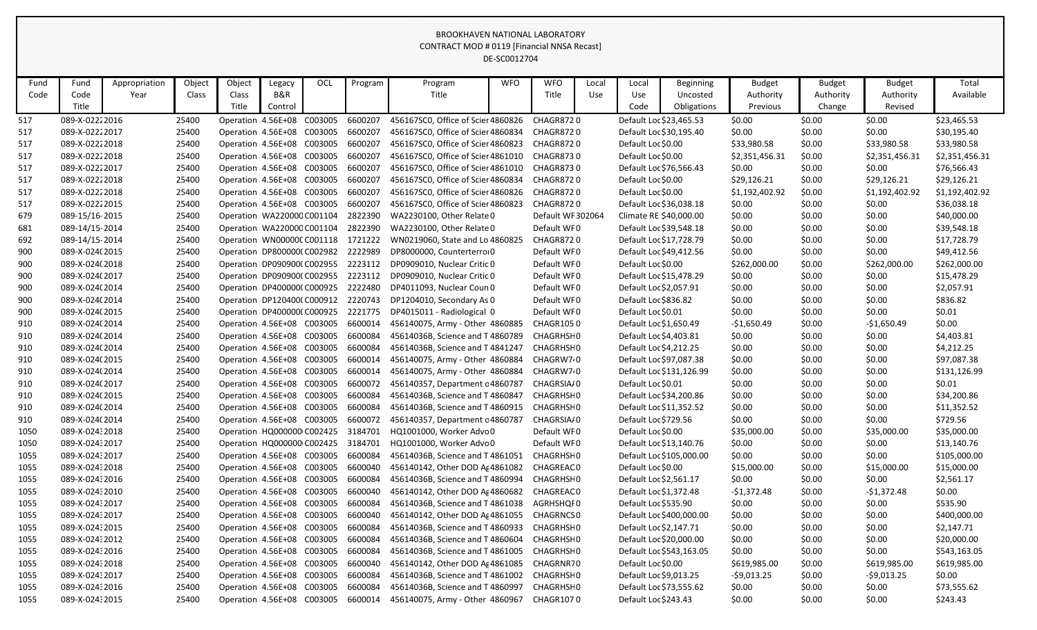BROOKHAVEN NATIONAL LABORATORY
CONTRACT MOD # 0119 [Financial NNSA Recast]
DE-SC0012704

| Fund Code | Fund Code Title | Appropriation Year | Object Class | Object Class Title | Legacy B&R Control | OCL | Program | Program Title | WFO | WFO Title | Local Use | Local Use Code | Beginning Uncosted Obligations | Budget Authority Previous | Budget Authority Change | Budget Authority Revised | Total Available |
|---|---|---|---|---|---|---|---|---|---|---|---|---|---|---|---|---|---|
| 517 | 089-X-0222 | 2016 | 25400 | Operation | 4.56E+08 | C003005 | 6600207 | 456167SC0, Office of Scier | 4860826 | CHAGR872 | 0 | Default Loc | $23,465.53 | $0.00 | $0.00 | $0.00 | $23,465.53 |
| 517 | 089-X-0222 | 2017 | 25400 | Operation | 4.56E+08 | C003005 | 6600207 | 456167SC0, Office of Scier | 4860834 | CHAGR872 | 0 | Default Loc | $30,195.40 | $0.00 | $0.00 | $0.00 | $30,195.40 |
| 517 | 089-X-0222 | 2018 | 25400 | Operation | 4.56E+08 | C003005 | 6600207 | 456167SC0, Office of Scier | 4860823 | CHAGR872 | 0 | Default Loc | $0.00 | $33,980.58 | $0.00 | $33,980.58 | $33,980.58 |
| 517 | 089-X-0222 | 2018 | 25400 | Operation | 4.56E+08 | C003005 | 6600207 | 456167SC0, Office of Scier | 4861010 | CHAGR873 | 0 | Default Loc | $0.00 | $2,351,456.31 | $0.00 | $2,351,456.31 | $2,351,456.31 |
| 517 | 089-X-0222 | 2017 | 25400 | Operation | 4.56E+08 | C003005 | 6600207 | 456167SC0, Office of Scier | 4861010 | CHAGR873 | 0 | Default Loc | $76,566.43 | $0.00 | $0.00 | $0.00 | $76,566.43 |
| 517 | 089-X-0222 | 2018 | 25400 | Operation | 4.56E+08 | C003005 | 6600207 | 456167SC0, Office of Scier | 4860834 | CHAGR872 | 0 | Default Loc | $0.00 | $29,126.21 | $0.00 | $29,126.21 | $29,126.21 |
| 517 | 089-X-0222 | 2018 | 25400 | Operation | 4.56E+08 | C003005 | 6600207 | 456167SC0, Office of Scier | 4860826 | CHAGR872 | 0 | Default Loc | $0.00 | $1,192,402.92 | $0.00 | $1,192,402.92 | $1,192,402.92 |
| 517 | 089-X-0222 | 2015 | 25400 | Operation | 4.56E+08 | C003005 | 6600207 | 456167SC0, Office of Scier | 4860823 | CHAGR872 | 0 | Default Loc | $36,038.18 | $0.00 | $0.00 | $0.00 | $36,038.18 |
| 679 | 089-15/16- | 2015 | 25400 | Operation | WA220000 | C001104 | 2822390 | WA2230100, Other Relate | 0 | Default WF | 302064 | Climate RE | $40,000.00 | $0.00 | $0.00 | $0.00 | $40,000.00 |
| 681 | 089-14/15- | 2014 | 25400 | Operation | WA220000 | C001104 | 2822390 | WA2230100, Other Relate | 0 | Default WF | 0 | Default Loc | $39,548.18 | $0.00 | $0.00 | $0.00 | $39,548.18 |
| 692 | 089-14/15- | 2014 | 25400 | Operation | WN00000C | C001118 | 1721222 | WN0219060, State and Lo | 4860825 | CHAGR872 | 0 | Default Loc | $17,728.79 | $0.00 | $0.00 | $0.00 | $17,728.79 |
| 900 | 089-X-024( | 2015 | 25400 | Operation | DP800000( | C002982 | 2222989 | DP8000000, Counterterro | 0 | Default WF | 0 | Default Loc | $49,412.56 | $0.00 | $0.00 | $0.00 | $49,412.56 |
| 900 | 089-X-024( | 2018 | 25400 | Operation | DP090900( | C002955 | 2223112 | DP0909010, Nuclear Critic | 0 | Default WF | 0 | Default Loc | $0.00 | $262,000.00 | $0.00 | $262,000.00 | $262,000.00 |
| 900 | 089-X-024( | 2017 | 25400 | Operation | DP090900( | C002955 | 2223112 | DP0909010, Nuclear Critic | 0 | Default WF | 0 | Default Loc | $15,478.29 | $0.00 | $0.00 | $0.00 | $15,478.29 |
| 900 | 089-X-024( | 2014 | 25400 | Operation | DP400000( | C000925 | 2222480 | DP4011093, Nuclear Coun | 0 | Default WF | 0 | Default Loc | $2,057.91 | $0.00 | $0.00 | $0.00 | $2,057.91 |
| 900 | 089-X-024( | 2014 | 25400 | Operation | DP120400( | C000912 | 2220743 | DP1204010, Secondary As | 0 | Default WF | 0 | Default Loc | $836.82 | $0.00 | $0.00 | $0.00 | $836.82 |
| 900 | 089-X-024( | 2015 | 25400 | Operation | DP400000( | C000925 | 2221775 | DP4015011 - Radiological | 0 | Default WF | 0 | Default Loc | $0.01 | $0.00 | $0.00 | $0.00 | $0.01 |
| 910 | 089-X-024( | 2014 | 25400 | Operation | 4.56E+08 | C003005 | 6600014 | 456140075, Army - Other | 4860885 | CHAGR105 | 0 | Default Loc | $1,650.49 | -$1,650.49 | $0.00 | -$1,650.49 | $0.00 |
| 910 | 089-X-024( | 2014 | 25400 | Operation | 4.56E+08 | C003005 | 6600084 | 45614036B, Science and T | 4860789 | CHAGRHSH | 0 | Default Loc | $4,403.81 | $0.00 | $0.00 | $0.00 | $4,403.81 |
| 910 | 089-X-024( | 2014 | 25400 | Operation | 4.56E+08 | C003005 | 6600084 | 45614036B, Science and T | 4841247 | CHAGRHSH | 0 | Default Loc | $4,212.25 | $0.00 | $0.00 | $0.00 | $4,212.25 |
| 910 | 089-X-024( | 2015 | 25400 | Operation | 4.56E+08 | C003005 | 6600014 | 456140075, Army - Other | 4860884 | CHAGRW7 | 0 | Default Loc | $97,087.38 | $0.00 | $0.00 | $0.00 | $97,087.38 |
| 910 | 089-X-024( | 2014 | 25400 | Operation | 4.56E+08 | C003005 | 6600014 | 456140075, Army - Other | 4860884 | CHAGRW7 | 0 | Default Loc | $131,126.99 | $0.00 | $0.00 | $0.00 | $131,126.99 |
| 910 | 089-X-024( | 2017 | 25400 | Operation | 4.56E+08 | C003005 | 6600072 | 456140357, Department c | 4860787 | CHAGRSIA | 0 | Default Loc | $0.01 | $0.00 | $0.00 | $0.00 | $0.01 |
| 910 | 089-X-024( | 2015 | 25400 | Operation | 4.56E+08 | C003005 | 6600084 | 45614036B, Science and T | 4860847 | CHAGRHSH | 0 | Default Loc | $34,200.86 | $0.00 | $0.00 | $0.00 | $34,200.86 |
| 910 | 089-X-024( | 2014 | 25400 | Operation | 4.56E+08 | C003005 | 6600084 | 45614036B, Science and T | 4860915 | CHAGRHSH | 0 | Default Loc | $11,352.52 | $0.00 | $0.00 | $0.00 | $11,352.52 |
| 910 | 089-X-024( | 2014 | 25400 | Operation | 4.56E+08 | C003005 | 6600072 | 456140357, Department c | 4860787 | CHAGRSIA | 0 | Default Loc | $729.56 | $0.00 | $0.00 | $0.00 | $729.56 |
| 1050 | 089-X-0243 | 2018 | 25400 | Operation | HQ000000 | C002425 | 3184701 | HQ1001000, Worker Advo | 0 | Default WF | 0 | Default Loc | $0.00 | $35,000.00 | $0.00 | $35,000.00 | $35,000.00 |
| 1050 | 089-X-0243 | 2017 | 25400 | Operation | HQ000000 | C002425 | 3184701 | HQ1001000, Worker Advo | 0 | Default WF | 0 | Default Loc | $13,140.76 | $0.00 | $0.00 | $0.00 | $13,140.76 |
| 1055 | 089-X-0243 | 2017 | 25400 | Operation | 4.56E+08 | C003005 | 6600084 | 45614036B, Science and T | 4861051 | CHAGRHSH | 0 | Default Loc | $105,000.00 | $0.00 | $0.00 | $0.00 | $105,000.00 |
| 1055 | 089-X-0243 | 2018 | 25400 | Operation | 4.56E+08 | C003005 | 6600040 | 456140142, Other DOD Ag | 4861082 | CHAGREAC | 0 | Default Loc | $0.00 | $15,000.00 | $0.00 | $15,000.00 | $15,000.00 |
| 1055 | 089-X-0243 | 2016 | 25400 | Operation | 4.56E+08 | C003005 | 6600084 | 45614036B, Science and T | 4860994 | CHAGRHSH | 0 | Default Loc | $2,561.17 | $0.00 | $0.00 | $0.00 | $2,561.17 |
| 1055 | 089-X-0243 | 2010 | 25400 | Operation | 4.56E+08 | C003005 | 6600040 | 456140142, Other DOD Ag | 4860682 | CHAGREAC | 0 | Default Loc | $1,372.48 | -$1,372.48 | $0.00 | -$1,372.48 | $0.00 |
| 1055 | 089-X-0243 | 2017 | 25400 | Operation | 4.56E+08 | C003005 | 6600084 | 45614036B, Science and T | 4861038 | AGRHSHQF | 0 | Default Loc | $535.90 | $0.00 | $0.00 | $0.00 | $535.90 |
| 1055 | 089-X-0243 | 2017 | 25400 | Operation | 4.56E+08 | C003005 | 6600040 | 456140142, Other DOD Ag | 4861055 | CHAGRNCS | 0 | Default Loc | $400,000.00 | $0.00 | $0.00 | $0.00 | $400,000.00 |
| 1055 | 089-X-0243 | 2015 | 25400 | Operation | 4.56E+08 | C003005 | 6600084 | 45614036B, Science and T | 4860933 | CHAGRHSH | 0 | Default Loc | $2,147.71 | $0.00 | $0.00 | $0.00 | $2,147.71 |
| 1055 | 089-X-0243 | 2012 | 25400 | Operation | 4.56E+08 | C003005 | 6600084 | 45614036B, Science and T | 4860604 | CHAGRHSH | 0 | Default Loc | $20,000.00 | $0.00 | $0.00 | $0.00 | $20,000.00 |
| 1055 | 089-X-0243 | 2016 | 25400 | Operation | 4.56E+08 | C003005 | 6600084 | 45614036B, Science and T | 4861005 | CHAGRHSH | 0 | Default Loc | $543,163.05 | $0.00 | $0.00 | $0.00 | $543,163.05 |
| 1055 | 089-X-0243 | 2018 | 25400 | Operation | 4.56E+08 | C003005 | 6600040 | 456140142, Other DOD Ag | 4861085 | CHAGRNR7 | 0 | Default Loc | $0.00 | $619,985.00 | $0.00 | $619,985.00 | $619,985.00 |
| 1055 | 089-X-0243 | 2017 | 25400 | Operation | 4.56E+08 | C003005 | 6600084 | 45614036B, Science and T | 4861002 | CHAGRHSH | 0 | Default Loc | $9,013.25 | -$9,013.25 | $0.00 | -$9,013.25 | $0.00 |
| 1055 | 089-X-0243 | 2016 | 25400 | Operation | 4.56E+08 | C003005 | 6600084 | 45614036B, Science and T | 4860997 | CHAGRHSH | 0 | Default Loc | $73,555.62 | $0.00 | $0.00 | $0.00 | $73,555.62 |
| 1055 | 089-X-0243 | 2015 | 25400 | Operation | 4.56E+08 | C003005 | 6600014 | 456140075, Army - Other | 4860967 | CHAGR107 | 0 | Default Loc | $243.43 | $0.00 | $0.00 | $0.00 | $243.43 |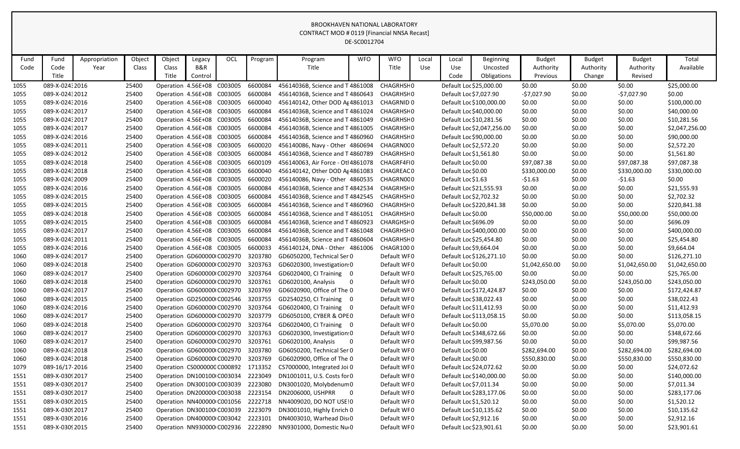BROOKHAVEN NATIONAL LABORATORY
CONTRACT MOD # 0119 [Financial NNSA Recast]
DE-SC0012704

| Fund Code | Fund Code Title | Appropriation Year | Object Class | Object Class Title | Legacy B&R Control | OCL | Program | Program Title | WFO | WFO Title | Local Use | Local Use Code | Beginning Uncosted Obligations | Budget Authority Previous | Budget Authority Change | Budget Authority Revised | Total Available |
|---|---|---|---|---|---|---|---|---|---|---|---|---|---|---|---|---|---|
| 1055 | 089-X-0243 | 2016 | 25400 | Operation | 4.56E+08 | C003005 | 6600084 | 45614036B, Science and T | 4861008 | CHAGRHSH | 0 | Default Loc | $25,000.00 | $0.00 | $0.00 | $0.00 | $25,000.00 |
| 1055 | 089-X-0243 | 2012 | 25400 | Operation | 4.56E+08 | C003005 | 6600084 | 45614036B, Science and T | 4860643 | CHAGRHSH | 0 | Default Loc | $7,027.90 | -$7,027.90 | $0.00 | -$7,027.90 | $0.00 |
| 1055 | 089-X-0243 | 2016 | 25400 | Operation | 4.56E+08 | C003005 | 6600040 | 456140142, Other DOD Ag | 4861013 | CHAGRNID | 0 | Default Loc | $100,000.00 | $0.00 | $0.00 | $0.00 | $100,000.00 |
| 1055 | 089-X-0243 | 2017 | 25400 | Operation | 4.56E+08 | C003005 | 6600084 | 45614036B, Science and T | 4861024 | CHAGRHSH | 0 | Default Loc | $40,000.00 | $0.00 | $0.00 | $0.00 | $40,000.00 |
| 1055 | 089-X-0243 | 2017 | 25400 | Operation | 4.56E+08 | C003005 | 6600084 | 45614036B, Science and T | 4861049 | CHAGRHSH | 0 | Default Loc | $10,281.56 | $0.00 | $0.00 | $0.00 | $10,281.56 |
| 1055 | 089-X-0243 | 2017 | 25400 | Operation | 4.56E+08 | C003005 | 6600084 | 45614036B, Science and T | 4861005 | CHAGRHSH | 0 | Default Loc | $2,047,256.00 | $0.00 | $0.00 | $0.00 | $2,047,256.00 |
| 1055 | 089-X-0243 | 2016 | 25400 | Operation | 4.56E+08 | C003005 | 6600084 | 45614036B, Science and T | 4860960 | CHAGRHSH | 0 | Default Loc | $90,000.00 | $0.00 | $0.00 | $0.00 | $90,000.00 |
| 1055 | 089-X-0243 | 2011 | 25400 | Operation | 4.56E+08 | C003005 | 6600020 | 456140086, Navy - Other | 4860694 | CHAGRN00 | 0 | Default Loc | $2,572.20 | $0.00 | $0.00 | $0.00 | $2,572.20 |
| 1055 | 089-X-0243 | 2012 | 25400 | Operation | 4.56E+08 | C003005 | 6600084 | 45614036B, Science and T | 4860789 | CHAGRHSH | 0 | Default Loc | $1,561.80 | $0.00 | $0.00 | $0.00 | $1,561.80 |
| 1055 | 089-X-0243 | 2018 | 25400 | Operation | 4.56E+08 | C003005 | 6600109 | 456140063, Air Force - Otl | 4861078 | CHAGRF4FI | 0 | Default Loc | $0.00 | $97,087.38 | $0.00 | $97,087.38 | $97,087.38 |
| 1055 | 089-X-0243 | 2018 | 25400 | Operation | 4.56E+08 | C003005 | 6600040 | 456140142, Other DOD Ag | 4861083 | CHAGREAC | 0 | Default Loc | $0.00 | $330,000.00 | $0.00 | $330,000.00 | $330,000.00 |
| 1055 | 089-X-0243 | 2009 | 25400 | Operation | 4.56E+08 | C003005 | 6600020 | 456140086, Navy - Other | 4860535 | CHAGRN00 | 0 | Default Loc | $1.63 | -$1.63 | $0.00 | -$1.63 | $0.00 |
| 1055 | 089-X-0243 | 2016 | 25400 | Operation | 4.56E+08 | C003005 | 6600084 | 45614036B, Science and T | 4842534 | CHAGRHSH | 0 | Default Loc | $21,555.93 | $0.00 | $0.00 | $0.00 | $21,555.93 |
| 1055 | 089-X-0243 | 2015 | 25400 | Operation | 4.56E+08 | C003005 | 6600084 | 45614036B, Science and T | 4842545 | CHAGRHSH | 0 | Default Loc | $2,702.32 | $0.00 | $0.00 | $0.00 | $2,702.32 |
| 1055 | 089-X-0243 | 2015 | 25400 | Operation | 4.56E+08 | C003005 | 6600084 | 45614036B, Science and T | 4860960 | CHAGRHSH | 0 | Default Loc | $220,841.38 | $0.00 | $0.00 | $0.00 | $220,841.38 |
| 1055 | 089-X-0243 | 2018 | 25400 | Operation | 4.56E+08 | C003005 | 6600084 | 45614036B, Science and T | 4861051 | CHAGRHSH | 0 | Default Loc | $0.00 | $50,000.00 | $0.00 | $50,000.00 | $50,000.00 |
| 1055 | 089-X-0243 | 2015 | 25400 | Operation | 4.56E+08 | C003005 | 6600084 | 45614036B, Science and T | 4860923 | CHARGHSH | 0 | Default Loc | $696.09 | $0.00 | $0.00 | $0.00 | $696.09 |
| 1055 | 089-X-0243 | 2017 | 25400 | Operation | 4.56E+08 | C003005 | 6600084 | 45614036B, Science and T | 4861048 | CHAGRHSH | 0 | Default Loc | $400,000.00 | $0.00 | $0.00 | $0.00 | $400,000.00 |
| 1055 | 089-X-0243 | 2011 | 25400 | Operation | 4.56E+08 | C003005 | 6600084 | 45614036B, Science and T | 4860604 | CHAGRHSH | 0 | Default Loc | $25,454.80 | $0.00 | $0.00 | $0.00 | $25,454.80 |
| 1055 | 089-X-0243 | 2016 | 25400 | Operation | 4.56E+08 | C003005 | 6600033 | 456140124, DNA - Other | 4861006 | CHAGR100 | 0 | Default Loc | $9,664.04 | $0.00 | $0.00 | $0.00 | $9,664.04 |
| 1060 | 089-X-0243 | 2017 | 25400 | Operation | GD600000 | C002970 | 3203780 | GD6050200, Technical Ser | 0 | Default WF | 0 | Default Loc | $126,271.10 | $0.00 | $0.00 | $0.00 | $126,271.10 |
| 1060 | 089-X-0243 | 2018 | 25400 | Operation | GD600000 | C002970 | 3203763 | GD6020300, Investigation | 0 | Default WF | 0 | Default Loc | $0.00 | $1,042,650.00 | $0.00 | $1,042,650.00 | $1,042,650.00 |
| 1060 | 089-X-0243 | 2017 | 25400 | Operation | GD600000 | C002970 | 3203764 | GD6020400, CI Training | 0 | Default WF | 0 | Default Loc | $25,765.00 | $0.00 | $0.00 | $0.00 | $25,765.00 |
| 1060 | 089-X-0243 | 2018 | 25400 | Operation | GD600000 | C002970 | 3203761 | GD6020100, Analysis | 0 | Default WF | 0 | Default Loc | $0.00 | $243,050.00 | $0.00 | $243,050.00 | $243,050.00 |
| 1060 | 089-X-0243 | 2017 | 25400 | Operation | GD600000 | C002970 | 3203769 | GD6020900, Office of The | 0 | Default WF | 0 | Default Loc | $172,424.87 | $0.00 | $0.00 | $0.00 | $172,424.87 |
| 1060 | 089-X-0243 | 2015 | 25400 | Operation | GD250000 | C002546 | 3203755 | GD2540250, CI Training | 0 | Default WF | 0 | Default Loc | $38,022.43 | $0.00 | $0.00 | $0.00 | $38,022.43 |
| 1060 | 089-X-0243 | 2016 | 25400 | Operation | GD600000 | C002970 | 3203764 | GD6020400, CI Training | 0 | Default WF | 0 | Default Loc | $11,412.93 | $0.00 | $0.00 | $0.00 | $11,412.93 |
| 1060 | 089-X-0243 | 2017 | 25400 | Operation | GD600000 | C002970 | 3203779 | GD6050100, CYBER & OPE | 0 | Default WF | 0 | Default Loc | $113,058.15 | $0.00 | $0.00 | $0.00 | $113,058.15 |
| 1060 | 089-X-0243 | 2018 | 25400 | Operation | GD600000 | C002970 | 3203764 | GD6020400, CI Training | 0 | Default WF | 0 | Default Loc | $0.00 | $5,070.00 | $0.00 | $5,070.00 | $5,070.00 |
| 1060 | 089-X-0243 | 2017 | 25400 | Operation | GD600000 | C002970 | 3203763 | GD6020300, Investigation | 0 | Default WF | 0 | Default Loc | $348,672.66 | $0.00 | $0.00 | $0.00 | $348,672.66 |
| 1060 | 089-X-0243 | 2017 | 25400 | Operation | GD600000 | C002970 | 3203761 | GD6020100, Analysis | 0 | Default WF | 0 | Default Loc | $99,987.56 | $0.00 | $0.00 | $0.00 | $99,987.56 |
| 1060 | 089-X-0243 | 2018 | 25400 | Operation | GD600000 | C002970 | 3203780 | GD6050200, Technical Ser | 0 | Default WF | 0 | Default Loc | $0.00 | $282,694.00 | $0.00 | $282,694.00 | $282,694.00 |
| 1060 | 089-X-0243 | 2018 | 25400 | Operation | GD600000 | C002970 | 3203769 | GD6020900, Office of The | 0 | Default WF | 0 | Default Loc | $0.00 | $550,830.00 | $0.00 | $550,830.00 | $550,830.00 |
| 1079 | 089-16/17- | 2016 | 25400 | Operation | CS000000 | C000892 | 1713352 | CS7000000, Integrated Joi | 0 | Default WF | 0 | Default Loc | $24,072.62 | $0.00 | $0.00 | $0.00 | $24,072.62 |
| 1551 | 089-X-0309 | 2017 | 25400 | Operation | DN100100 | C003034 | 2223049 | DN1001011, U.S. Costs for | 0 | Default WF | 0 | Default Loc | $140,000.00 | $0.00 | $0.00 | $0.00 | $140,000.00 |
| 1551 | 089-X-0309 | 2017 | 25400 | Operation | DN300100 | C003039 | 2223080 | DN3001020, Molybdenum | 0 | Default WF | 0 | Default Loc | $7,011.34 | $0.00 | $0.00 | $0.00 | $7,011.34 |
| 1551 | 089-X-0309 | 2017 | 25400 | Operation | DN200000 | C003038 | 2223154 | DN2006000, USHPRR | 0 | Default WF | 0 | Default Loc | $283,177.06 | $0.00 | $0.00 | $0.00 | $283,177.06 |
| 1551 | 089-X-0309 | 2015 | 25400 | Operation | NN400000 | C001056 | 2222718 | NN4009020, DO NOT USE | 0 | Default WF | 0 | Default Loc | $1,520.12 | $0.00 | $0.00 | $0.00 | $1,520.12 |
| 1551 | 089-X-0309 | 2017 | 25400 | Operation | DN300100 | C003039 | 2223079 | DN3001010, Highly Enrich | 0 | Default WF | 0 | Default Loc | $10,135.62 | $0.00 | $0.00 | $0.00 | $10,135.62 |
| 1551 | 089-X-0309 | 2016 | 25400 | Operation | DN400000 | C003042 | 2223101 | DN4003010, Warhead Dis | 0 | Default WF | 0 | Default Loc | $2,912.16 | $0.00 | $0.00 | $0.00 | $2,912.16 |
| 1551 | 089-X-0309 | 2015 | 25400 | Operation | NN930000 | C002936 | 2222890 | NN9301000, Domestic Nu | 0 | Default WF | 0 | Default Loc | $23,901.61 | $0.00 | $0.00 | $0.00 | $23,901.61 |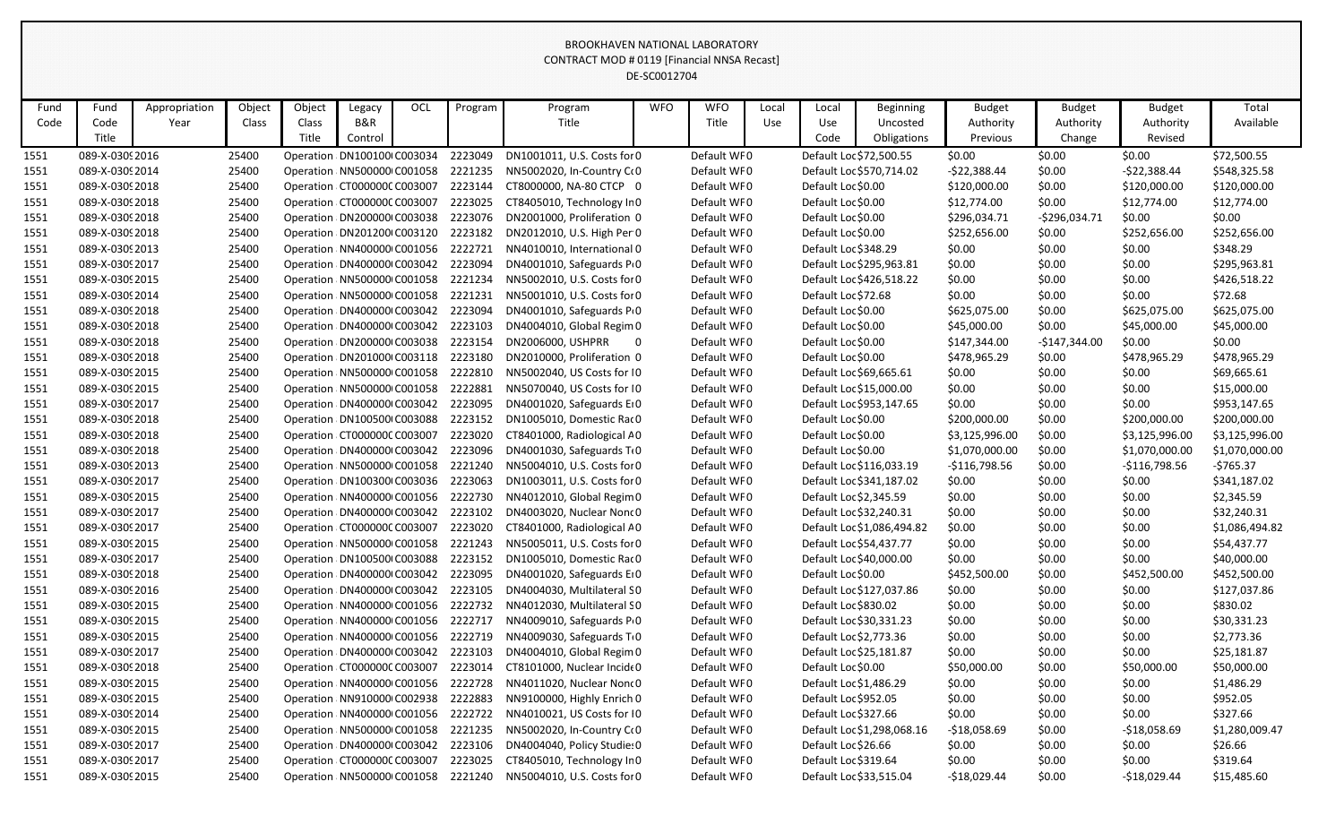BROOKHAVEN NATIONAL LABORATORY
CONTRACT MOD # 0119 [Financial NNSA Recast]
DE-SC0012704

| Fund Code | Fund Code Title | Appropriation Year | Object Class | Object Class Title | Legacy B&R Control | OCL | Program | Program Title | WFO | WFO Title | Local Use | Local Use Code | Beginning Uncosted Obligations | Budget Authority Previous | Budget Authority Change | Budget Authority Revised | Total Available |
|---|---|---|---|---|---|---|---|---|---|---|---|---|---|---|---|---|---|
| 1551 | 089-X-0309 | 2016 | 25400 | Operation | DN100100 | C003034 | 2223049 | DN1001011, U.S. Costs for | 0 | Default WF | 0 | Default Loc | $72,500.55 | $0.00 | $0.00 | $0.00 | $72,500.55 |
| 1551 | 089-X-0309 | 2014 | 25400 | Operation | NN500000 | C001058 | 2221235 | NN5002020, In-Country C | 0 | Default WF | 0 | Default Loc | $570,714.02 | -$22,388.44 | $0.00 | -$22,388.44 | $548,325.58 |
| 1551 | 089-X-0309 | 2018 | 25400 | Operation | CT000000 | C003007 | 2223144 | CT8000000, NA-80 CTCP | 0 | Default WF | 0 | Default Loc | $0.00 | $120,000.00 | $0.00 | $120,000.00 | $120,000.00 |
| 1551 | 089-X-0309 | 2018 | 25400 | Operation | CT000000 | C003007 | 2223025 | CT8405010, Technology In | 0 | Default WF | 0 | Default Loc | $0.00 | $12,774.00 | $0.00 | $12,774.00 | $12,774.00 |
| 1551 | 089-X-0309 | 2018 | 25400 | Operation | DN200000 | C003038 | 2223076 | DN2001000, Proliferation | 0 | Default WF | 0 | Default Loc | $0.00 | $296,034.71 | -$296,034.71 | $0.00 | $0.00 |
| 1551 | 089-X-0309 | 2018 | 25400 | Operation | DN201200 | C003120 | 2223182 | DN2012010, U.S. High Per | 0 | Default WF | 0 | Default Loc | $0.00 | $252,656.00 | $0.00 | $252,656.00 | $252,656.00 |
| 1551 | 089-X-0309 | 2013 | 25400 | Operation | NN400000 | C001056 | 2222721 | NN4010010, International | 0 | Default WF | 0 | Default Loc | $348.29 | $0.00 | $0.00 | $0.00 | $348.29 |
| 1551 | 089-X-0309 | 2017 | 25400 | Operation | DN400000 | C003042 | 2223094 | DN4001010, Safeguards P | 0 | Default WF | 0 | Default Loc | $295,963.81 | $0.00 | $0.00 | $0.00 | $295,963.81 |
| 1551 | 089-X-0309 | 2015 | 25400 | Operation | NN500000 | C001058 | 2221234 | NN5002010, U.S. Costs for | 0 | Default WF | 0 | Default Loc | $426,518.22 | $0.00 | $0.00 | $0.00 | $426,518.22 |
| 1551 | 089-X-0309 | 2014 | 25400 | Operation | NN500000 | C001058 | 2221231 | NN5001010, U.S. Costs for | 0 | Default WF | 0 | Default Loc | $72.68 | $0.00 | $0.00 | $0.00 | $72.68 |
| 1551 | 089-X-0309 | 2018 | 25400 | Operation | DN400000 | C003042 | 2223094 | DN4001010, Safeguards P | 0 | Default WF | 0 | Default Loc | $0.00 | $625,075.00 | $0.00 | $625,075.00 | $625,075.00 |
| 1551 | 089-X-0309 | 2018 | 25400 | Operation | DN400000 | C003042 | 2223103 | DN4004010, Global Regim | 0 | Default WF | 0 | Default Loc | $0.00 | $45,000.00 | $0.00 | $45,000.00 | $45,000.00 |
| 1551 | 089-X-0309 | 2018 | 25400 | Operation | DN200000 | C003038 | 2223154 | DN2006000, USHPRR | 0 | Default WF | 0 | Default Loc | $0.00 | $147,344.00 | -$147,344.00 | $0.00 | $0.00 |
| 1551 | 089-X-0309 | 2018 | 25400 | Operation | DN201000 | C003118 | 2223180 | DN2010000, Proliferation | 0 | Default WF | 0 | Default Loc | $0.00 | $478,965.29 | $0.00 | $478,965.29 | $478,965.29 |
| 1551 | 089-X-0309 | 2015 | 25400 | Operation | NN500000 | C001058 | 2222810 | NN5002040, US Costs for I | 0 | Default WF | 0 | Default Loc | $69,665.61 | $0.00 | $0.00 | $0.00 | $69,665.61 |
| 1551 | 089-X-0309 | 2015 | 25400 | Operation | NN500000 | C001058 | 2222881 | NN5070040, US Costs for I | 0 | Default WF | 0 | Default Loc | $15,000.00 | $0.00 | $0.00 | $0.00 | $15,000.00 |
| 1551 | 089-X-0309 | 2017 | 25400 | Operation | DN400000 | C003042 | 2223095 | DN4001020, Safeguards E | 0 | Default WF | 0 | Default Loc | $953,147.65 | $0.00 | $0.00 | $0.00 | $953,147.65 |
| 1551 | 089-X-0309 | 2018 | 25400 | Operation | DN100500 | C003088 | 2223152 | DN1005010, Domestic Rac | 0 | Default WF | 0 | Default Loc | $0.00 | $200,000.00 | $0.00 | $200,000.00 | $200,000.00 |
| 1551 | 089-X-0309 | 2018 | 25400 | Operation | CT000000 | C003007 | 2223020 | CT8401000, Radiological A | 0 | Default WF | 0 | Default Loc | $0.00 | $3,125,996.00 | $0.00 | $3,125,996.00 | $3,125,996.00 |
| 1551 | 089-X-0309 | 2018 | 25400 | Operation | DN400000 | C003042 | 2223096 | DN4001030, Safeguards T | 0 | Default WF | 0 | Default Loc | $0.00 | $1,070,000.00 | $0.00 | $1,070,000.00 | $1,070,000.00 |
| 1551 | 089-X-0309 | 2013 | 25400 | Operation | NN500000 | C001058 | 2221240 | NN5004010, U.S. Costs for | 0 | Default WF | 0 | Default Loc | $116,033.19 | -$116,798.56 | $0.00 | -$116,798.56 | -$765.37 |
| 1551 | 089-X-0309 | 2017 | 25400 | Operation | DN100300 | C003036 | 2223063 | DN1003011, U.S. Costs for | 0 | Default WF | 0 | Default Loc | $341,187.02 | $0.00 | $0.00 | $0.00 | $341,187.02 |
| 1551 | 089-X-0309 | 2015 | 25400 | Operation | NN400000 | C001056 | 2222730 | NN4012010, Global Regim | 0 | Default WF | 0 | Default Loc | $2,345.59 | $0.00 | $0.00 | $0.00 | $2,345.59 |
| 1551 | 089-X-0309 | 2017 | 25400 | Operation | DN400000 | C003042 | 2223102 | DN4003020, Nuclear Nonc | 0 | Default WF | 0 | Default Loc | $32,240.31 | $0.00 | $0.00 | $0.00 | $32,240.31 |
| 1551 | 089-X-0309 | 2017 | 25400 | Operation | CT000000 | C003007 | 2223020 | CT8401000, Radiological A | 0 | Default WF | 0 | Default Loc | $1,086,494.82 | $0.00 | $0.00 | $0.00 | $1,086,494.82 |
| 1551 | 089-X-0309 | 2015 | 25400 | Operation | NN500000 | C001058 | 2221243 | NN5005011, U.S. Costs for | 0 | Default WF | 0 | Default Loc | $54,437.77 | $0.00 | $0.00 | $0.00 | $54,437.77 |
| 1551 | 089-X-0309 | 2017 | 25400 | Operation | DN100500 | C003088 | 2223152 | DN1005010, Domestic Rac | 0 | Default WF | 0 | Default Loc | $40,000.00 | $0.00 | $0.00 | $0.00 | $40,000.00 |
| 1551 | 089-X-0309 | 2018 | 25400 | Operation | DN400000 | C003042 | 2223095 | DN4001020, Safeguards E | 0 | Default WF | 0 | Default Loc | $0.00 | $452,500.00 | $0.00 | $452,500.00 | $452,500.00 |
| 1551 | 089-X-0309 | 2016 | 25400 | Operation | DN400000 | C003042 | 2223105 | DN4004030, Multilateral S | 0 | Default WF | 0 | Default Loc | $127,037.86 | $0.00 | $0.00 | $0.00 | $127,037.86 |
| 1551 | 089-X-0309 | 2015 | 25400 | Operation | NN400000 | C001056 | 2222732 | NN4012030, Multilateral S | 0 | Default WF | 0 | Default Loc | $830.02 | $0.00 | $0.00 | $0.00 | $830.02 |
| 1551 | 089-X-0309 | 2015 | 25400 | Operation | NN400000 | C001056 | 2222717 | NN4009010, Safeguards P | 0 | Default WF | 0 | Default Loc | $30,331.23 | $0.00 | $0.00 | $0.00 | $30,331.23 |
| 1551 | 089-X-0309 | 2015 | 25400 | Operation | NN400000 | C001056 | 2222719 | NN4009030, Safeguards T | 0 | Default WF | 0 | Default Loc | $2,773.36 | $0.00 | $0.00 | $0.00 | $2,773.36 |
| 1551 | 089-X-0309 | 2017 | 25400 | Operation | DN400000 | C003042 | 2223103 | DN4004010, Global Regim | 0 | Default WF | 0 | Default Loc | $25,181.87 | $0.00 | $0.00 | $0.00 | $25,181.87 |
| 1551 | 089-X-0309 | 2018 | 25400 | Operation | CT000000 | C003007 | 2223014 | CT8101000, Nuclear Incide | 0 | Default WF | 0 | Default Loc | $0.00 | $50,000.00 | $0.00 | $50,000.00 | $50,000.00 |
| 1551 | 089-X-0309 | 2015 | 25400 | Operation | NN400000 | C001056 | 2222728 | NN4011020, Nuclear Nonc | 0 | Default WF | 0 | Default Loc | $1,486.29 | $0.00 | $0.00 | $0.00 | $1,486.29 |
| 1551 | 089-X-0309 | 2015 | 25400 | Operation | NN910000 | C002938 | 2222883 | NN9100000, Highly Enrich | 0 | Default WF | 0 | Default Loc | $952.05 | $0.00 | $0.00 | $0.00 | $952.05 |
| 1551 | 089-X-0309 | 2014 | 25400 | Operation | NN400000 | C001056 | 2222722 | NN4010021, US Costs for I | 0 | Default WF | 0 | Default Loc | $327.66 | $0.00 | $0.00 | $0.00 | $327.66 |
| 1551 | 089-X-0309 | 2015 | 25400 | Operation | NN500000 | C001058 | 2221235 | NN5002020, In-Country C | 0 | Default WF | 0 | Default Loc | $1,298,068.16 | -$18,058.69 | $0.00 | -$18,058.69 | $1,280,009.47 |
| 1551 | 089-X-0309 | 2017 | 25400 | Operation | DN400000 | C003042 | 2223106 | DN4004040, Policy Studie | 0 | Default WF | 0 | Default Loc | $26.66 | $0.00 | $0.00 | $0.00 | $26.66 |
| 1551 | 089-X-0309 | 2017 | 25400 | Operation | CT000000 | C003007 | 2223025 | CT8405010, Technology In | 0 | Default WF | 0 | Default Loc | $319.64 | $0.00 | $0.00 | $0.00 | $319.64 |
| 1551 | 089-X-0309 | 2015 | 25400 | Operation | NN500000 | C001058 | 2221240 | NN5004010, U.S. Costs for | 0 | Default WF | 0 | Default Loc | $33,515.04 | -$18,029.44 | $0.00 | -$18,029.44 | $15,485.60 |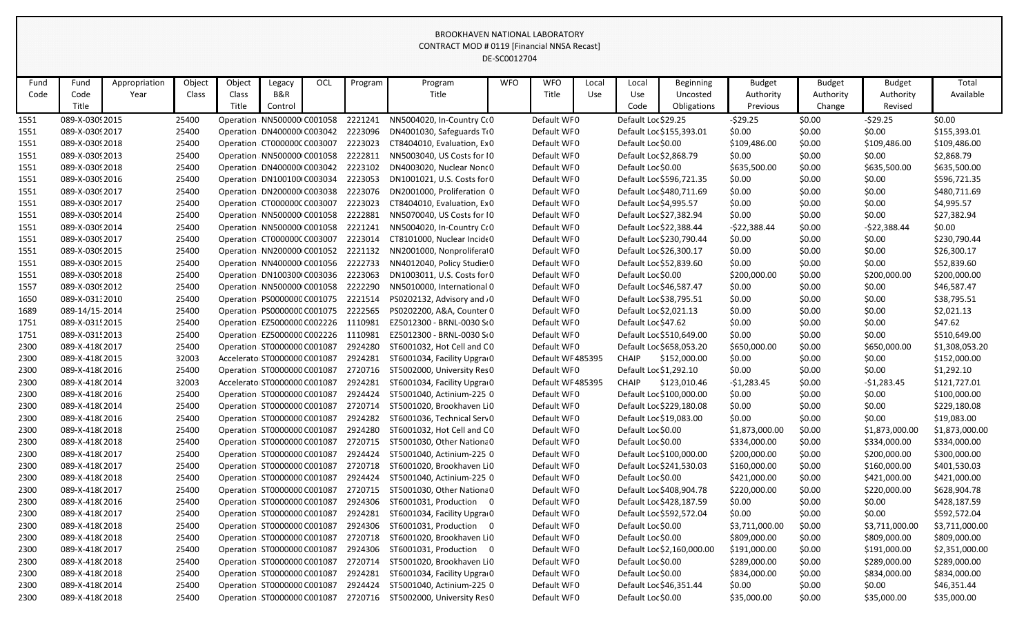BROOKHAVEN NATIONAL LABORATORY
CONTRACT MOD # 0119 [Financial NNSA Recast]
DE-SC0012704

| Fund Code | Fund Code Title | Appropriation Year | Object Class | Object Class Title | Legacy B&R Control | OCL | Program | Program Title | WFO | WFO Title | Local Use | Local Use Code | Beginning Uncosted Obligations | Budget Authority Previous | Budget Authority Change | Budget Authority Revised | Total Available |
|---|---|---|---|---|---|---|---|---|---|---|---|---|---|---|---|---|---|
| 1551 | 089-X-0309 | 2015 | 25400 | Operation | NN500000 | C001058 | 2221241 | NN5004020, In-Country Co | 0 | Default WF | 0 | Default Loc | $29.25 | -$29.25 | $0.00 | -$29.25 | $0.00 |
| 1551 | 089-X-0309 | 2017 | 25400 | Operation | DN400000 | C003042 | 2223096 | DN4001030, Safeguards Te | 0 | Default WF | 0 | Default Loc | $155,393.01 | $0.00 | $0.00 | $0.00 | $155,393.01 |
| 1551 | 089-X-0309 | 2018 | 25400 | Operation | CT000000 | C003007 | 2223023 | CT8404010, Evaluation, Ex | 0 | Default WF | 0 | Default Loc | $0.00 | $109,486.00 | $0.00 | $109,486.00 | $109,486.00 |
| 1551 | 089-X-0309 | 2013 | 25400 | Operation | NN500000 | C001058 | 2222811 | NN5003040, US Costs for I | 0 | Default WF | 0 | Default Loc | $2,868.79 | $0.00 | $0.00 | $0.00 | $2,868.79 |
| 1551 | 089-X-0309 | 2018 | 25400 | Operation | DN400000 | C003042 | 2223102 | DN4003020, Nuclear Nonc | 0 | Default WF | 0 | Default Loc | $0.00 | $635,500.00 | $0.00 | $635,500.00 | $635,500.00 |
| 1551 | 089-X-0309 | 2016 | 25400 | Operation | DN100100 | C003034 | 2223053 | DN1001021, U.S. Costs for | 0 | Default WF | 0 | Default Loc | $596,721.35 | $0.00 | $0.00 | $0.00 | $596,721.35 |
| 1551 | 089-X-0309 | 2017 | 25400 | Operation | DN200000 | C003038 | 2223076 | DN2001000, Proliferation | 0 | Default WF | 0 | Default Loc | $480,711.69 | $0.00 | $0.00 | $0.00 | $480,711.69 |
| 1551 | 089-X-0309 | 2017 | 25400 | Operation | CT000000 | C003007 | 2223023 | CT8404010, Evaluation, Ex | 0 | Default WF | 0 | Default Loc | $4,995.57 | $0.00 | $0.00 | $0.00 | $4,995.57 |
| 1551 | 089-X-0309 | 2014 | 25400 | Operation | NN500000 | C001058 | 2222881 | NN5070040, US Costs for I | 0 | Default WF | 0 | Default Loc | $27,382.94 | $0.00 | $0.00 | $0.00 | $27,382.94 |
| 1551 | 089-X-0309 | 2014 | 25400 | Operation | NN500000 | C001058 | 2221241 | NN5004020, In-Country Co | 0 | Default WF | 0 | Default Loc | $22,388.44 | -$22,388.44 | $0.00 | -$22,388.44 | $0.00 |
| 1551 | 089-X-0309 | 2017 | 25400 | Operation | CT000000 | C003007 | 2223014 | CT8101000, Nuclear Incide | 0 | Default WF | 0 | Default Loc | $230,790.44 | $0.00 | $0.00 | $0.00 | $230,790.44 |
| 1551 | 089-X-0309 | 2015 | 25400 | Operation | NN200000 | C001052 | 2221132 | NN2001000, Nonprolifera | 0 | Default WF | 0 | Default Loc | $26,300.17 | $0.00 | $0.00 | $0.00 | $26,300.17 |
| 1551 | 089-X-0309 | 2015 | 25400 | Operation | NN400000 | C001056 | 2222733 | NN4012040, Policy Studies | 0 | Default WF | 0 | Default Loc | $52,839.60 | $0.00 | $0.00 | $0.00 | $52,839.60 |
| 1551 | 089-X-0309 | 2018 | 25400 | Operation | DN100300 | C003036 | 2223063 | DN1003011, U.S. Costs for | 0 | Default WF | 0 | Default Loc | $0.00 | $200,000.00 | $0.00 | $200,000.00 | $200,000.00 |
| 1557 | 089-X-0309 | 2012 | 25400 | Operation | NN500000 | C001058 | 2222290 | NN5010000, International | 0 | Default WF | 0 | Default Loc | $46,587.47 | $0.00 | $0.00 | $0.00 | $46,587.47 |
| 1650 | 089-X-0313 | 2010 | 25400 | Operation | PS000000 | C001075 | 2221514 | PS0202132, Advisory and | 0 | Default WF | 0 | Default Loc | $38,795.51 | $0.00 | $0.00 | $0.00 | $38,795.51 |
| 1689 | 089-14/15- | 2014 | 25400 | Operation | PS000000 | C001075 | 2222565 | PS0202200, A&A, Counter | 0 | Default WF | 0 | Default Loc | $2,021.13 | $0.00 | $0.00 | $0.00 | $2,021.13 |
| 1751 | 089-X-0315 | 2015 | 25400 | Operation | EZ500000 | C002226 | 1110981 | EZ5012300 - BRNL-0030 S | 0 | Default WF | 0 | Default Loc | $47.62 | $0.00 | $0.00 | $0.00 | $47.62 |
| 1751 | 089-X-0315 | 2013 | 25400 | Operation | EZ500000 | C002226 | 1110981 | EZ5012300 - BRNL-0030 S | 0 | Default WF | 0 | Default Loc | $510,649.00 | $0.00 | $0.00 | $0.00 | $510,649.00 |
| 2300 | 089-X-418 | 2017 | 25400 | Operation | ST000000 | C001087 | 2924280 | ST6001032, Hot Cell and C | 0 | Default WF | 0 | Default Loc | $658,053.20 | $650,000.00 | $0.00 | $650,000.00 | $1,308,053.20 |
| 2300 | 089-X-418 | 2015 | 32003 | Accelerato | ST000000 | C001087 | 2924281 | ST6001034, Facility Upgra | 0 | Default WF | 485395 | CHAIP | $152,000.00 | $0.00 | $0.00 | $0.00 | $152,000.00 |
| 2300 | 089-X-418 | 2016 | 25400 | Operation | ST000000 | C001087 | 2720716 | ST5002000, University Res | 0 | Default WF | 0 | Default Loc | $1,292.10 | $0.00 | $0.00 | $0.00 | $1,292.10 |
| 2300 | 089-X-418 | 2014 | 32003 | Accelerato | ST000000 | C001087 | 2924281 | ST6001034, Facility Upgra | 0 | Default WF | 485395 | CHAIP | $123,010.46 | -$1,283.45 | $0.00 | -$1,283.45 | $121,727.01 |
| 2300 | 089-X-418 | 2016 | 25400 | Operation | ST000000 | C001087 | 2924424 | ST5001040, Actinium-225 | 0 | Default WF | 0 | Default Loc | $100,000.00 | $0.00 | $0.00 | $0.00 | $100,000.00 |
| 2300 | 089-X-418 | 2014 | 25400 | Operation | ST000000 | C001087 | 2720714 | ST5001020, Brookhaven Li | 0 | Default WF | 0 | Default Loc | $229,180.08 | $0.00 | $0.00 | $0.00 | $229,180.08 |
| 2300 | 089-X-418 | 2016 | 25400 | Operation | ST000000 | C001087 | 2924282 | ST6001036, Technical Serv | 0 | Default WF | 0 | Default Loc | $19,083.00 | $0.00 | $0.00 | $0.00 | $19,083.00 |
| 2300 | 089-X-418 | 2018 | 25400 | Operation | ST000000 | C001087 | 2924280 | ST6001032, Hot Cell and C | 0 | Default WF | 0 | Default Loc | $0.00 | $1,873,000.00 | $0.00 | $1,873,000.00 | $1,873,000.00 |
| 2300 | 089-X-418 | 2018 | 25400 | Operation | ST000000 | C001087 | 2720715 | ST5001030, Other Nationa | 0 | Default WF | 0 | Default Loc | $0.00 | $334,000.00 | $0.00 | $334,000.00 | $334,000.00 |
| 2300 | 089-X-418 | 2017 | 25400 | Operation | ST000000 | C001087 | 2924424 | ST5001040, Actinium-225 | 0 | Default WF | 0 | Default Loc | $100,000.00 | $200,000.00 | $0.00 | $200,000.00 | $300,000.00 |
| 2300 | 089-X-418 | 2017 | 25400 | Operation | ST000000 | C001087 | 2720718 | ST6001020, Brookhaven Li | 0 | Default WF | 0 | Default Loc | $241,530.03 | $160,000.00 | $0.00 | $160,000.00 | $401,530.03 |
| 2300 | 089-X-418 | 2018 | 25400 | Operation | ST000000 | C001087 | 2924424 | ST5001040, Actinium-225 | 0 | Default WF | 0 | Default Loc | $0.00 | $421,000.00 | $0.00 | $421,000.00 | $421,000.00 |
| 2300 | 089-X-418 | 2017 | 25400 | Operation | ST000000 | C001087 | 2720715 | ST5001030, Other Nationa | 0 | Default WF | 0 | Default Loc | $408,904.78 | $220,000.00 | $0.00 | $220,000.00 | $628,904.78 |
| 2300 | 089-X-418 | 2016 | 25400 | Operation | ST000000 | C001087 | 2924306 | ST6001031, Production | 0 | Default WF | 0 | Default Loc | $428,187.59 | $0.00 | $0.00 | $0.00 | $428,187.59 |
| 2300 | 089-X-418 | 2017 | 25400 | Operation | ST000000 | C001087 | 2924281 | ST6001034, Facility Upgra | 0 | Default WF | 0 | Default Loc | $592,572.04 | $0.00 | $0.00 | $0.00 | $592,572.04 |
| 2300 | 089-X-418 | 2018 | 25400 | Operation | ST000000 | C001087 | 2924306 | ST6001031, Production | 0 | Default WF | 0 | Default Loc | $0.00 | $3,711,000.00 | $0.00 | $3,711,000.00 | $3,711,000.00 |
| 2300 | 089-X-418 | 2018 | 25400 | Operation | ST000000 | C001087 | 2720718 | ST6001020, Brookhaven Li | 0 | Default WF | 0 | Default Loc | $0.00 | $809,000.00 | $0.00 | $809,000.00 | $809,000.00 |
| 2300 | 089-X-418 | 2017 | 25400 | Operation | ST000000 | C001087 | 2924306 | ST6001031, Production | 0 | Default WF | 0 | Default Loc | $2,160,000.00 | $191,000.00 | $0.00 | $191,000.00 | $2,351,000.00 |
| 2300 | 089-X-418 | 2018 | 25400 | Operation | ST000000 | C001087 | 2720714 | ST5001020, Brookhaven Li | 0 | Default WF | 0 | Default Loc | $0.00 | $289,000.00 | $0.00 | $289,000.00 | $289,000.00 |
| 2300 | 089-X-418 | 2018 | 25400 | Operation | ST000000 | C001087 | 2924281 | ST6001034, Facility Upgra | 0 | Default WF | 0 | Default Loc | $0.00 | $834,000.00 | $0.00 | $834,000.00 | $834,000.00 |
| 2300 | 089-X-418 | 2014 | 25400 | Operation | ST000000 | C001087 | 2924424 | ST5001040, Actinium-225 | 0 | Default WF | 0 | Default Loc | $46,351.44 | $0.00 | $0.00 | $0.00 | $46,351.44 |
| 2300 | 089-X-418 | 2018 | 25400 | Operation | ST000000 | C001087 | 2720716 | ST5002000, University Res | 0 | Default WF | 0 | Default Loc | $0.00 | $35,000.00 | $0.00 | $35,000.00 | $35,000.00 |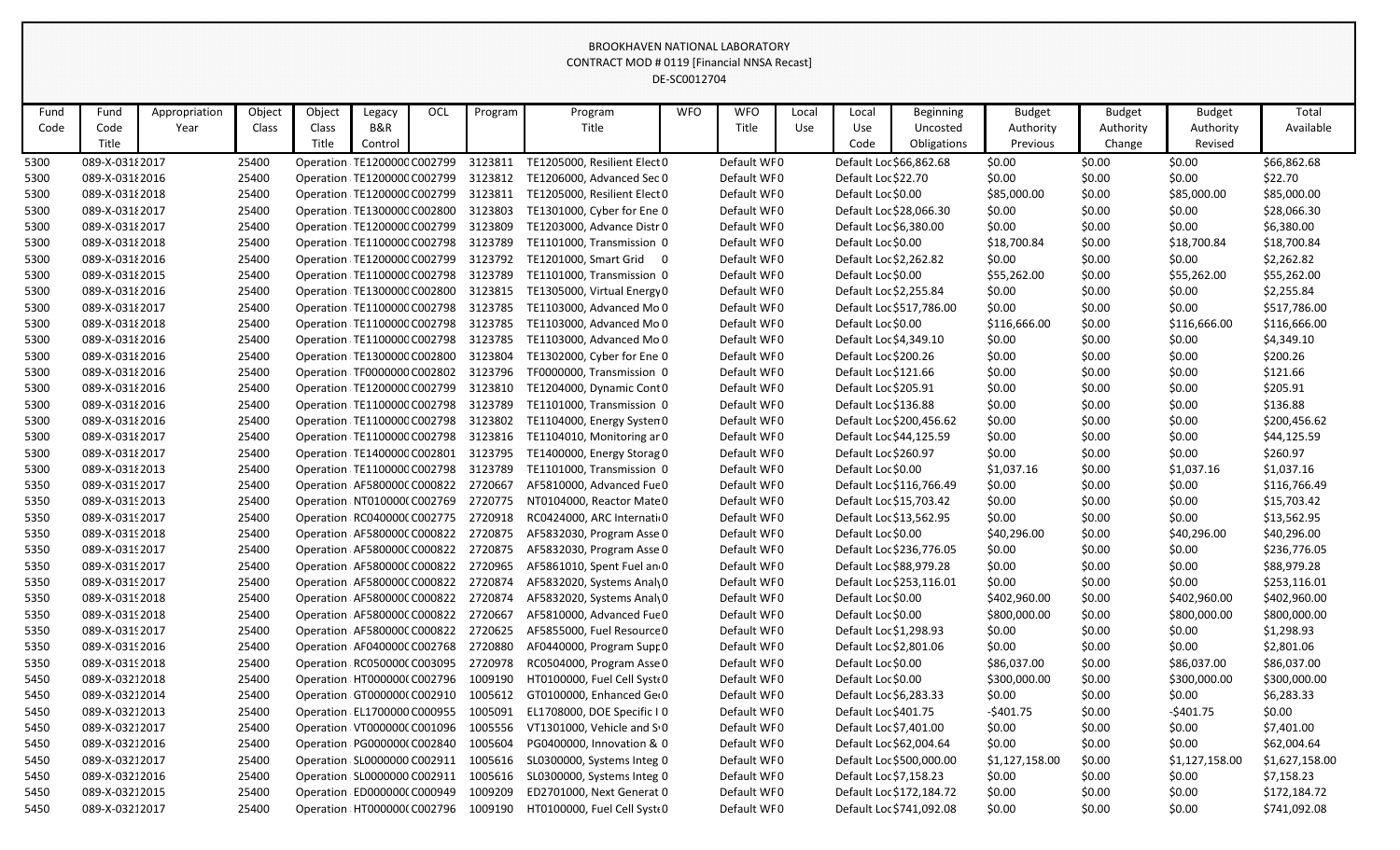BROOKHAVEN NATIONAL LABORATORY
CONTRACT MOD # 0119 [Financial NNSA Recast]
DE-SC0012704

| Fund Code | Fund Code Title | Appropriation Year | Object Class | Object Class Title | Legacy B&R Control | OCL | Program | Program Title | WFO | WFO Title | Local Use | Local Use Code | Beginning Uncosted Obligations | Budget Authority Previous | Budget Authority Change | Budget Authority Revised | Total Available |
|---|---|---|---|---|---|---|---|---|---|---|---|---|---|---|---|---|---|
| 5300 | 089-X-0318 | 2017 | 25400 | Operation | TE1200000 | C002799 | 3123811 | TE1205000, Resilient Elect | 0 | Default WF | 0 | Default Loc | $66,862.68 | $0.00 | $0.00 | $0.00 | $66,862.68 |
| 5300 | 089-X-0318 | 2016 | 25400 | Operation | TE1200000 | C002799 | 3123812 | TE1206000, Advanced Sec | 0 | Default WF | 0 | Default Loc | $22.70 | $0.00 | $0.00 | $0.00 | $22.70 |
| 5300 | 089-X-0318 | 2018 | 25400 | Operation | TE1200000 | C002799 | 3123811 | TE1205000, Resilient Elect | 0 | Default WF | 0 | Default Loc | $0.00 | $85,000.00 | $0.00 | $85,000.00 | $85,000.00 |
| 5300 | 089-X-0318 | 2017 | 25400 | Operation | TE1300000 | C002800 | 3123803 | TE1301000, Cyber for Ene | 0 | Default WF | 0 | Default Loc | $28,066.30 | $0.00 | $0.00 | $0.00 | $28,066.30 |
| 5300 | 089-X-0318 | 2017 | 25400 | Operation | TE1200000 | C002799 | 3123809 | TE1203000, Advance Distr | 0 | Default WF | 0 | Default Loc | $6,380.00 | $0.00 | $0.00 | $0.00 | $6,380.00 |
| 5300 | 089-X-0318 | 2018 | 25400 | Operation | TE1100000 | C002798 | 3123789 | TE1101000, Transmission | 0 | Default WF | 0 | Default Loc | $0.00 | $18,700.84 | $0.00 | $18,700.84 | $18,700.84 |
| 5300 | 089-X-0318 | 2016 | 25400 | Operation | TE1200000 | C002799 | 3123792 | TE1201000, Smart Grid | 0 | Default WF | 0 | Default Loc | $2,262.82 | $0.00 | $0.00 | $0.00 | $2,262.82 |
| 5300 | 089-X-0318 | 2015 | 25400 | Operation | TE1100000 | C002798 | 3123789 | TE1101000, Transmission | 0 | Default WF | 0 | Default Loc | $0.00 | $55,262.00 | $0.00 | $55,262.00 | $55,262.00 |
| 5300 | 089-X-0318 | 2016 | 25400 | Operation | TE1300000 | C002800 | 3123815 | TE1305000, Virtual Energy | 0 | Default WF | 0 | Default Loc | $2,255.84 | $0.00 | $0.00 | $0.00 | $2,255.84 |
| 5300 | 089-X-0318 | 2017 | 25400 | Operation | TE1100000 | C002798 | 3123785 | TE1103000, Advanced Mo | 0 | Default WF | 0 | Default Loc | $517,786.00 | $0.00 | $0.00 | $0.00 | $517,786.00 |
| 5300 | 089-X-0318 | 2018 | 25400 | Operation | TE1100000 | C002798 | 3123785 | TE1103000, Advanced Mo | 0 | Default WF | 0 | Default Loc | $0.00 | $116,666.00 | $0.00 | $116,666.00 | $116,666.00 |
| 5300 | 089-X-0318 | 2016 | 25400 | Operation | TE1100000 | C002798 | 3123785 | TE1103000, Advanced Mo | 0 | Default WF | 0 | Default Loc | $4,349.10 | $0.00 | $0.00 | $0.00 | $4,349.10 |
| 5300 | 089-X-0318 | 2016 | 25400 | Operation | TE1300000 | C002800 | 3123804 | TE1302000, Cyber for Ene | 0 | Default WF | 0 | Default Loc | $200.26 | $0.00 | $0.00 | $0.00 | $200.26 |
| 5300 | 089-X-0318 | 2016 | 25400 | Operation | TF0000000 | C002802 | 3123796 | TF0000000, Transmission | 0 | Default WF | 0 | Default Loc | $121.66 | $0.00 | $0.00 | $0.00 | $121.66 |
| 5300 | 089-X-0318 | 2016 | 25400 | Operation | TE1200000 | C002799 | 3123810 | TE1204000, Dynamic Cont | 0 | Default WF | 0 | Default Loc | $205.91 | $0.00 | $0.00 | $0.00 | $205.91 |
| 5300 | 089-X-0318 | 2016 | 25400 | Operation | TE1100000 | C002798 | 3123789 | TE1101000, Transmission | 0 | Default WF | 0 | Default Loc | $136.88 | $0.00 | $0.00 | $0.00 | $136.88 |
| 5300 | 089-X-0318 | 2016 | 25400 | Operation | TE1100000 | C002798 | 3123802 | TE1104000, Energy Systen | 0 | Default WF | 0 | Default Loc | $200,456.62 | $0.00 | $0.00 | $0.00 | $200,456.62 |
| 5300 | 089-X-0318 | 2017 | 25400 | Operation | TE1100000 | C002798 | 3123816 | TE1104010, Monitoring ar | 0 | Default WF | 0 | Default Loc | $44,125.59 | $0.00 | $0.00 | $0.00 | $44,125.59 |
| 5300 | 089-X-0318 | 2017 | 25400 | Operation | TE1400000 | C002801 | 3123795 | TE1400000, Energy Storag | 0 | Default WF | 0 | Default Loc | $260.97 | $0.00 | $0.00 | $0.00 | $260.97 |
| 5300 | 089-X-0318 | 2013 | 25400 | Operation | TE1100000 | C002798 | 3123789 | TE1101000, Transmission | 0 | Default WF | 0 | Default Loc | $0.00 | $1,037.16 | $0.00 | $1,037.16 | $1,037.16 |
| 5350 | 089-X-0319 | 2017 | 25400 | Operation | AF5800000 | C000822 | 2720667 | AF5810000, Advanced Fue | 0 | Default WF | 0 | Default Loc | $116,766.49 | $0.00 | $0.00 | $0.00 | $116,766.49 |
| 5350 | 089-X-0319 | 2013 | 25400 | Operation | NT0100000 | C002769 | 2720775 | NT0104000, Reactor Mate | 0 | Default WF | 0 | Default Loc | $15,703.42 | $0.00 | $0.00 | $0.00 | $15,703.42 |
| 5350 | 089-X-0319 | 2017 | 25400 | Operation | RC0400000 | C002775 | 2720918 | RC0424000, ARC Internati | 0 | Default WF | 0 | Default Loc | $13,562.95 | $0.00 | $0.00 | $0.00 | $13,562.95 |
| 5350 | 089-X-0319 | 2018 | 25400 | Operation | AF5800000 | C000822 | 2720875 | AF5832030, Program Asse | 0 | Default WF | 0 | Default Loc | $0.00 | $40,296.00 | $0.00 | $40,296.00 | $40,296.00 |
| 5350 | 089-X-0319 | 2017 | 25400 | Operation | AF5800000 | C000822 | 2720875 | AF5832030, Program Asse | 0 | Default WF | 0 | Default Loc | $236,776.05 | $0.00 | $0.00 | $0.00 | $236,776.05 |
| 5350 | 089-X-0319 | 2017 | 25400 | Operation | AF5800000 | C000822 | 2720965 | AF5861010, Spent Fuel an | 0 | Default WF | 0 | Default Loc | $88,979.28 | $0.00 | $0.00 | $0.00 | $88,979.28 |
| 5350 | 089-X-0319 | 2017 | 25400 | Operation | AF5800000 | C000822 | 2720874 | AF5832020, Systems Analy | 0 | Default WF | 0 | Default Loc | $253,116.01 | $0.00 | $0.00 | $0.00 | $253,116.01 |
| 5350 | 089-X-0319 | 2018 | 25400 | Operation | AF5800000 | C000822 | 2720874 | AF5832020, Systems Analy | 0 | Default WF | 0 | Default Loc | $0.00 | $402,960.00 | $0.00 | $402,960.00 | $402,960.00 |
| 5350 | 089-X-0319 | 2018 | 25400 | Operation | AF5800000 | C000822 | 2720667 | AF5810000, Advanced Fue | 0 | Default WF | 0 | Default Loc | $0.00 | $800,000.00 | $0.00 | $800,000.00 | $800,000.00 |
| 5350 | 089-X-0319 | 2017 | 25400 | Operation | AF5800000 | C000822 | 2720625 | AF5855000, Fuel Resource | 0 | Default WF | 0 | Default Loc | $1,298.93 | $0.00 | $0.00 | $0.00 | $1,298.93 |
| 5350 | 089-X-0319 | 2016 | 25400 | Operation | AF0400000 | C002768 | 2720880 | AF0440000, Program Supp | 0 | Default WF | 0 | Default Loc | $2,801.06 | $0.00 | $0.00 | $0.00 | $2,801.06 |
| 5350 | 089-X-0319 | 2018 | 25400 | Operation | RC0500000 | C003095 | 2720978 | RC0504000, Program Asse | 0 | Default WF | 0 | Default Loc | $0.00 | $86,037.00 | $0.00 | $86,037.00 | $86,037.00 |
| 5450 | 089-X-0321 | 2018 | 25400 | Operation | HT0000000 | C002796 | 1009190 | HT0100000, Fuel Cell Syste | 0 | Default WF | 0 | Default Loc | $0.00 | $300,000.00 | $0.00 | $300,000.00 | $300,000.00 |
| 5450 | 089-X-0321 | 2014 | 25400 | Operation | GT0000000 | C002910 | 1005612 | GT0100000, Enhanced Ge | 0 | Default WF | 0 | Default Loc | $6,283.33 | $0.00 | $0.00 | $0.00 | $6,283.33 |
| 5450 | 089-X-0321 | 2013 | 25400 | Operation | EL1700000 | C000955 | 1005091 | EL1708000, DOE Specific I | 0 | Default WF | 0 | Default Loc | $401.75 | -$401.75 | $0.00 | -$401.75 | $0.00 |
| 5450 | 089-X-0321 | 2017 | 25400 | Operation | VT0000000 | C001096 | 1005556 | VT1301000, Vehicle and S | 0 | Default WF | 0 | Default Loc | $7,401.00 | $0.00 | $0.00 | $0.00 | $7,401.00 |
| 5450 | 089-X-0321 | 2016 | 25400 | Operation | PG0000000 | C002840 | 1005604 | PG0400000, Innovation & | 0 | Default WF | 0 | Default Loc | $62,004.64 | $0.00 | $0.00 | $0.00 | $62,004.64 |
| 5450 | 089-X-0321 | 2017 | 25400 | Operation | SL0000000 | C002911 | 1005616 | SL0300000, Systems Integ | 0 | Default WF | 0 | Default Loc | $500,000.00 | $1,127,158.00 | $0.00 | $1,127,158.00 | $1,627,158.00 |
| 5450 | 089-X-0321 | 2016 | 25400 | Operation | SL0000000 | C002911 | 1005616 | SL0300000, Systems Integ | 0 | Default WF | 0 | Default Loc | $7,158.23 | $0.00 | $0.00 | $0.00 | $7,158.23 |
| 5450 | 089-X-0321 | 2015 | 25400 | Operation | ED0000000 | C000949 | 1009209 | ED2701000, Next Generat | 0 | Default WF | 0 | Default Loc | $172,184.72 | $0.00 | $0.00 | $0.00 | $172,184.72 |
| 5450 | 089-X-0321 | 2017 | 25400 | Operation | HT0000000 | C002796 | 1009190 | HT0100000, Fuel Cell Syste | 0 | Default WF | 0 | Default Loc | $741,092.08 | $0.00 | $0.00 | $0.00 | $741,092.08 |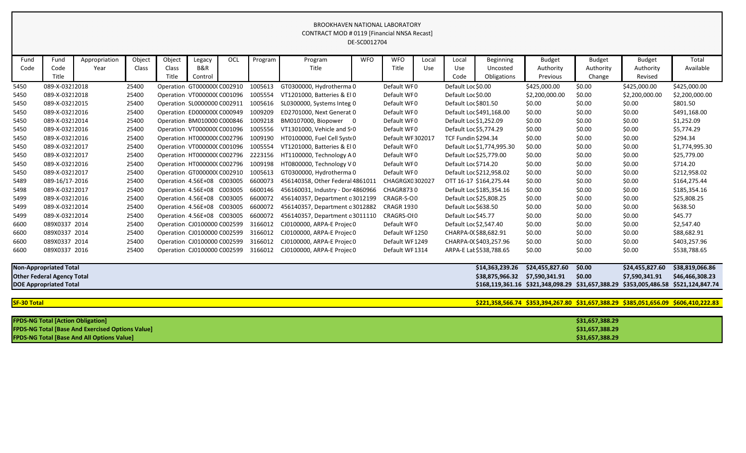BROOKHAVEN NATIONAL LABORATORY
CONTRACT MOD # 0119 [Financial NNSA Recast]
DE-SC0012704

| Fund Code | Fund Code Title | Appropriation Year | Object Class | Object Class Title | Legacy B&R Control | OCL | Program | Program Title | WFO | WFO Title | Local Use | Local Use Code | Beginning Uncosted Obligations | Budget Authority Previous | Budget Authority Change | Budget Authority Revised | Total Available |
|---|---|---|---|---|---|---|---|---|---|---|---|---|---|---|---|---|---|
| 5450 | 089-X-03212018 | | 25400 | Operation | GT0000000 | C002910 | 1005613 | GT0300000, Hydrotherma | 0 | Default WF | 0 | Default Loc | $0.00 | $425,000.00 | $0.00 | $425,000.00 | $425,000.00 |
| 5450 | 089-X-03212018 | | 25400 | Operation | VT0000000 | C001096 | 1005554 | VT1201000, Batteries & El | 0 | Default WF | 0 | Default Loc | $0.00 | $2,200,000.00 | $0.00 | $2,200,000.00 | $2,200,000.00 |
| 5450 | 089-X-03212015 | | 25400 | Operation | SL0000000 | C002911 | 1005616 | SL0300000, Systems Integ | 0 | Default WF | 0 | Default Loc | $801.50 | $0.00 | $0.00 | $0.00 | $801.50 |
| 5450 | 089-X-03212016 | | 25400 | Operation | ED0000000 | C000949 | 1009209 | ED2701000, Next Generat | 0 | Default WF | 0 | Default Loc | $491,168.00 | $0.00 | $0.00 | $0.00 | $491,168.00 |
| 5450 | 089-X-03212014 | | 25400 | Operation | BM010000 | C000846 | 1009218 | BM0107000, Biopower | 0 | Default WF | 0 | Default Loc | $1,252.09 | $0.00 | $0.00 | $0.00 | $1,252.09 |
| 5450 | 089-X-03212016 | | 25400 | Operation | VT0000000 | C001096 | 1005556 | VT1301000, Vehicle and S | 0 | Default WF | 0 | Default Loc | $5,774.29 | $0.00 | $0.00 | $0.00 | $5,774.29 |
| 5450 | 089-X-03212016 | | 25400 | Operation | HT0000000 | C002796 | 1009190 | HT0100000, Fuel Cell Syst | 0 | Default WF | 302017 | TCF Fundin | $294.34 | $0.00 | $0.00 | $0.00 | $294.34 |
| 5450 | 089-X-03212017 | | 25400 | Operation | VT0000000 | C001096 | 1005554 | VT1201000, Batteries & El | 0 | Default WF | 0 | Default Loc | $1,774,995.30 | $0.00 | $0.00 | $0.00 | $1,774,995.30 |
| 5450 | 089-X-03212017 | | 25400 | Operation | HT0000000 | C002796 | 2223156 | HT1100000, Technology A | 0 | Default WF | 0 | Default Loc | $25,779.00 | $0.00 | $0.00 | $0.00 | $25,779.00 |
| 5450 | 089-X-03212016 | | 25400 | Operation | HT0000000 | C002796 | 1009198 | HT0800000, Technology V | 0 | Default WF | 0 | Default Loc | $714.20 | $0.00 | $0.00 | $0.00 | $714.20 |
| 5450 | 089-X-03212017 | | 25400 | Operation | GT0000000 | C002910 | 1005613 | GT0300000, Hydrotherma | 0 | Default WF | 0 | Default Loc | $212,958.02 | $0.00 | $0.00 | $0.00 | $212,958.02 |
| 5489 | 089-16/17-2016 | | 25400 | Operation | 4.56E+08 | C003005 | 6600073 | 456140358, Other Federal | 4861011 | CHAGRGX0 | 302027 | OTT 16-17 | $164,275.44 | $0.00 | $0.00 | $0.00 | $164,275.44 |
| 5498 | 089-X-03212017 | | 25400 | Operation | 4.56E+08 | C003005 | 6600146 | 456160031, Industry - Dor | 4860966 | CHAGR873 | 0 | Default Loc | $185,354.16 | $0.00 | $0.00 | $0.00 | $185,354.16 |
| 5499 | 089-X-03212016 | | 25400 | Operation | 4.56E+08 | C003005 | 6600072 | 456140357, Department c | 3012199 | CRAGR-S-O | 0 | Default Loc | $25,808.25 | $0.00 | $0.00 | $0.00 | $25,808.25 |
| 5499 | 089-X-03212014 | | 25400 | Operation | 4.56E+08 | C003005 | 6600072 | 456140357, Department c | 3012882 | CRAGR 193 | 0 | Default Loc | $638.50 | $0.00 | $0.00 | $0.00 | $638.50 |
| 5499 | 089-X-03212014 | | 25400 | Operation | 4.56E+08 | C003005 | 6600072 | 456140357, Department c | 3011110 | CRAGRS-OI | 0 | Default Loc | $45.77 | $0.00 | $0.00 | $0.00 | $45.77 |
| 6600 | 089X0337 | 2014 | 25400 | Operation | CJ0100000 | C002599 | 3166012 | CJ0100000, ARPA-E Projec | 0 | Default WF | 0 | Default Loc | $2,547.40 | $0.00 | $0.00 | $0.00 | $2,547.40 |
| 6600 | 089X0337 | 2014 | 25400 | Operation | CJ0100000 | C002599 | 3166012 | CJ0100000, ARPA-E Projec | 0 | Default WF | 1250 | CHARPA-0( | $88,682.91 | $0.00 | $0.00 | $0.00 | $88,682.91 |
| 6600 | 089X0337 | 2014 | 25400 | Operation | CJ0100000 | C002599 | 3166012 | CJ0100000, ARPA-E Projec | 0 | Default WF | 1249 | CHARPA-0( | $403,257.96 | $0.00 | $0.00 | $0.00 | $403,257.96 |
| 6600 | 089X0337 | 2016 | 25400 | Operation | CJ0100000 | C002599 | 3166012 | CJ0100000, ARPA-E Projec | 0 | Default WF | 1314 | ARPA-E Lat | $538,788.65 | $0.00 | $0.00 | $0.00 | $538,788.65 |

| | Beginning Uncosted Obligations | Budget Authority Previous | Budget Authority Change | Budget Authority Revised | Total Available |
|---|---|---|---|---|---|
| **Non-Appropriated Total** | $14,363,239.26 | $24,455,827.60 | $0.00 | $24,455,827.60 | $38,819,066.86 |
| **Other Federal Agency Total** | $38,875,966.32 | $7,590,341.91 | $0.00 | $7,590,341.91 | $46,466,308.23 |
| **DOE Appropriated Total** | $168,119,361.16 | $321,348,098.29 | $31,657,388.29 | $353,005,486.58 | $521,124,847.74 |
| **SF-30 Total** | $221,358,566.74 | $353,394,267.80 | $31,657,388.29 | $385,051,656.09 | $606,410,222.83 |

| | |
|---|---|
| **FPDS-NG Total [Action Obligation]** | $31,657,388.29 |
| **FPDS-NG Total [Base And Exercised Options Value]** | $31,657,388.29 |
| **FPDS-NG Total [Base And All Options Value]** | $31,657,388.29 |